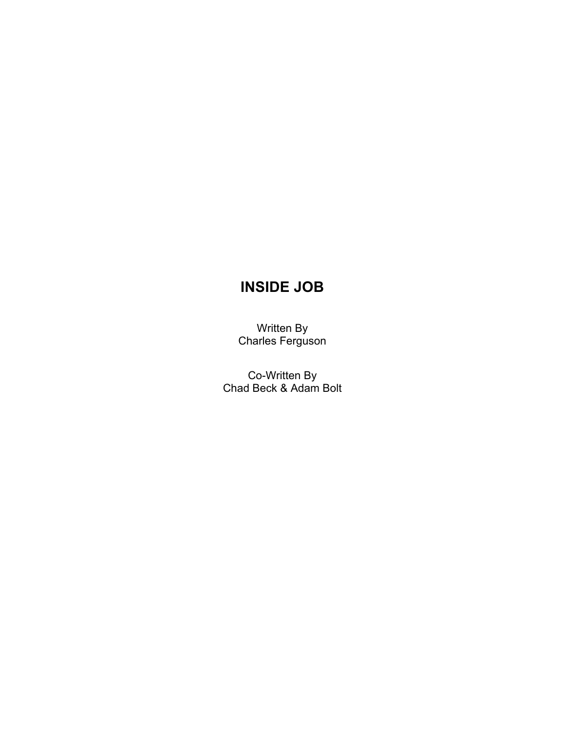# INSIDE JOB

Written By
Charles Ferguson

Co-Written By
Chad Beck & Adam Bolt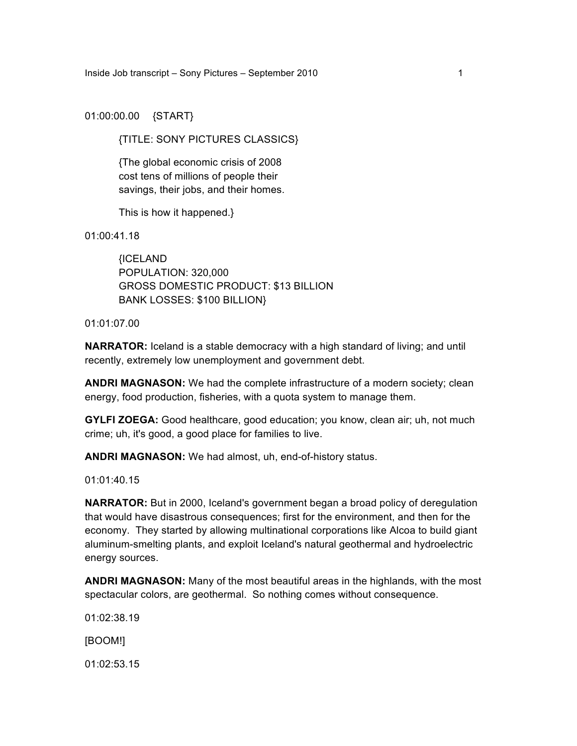01:00:00.00 {START}

{TITLE: SONY PICTURES CLASSICS}

{The global economic crisis of 2008 cost tens of millions of people their savings, their jobs, and their homes.

This is how it happened.}

01:00:41.18

{ICELAND
POPULATION: 320,000
GROSS DOMESTIC PRODUCT: $13 BILLION
BANK LOSSES: $100 BILLION}

01:01:07.00

**NARRATOR:** Iceland is a stable democracy with a high standard of living; and until recently, extremely low unemployment and government debt.

**ANDRI MAGNASON:** We had the complete infrastructure of a modern society; clean energy, food production, fisheries, with a quota system to manage them.

**GYLFI ZOEGA:** Good healthcare, good education; you know, clean air; uh, not much crime; uh, it's good, a good place for families to live.

**ANDRI MAGNASON:** We had almost, uh, end-of-history status.

01:01:40.15

**NARRATOR:** But in 2000, Iceland's government began a broad policy of deregulation that would have disastrous consequences; first for the environment, and then for the economy. They started by allowing multinational corporations like Alcoa to build giant aluminum-smelting plants, and exploit Iceland's natural geothermal and hydroelectric energy sources.

**ANDRI MAGNASON:** Many of the most beautiful areas in the highlands, with the most spectacular colors, are geothermal. So nothing comes without consequence.

01:02:38.19

[BOOM!]

01:02:53.15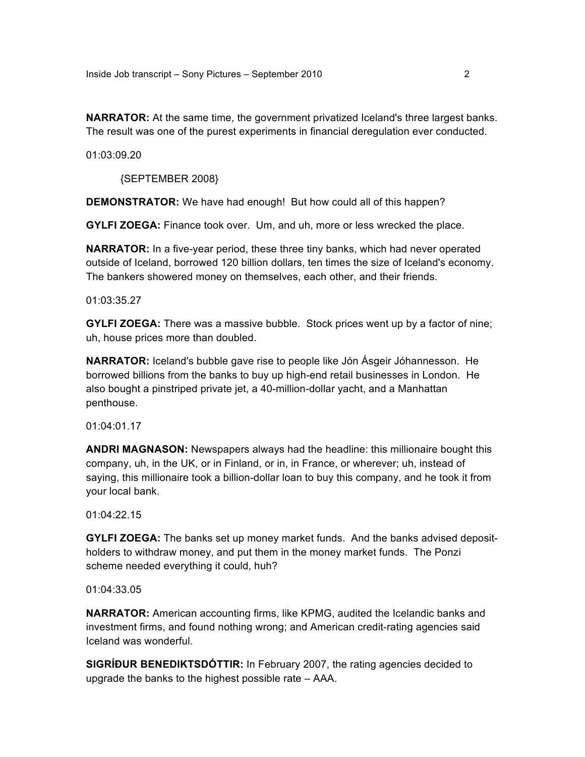**NARRATOR:** At the same time, the government privatized Iceland's three largest banks. The result was one of the purest experiments in financial deregulation ever conducted.

01:03:09.20

{SEPTEMBER 2008}

**DEMONSTRATOR:** We have had enough! But how could all of this happen?

**GYLFI ZOEGA:** Finance took over. Um, and uh, more or less wrecked the place.

**NARRATOR:** In a five-year period, these three tiny banks, which had never operated outside of Iceland, borrowed 120 billion dollars, ten times the size of Iceland's economy. The bankers showered money on themselves, each other, and their friends.

01:03:35.27

**GYLFI ZOEGA:** There was a massive bubble. Stock prices went up by a factor of nine; uh, house prices more than doubled.

**NARRATOR:** Iceland's bubble gave rise to people like Jón Ásgeir Jóhannesson. He borrowed billions from the banks to buy up high-end retail businesses in London. He also bought a pinstriped private jet, a 40-million-dollar yacht, and a Manhattan penthouse.

01:04:01.17

**ANDRI MAGNASON:** Newspapers always had the headline: this millionaire bought this company, uh, in the UK, or in Finland, or in, in France, or wherever; uh, instead of saying, this millionaire took a billion-dollar loan to buy this company, and he took it from your local bank.

01:04:22.15

**GYLFI ZOEGA:** The banks set up money market funds. And the banks advised deposit-holders to withdraw money, and put them in the money market funds. The Ponzi scheme needed everything it could, huh?

01:04:33.05

**NARRATOR:** American accounting firms, like KPMG, audited the Icelandic banks and investment firms, and found nothing wrong; and American credit-rating agencies said Iceland was wonderful.

**SIGRÍÐUR BENEDIKTSDÓTTIR:** In February 2007, the rating agencies decided to upgrade the banks to the highest possible rate – AAA.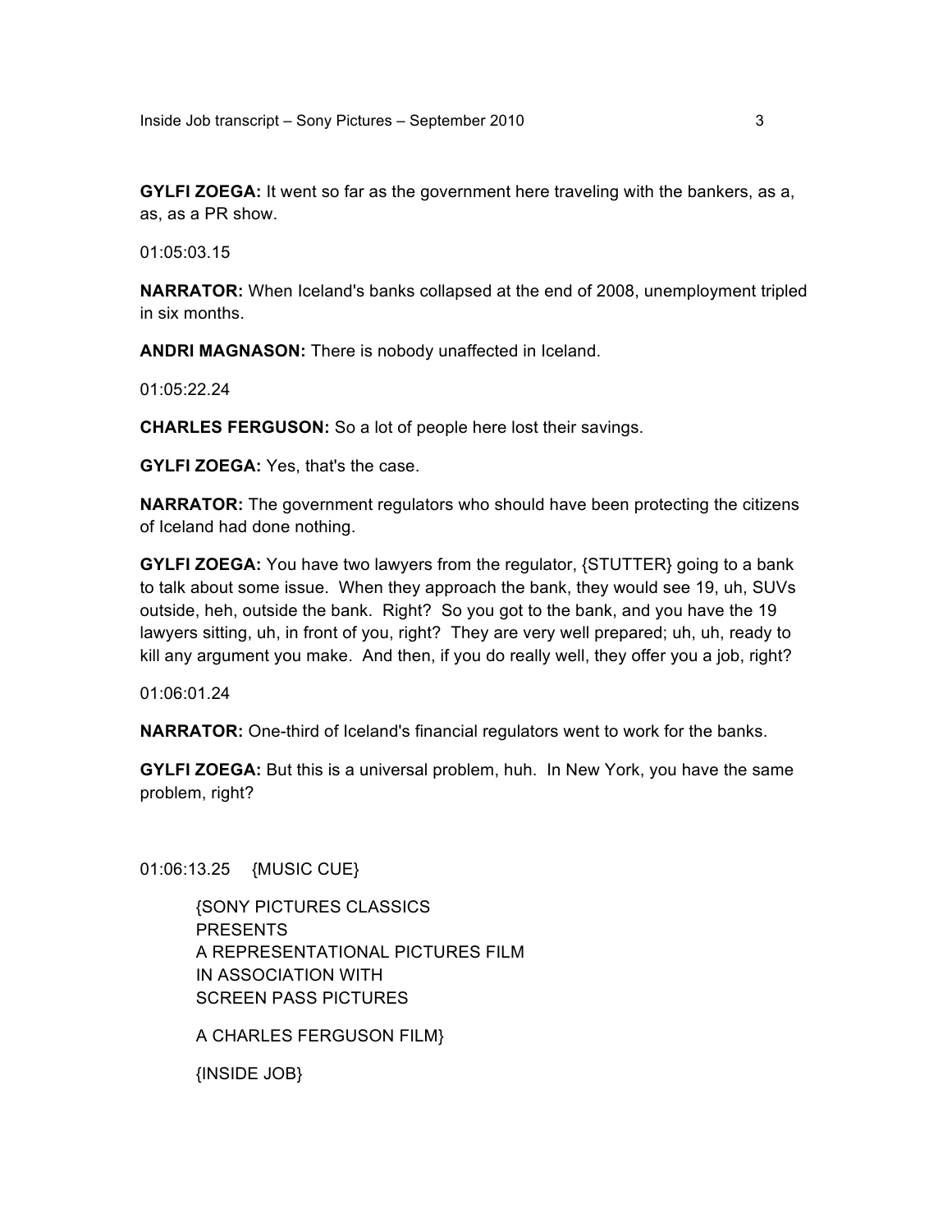**GYLFI ZOEGA:** It went so far as the government here traveling with the bankers, as a, as, as a PR show.

01:05:03.15

**NARRATOR:** When Iceland's banks collapsed at the end of 2008, unemployment tripled in six months.

**ANDRI MAGNASON:** There is nobody unaffected in Iceland.

01:05:22.24

**CHARLES FERGUSON:** So a lot of people here lost their savings.

**GYLFI ZOEGA:** Yes, that's the case.

**NARRATOR:** The government regulators who should have been protecting the citizens of Iceland had done nothing.

**GYLFI ZOEGA:** You have two lawyers from the regulator, {STUTTER} going to a bank to talk about some issue. When they approach the bank, they would see 19, uh, SUVs outside, heh, outside the bank. Right? So you got to the bank, and you have the 19 lawyers sitting, uh, in front of you, right? They are very well prepared; uh, uh, ready to kill any argument you make. And then, if you do really well, they offer you a job, right?

01:06:01.24

**NARRATOR:** One-third of Iceland's financial regulators went to work for the banks.

**GYLFI ZOEGA:** But this is a universal problem, huh. In New York, you have the same problem, right?

01:06:13.25 {MUSIC CUE}

> {SONY PICTURES CLASSICS
> PRESENTS
> A REPRESENTATIONAL PICTURES FILM
> IN ASSOCIATION WITH
> SCREEN PASS PICTURES
>
> A CHARLES FERGUSON FILM}
>
> {INSIDE JOB}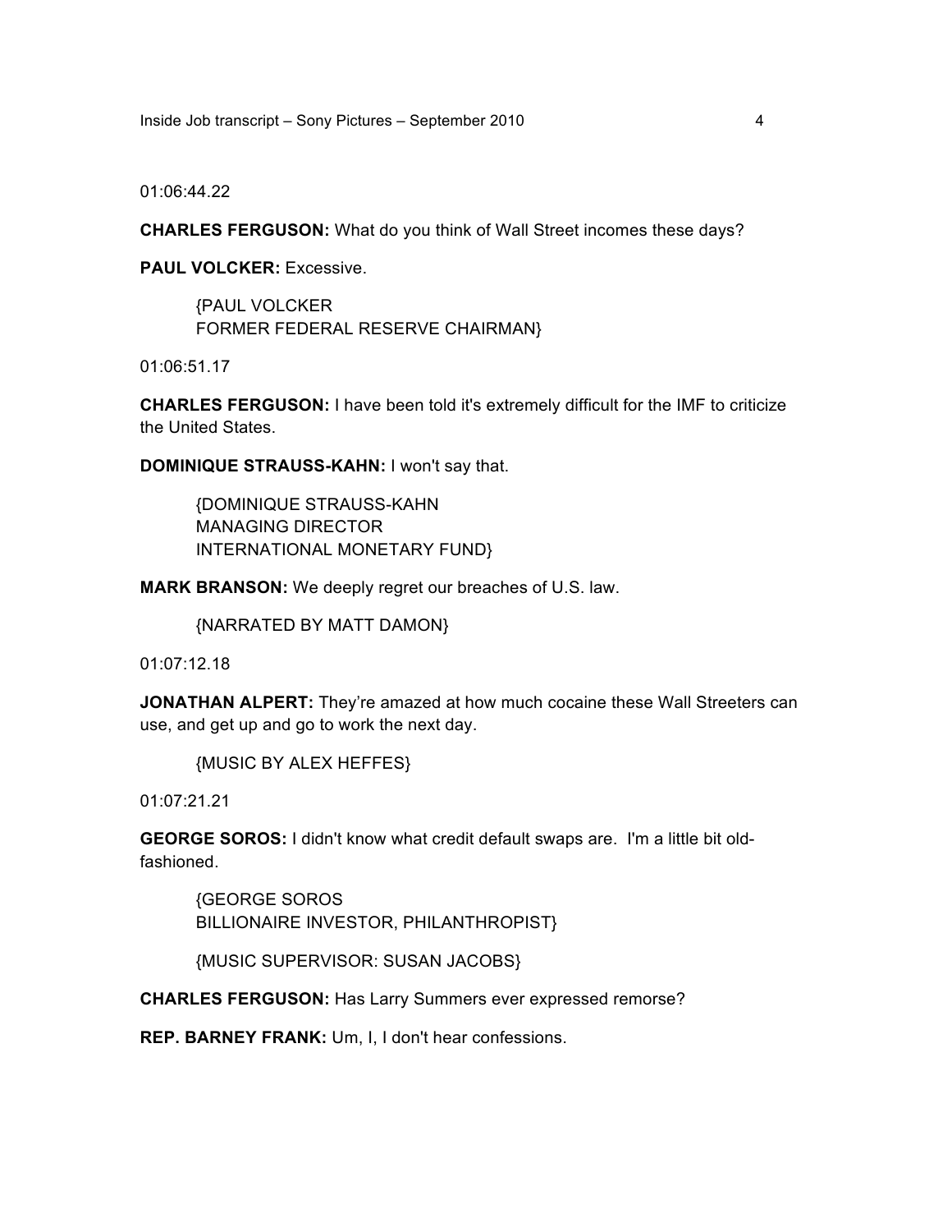01:06:44.22

**CHARLES FERGUSON:** What do you think of Wall Street incomes these days?

**PAUL VOLCKER:** Excessive.

{PAUL VOLCKER
FORMER FEDERAL RESERVE CHAIRMAN}

01:06:51.17

**CHARLES FERGUSON:** I have been told it's extremely difficult for the IMF to criticize the United States.

**DOMINIQUE STRAUSS-KAHN:** I won't say that.

{DOMINIQUE STRAUSS-KAHN
MANAGING DIRECTOR
INTERNATIONAL MONETARY FUND}

**MARK BRANSON:** We deeply regret our breaches of U.S. law.

{NARRATED BY MATT DAMON}

01:07:12.18

**JONATHAN ALPERT:** They're amazed at how much cocaine these Wall Streeters can use, and get up and go to work the next day.

{MUSIC BY ALEX HEFFES}

01:07:21.21

**GEORGE SOROS:** I didn't know what credit default swaps are. I'm a little bit old-fashioned.

{GEORGE SOROS
BILLIONAIRE INVESTOR, PHILANTHROPIST}

{MUSIC SUPERVISOR: SUSAN JACOBS}

**CHARLES FERGUSON:** Has Larry Summers ever expressed remorse?

**REP. BARNEY FRANK:** Um, I, I don't hear confessions.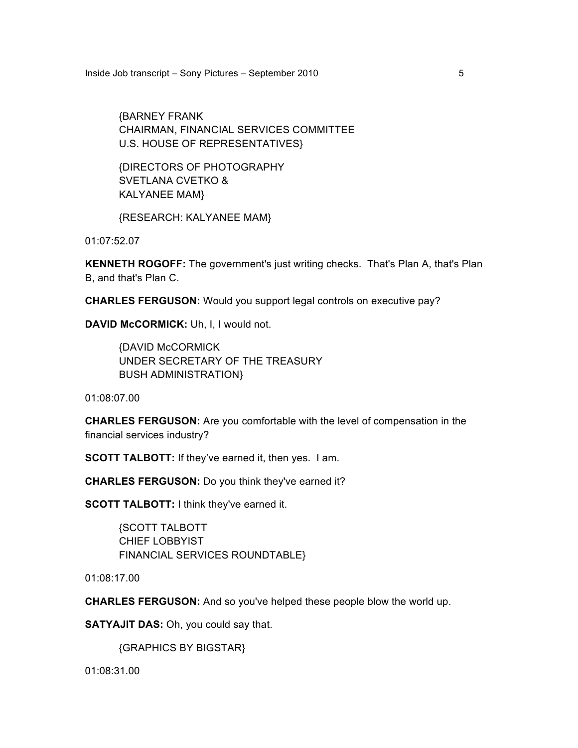{BARNEY FRANK
CHAIRMAN, FINANCIAL SERVICES COMMITTEE
U.S. HOUSE OF REPRESENTATIVES}

{DIRECTORS OF PHOTOGRAPHY
SVETLANA CVETKO &
KALYANEE MAM}

{RESEARCH: KALYANEE MAM}

01:07:52.07

**KENNETH ROGOFF:** The government's just writing checks. That's Plan A, that's Plan B, and that's Plan C.

**CHARLES FERGUSON:** Would you support legal controls on executive pay?

**DAVID McCORMICK:** Uh, I, I would not.

{DAVID McCORMICK
UNDER SECRETARY OF THE TREASURY
BUSH ADMINISTRATION}

01:08:07.00

**CHARLES FERGUSON:** Are you comfortable with the level of compensation in the financial services industry?

**SCOTT TALBOTT:** If they've earned it, then yes. I am.

**CHARLES FERGUSON:** Do you think they've earned it?

**SCOTT TALBOTT:** I think they've earned it.

{SCOTT TALBOTT
CHIEF LOBBYIST
FINANCIAL SERVICES ROUNDTABLE}

01:08:17.00

**CHARLES FERGUSON:** And so you've helped these people blow the world up.

**SATYAJIT DAS:** Oh, you could say that.

{GRAPHICS BY BIGSTAR}

01:08:31.00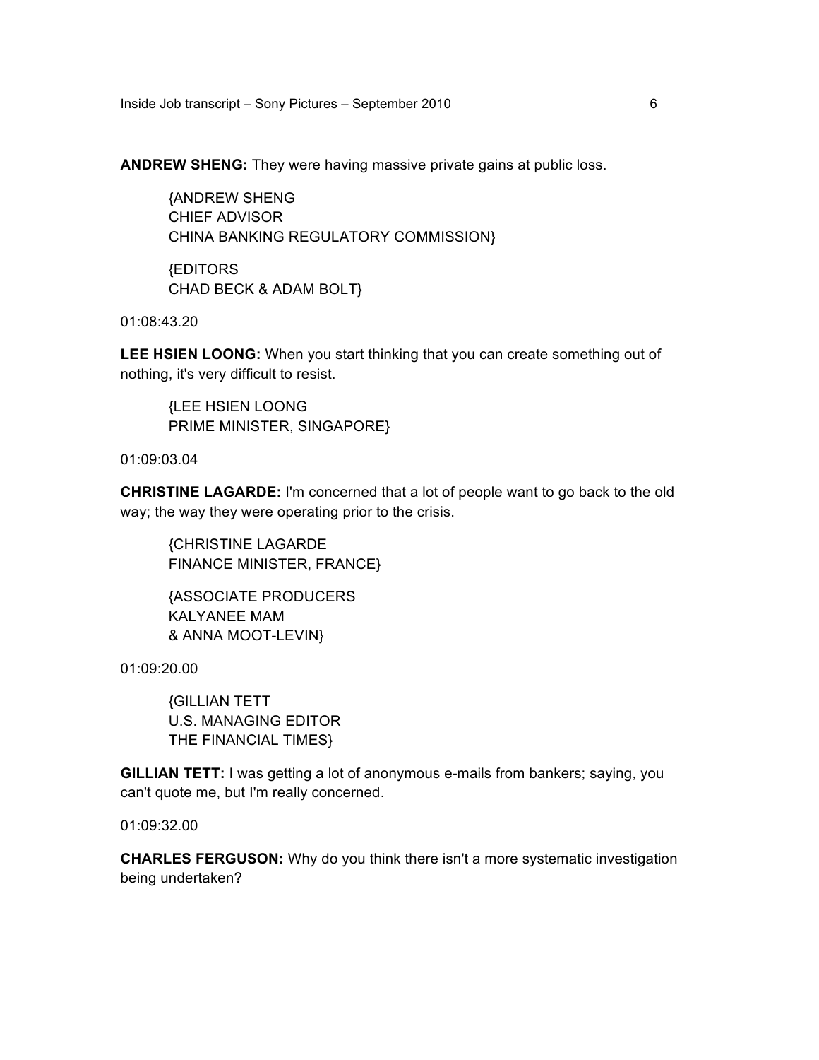**ANDREW SHENG:** They were having massive private gains at public loss.

{ANDREW SHENG
CHIEF ADVISOR
CHINA BANKING REGULATORY COMMISSION}

{EDITORS
CHAD BECK & ADAM BOLT}

01:08:43.20

**LEE HSIEN LOONG:** When you start thinking that you can create something out of nothing, it's very difficult to resist.

{LEE HSIEN LOONG
PRIME MINISTER, SINGAPORE}

01:09:03.04

**CHRISTINE LAGARDE:** I'm concerned that a lot of people want to go back to the old way; the way they were operating prior to the crisis.

{CHRISTINE LAGARDE
FINANCE MINISTER, FRANCE}

{ASSOCIATE PRODUCERS
KALYANEE MAM
& ANNA MOOT-LEVIN}

01:09:20.00

{GILLIAN TETT
U.S. MANAGING EDITOR
THE FINANCIAL TIMES}

**GILLIAN TETT:** I was getting a lot of anonymous e-mails from bankers; saying, you can't quote me, but I'm really concerned.

01:09:32.00

**CHARLES FERGUSON:** Why do you think there isn't a more systematic investigation being undertaken?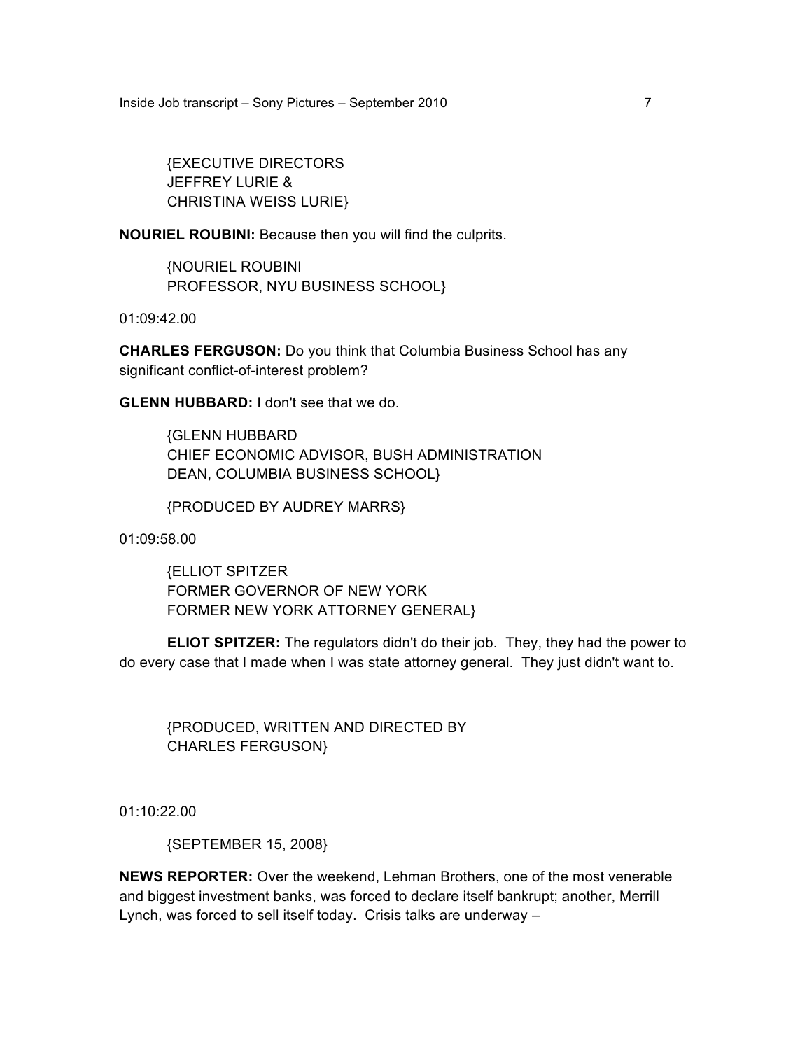{EXECUTIVE DIRECTORS
JEFFREY LURIE &
CHRISTINA WEISS LURIE}

**NOURIEL ROUBINI:** Because then you will find the culprits.

{NOURIEL ROUBINI
PROFESSOR, NYU BUSINESS SCHOOL}

01:09:42.00

**CHARLES FERGUSON:** Do you think that Columbia Business School has any significant conflict-of-interest problem?

**GLENN HUBBARD:** I don't see that we do.

{GLENN HUBBARD
CHIEF ECONOMIC ADVISOR, BUSH ADMINISTRATION
DEAN, COLUMBIA BUSINESS SCHOOL}

{PRODUCED BY AUDREY MARRS}

01:09:58.00

{ELLIOT SPITZER
FORMER GOVERNOR OF NEW YORK
FORMER NEW YORK ATTORNEY GENERAL}

**ELIOT SPITZER:** The regulators didn't do their job. They, they had the power to do every case that I made when I was state attorney general. They just didn't want to.

{PRODUCED, WRITTEN AND DIRECTED BY
CHARLES FERGUSON}

01:10:22.00

{SEPTEMBER 15, 2008}

**NEWS REPORTER:** Over the weekend, Lehman Brothers, one of the most venerable and biggest investment banks, was forced to declare itself bankrupt; another, Merrill Lynch, was forced to sell itself today. Crisis talks are underway –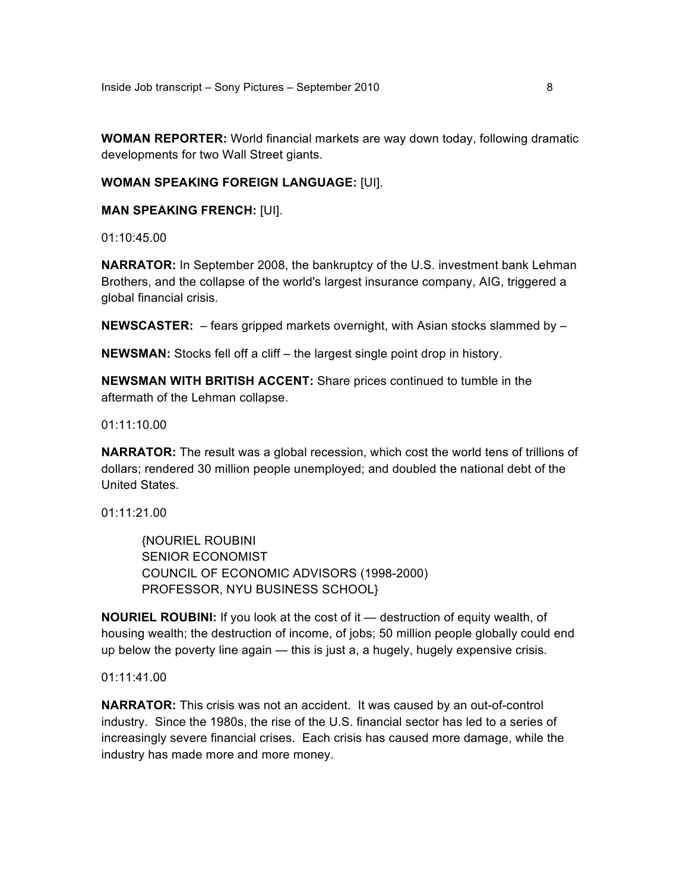**WOMAN REPORTER:** World financial markets are way down today, following dramatic developments for two Wall Street giants.

**WOMAN SPEAKING FOREIGN LANGUAGE:** [UI].

**MAN SPEAKING FRENCH:** [UI].

01:10:45.00

**NARRATOR:** In September 2008, the bankruptcy of the U.S. investment bank Lehman Brothers, and the collapse of the world's largest insurance company, AIG, triggered a global financial crisis.

**NEWSCASTER:** – fears gripped markets overnight, with Asian stocks slammed by –

**NEWSMAN:** Stocks fell off a cliff – the largest single point drop in history.

**NEWSMAN WITH BRITISH ACCENT:** Share prices continued to tumble in the aftermath of the Lehman collapse.

01:11:10.00

**NARRATOR:** The result was a global recession, which cost the world tens of trillions of dollars; rendered 30 million people unemployed; and doubled the national debt of the United States.

01:11:21.00

> {NOURIEL ROUBINI
> SENIOR ECONOMIST
> COUNCIL OF ECONOMIC ADVISORS (1998-2000)
> PROFESSOR, NYU BUSINESS SCHOOL}

**NOURIEL ROUBINI:** If you look at the cost of it — destruction of equity wealth, of housing wealth; the destruction of income, of jobs; 50 million people globally could end up below the poverty line again — this is just a, a hugely, hugely expensive crisis.

01:11:41.00

**NARRATOR:** This crisis was not an accident. It was caused by an out-of-control industry. Since the 1980s, the rise of the U.S. financial sector has led to a series of increasingly severe financial crises. Each crisis has caused more damage, while the industry has made more and more money.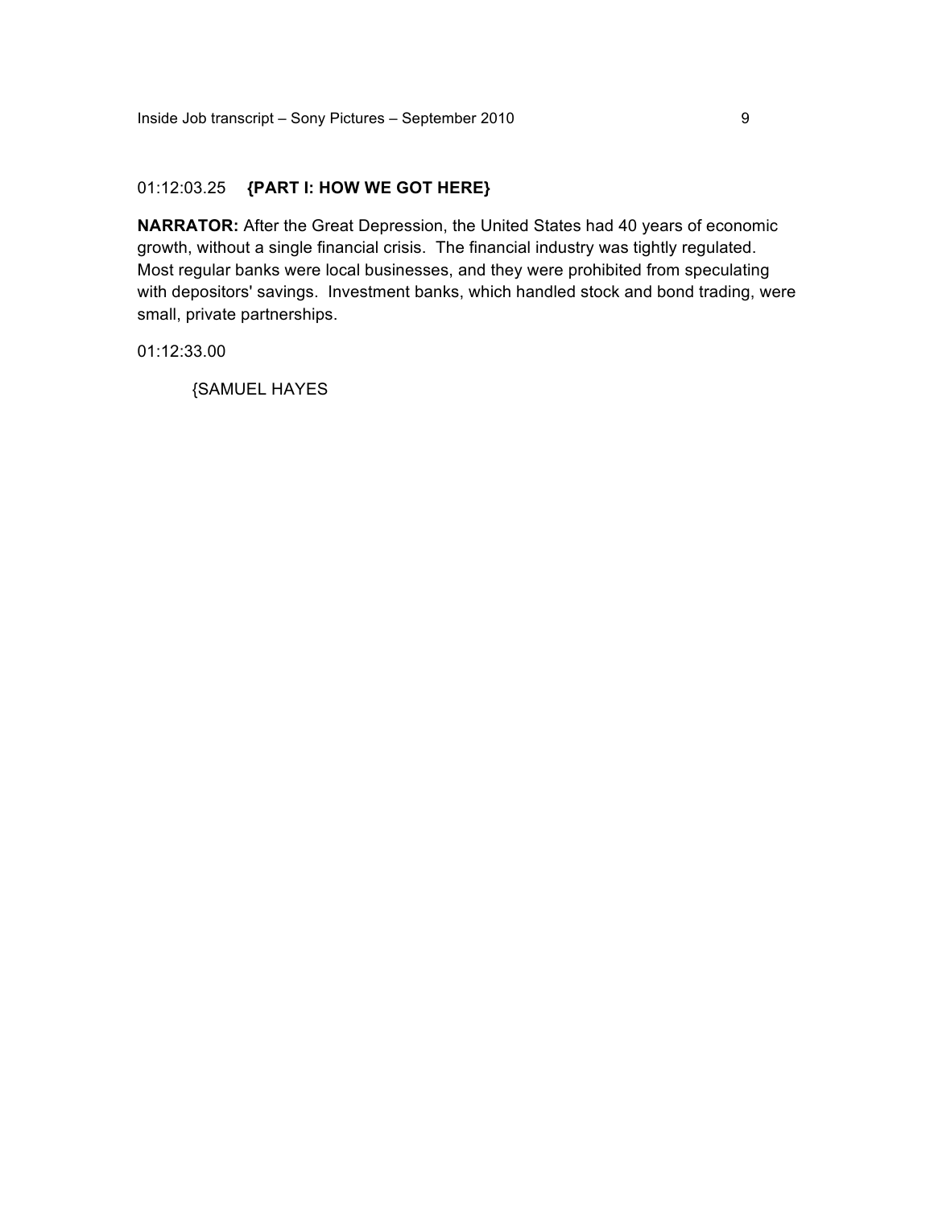01:12:03.25 **{PART I: HOW WE GOT HERE}**

**NARRATOR:** After the Great Depression, the United States had 40 years of economic growth, without a single financial crisis. The financial industry was tightly regulated. Most regular banks were local businesses, and they were prohibited from speculating with depositors' savings. Investment banks, which handled stock and bond trading, were small, private partnerships.

01:12:33.00

{SAMUEL HAYES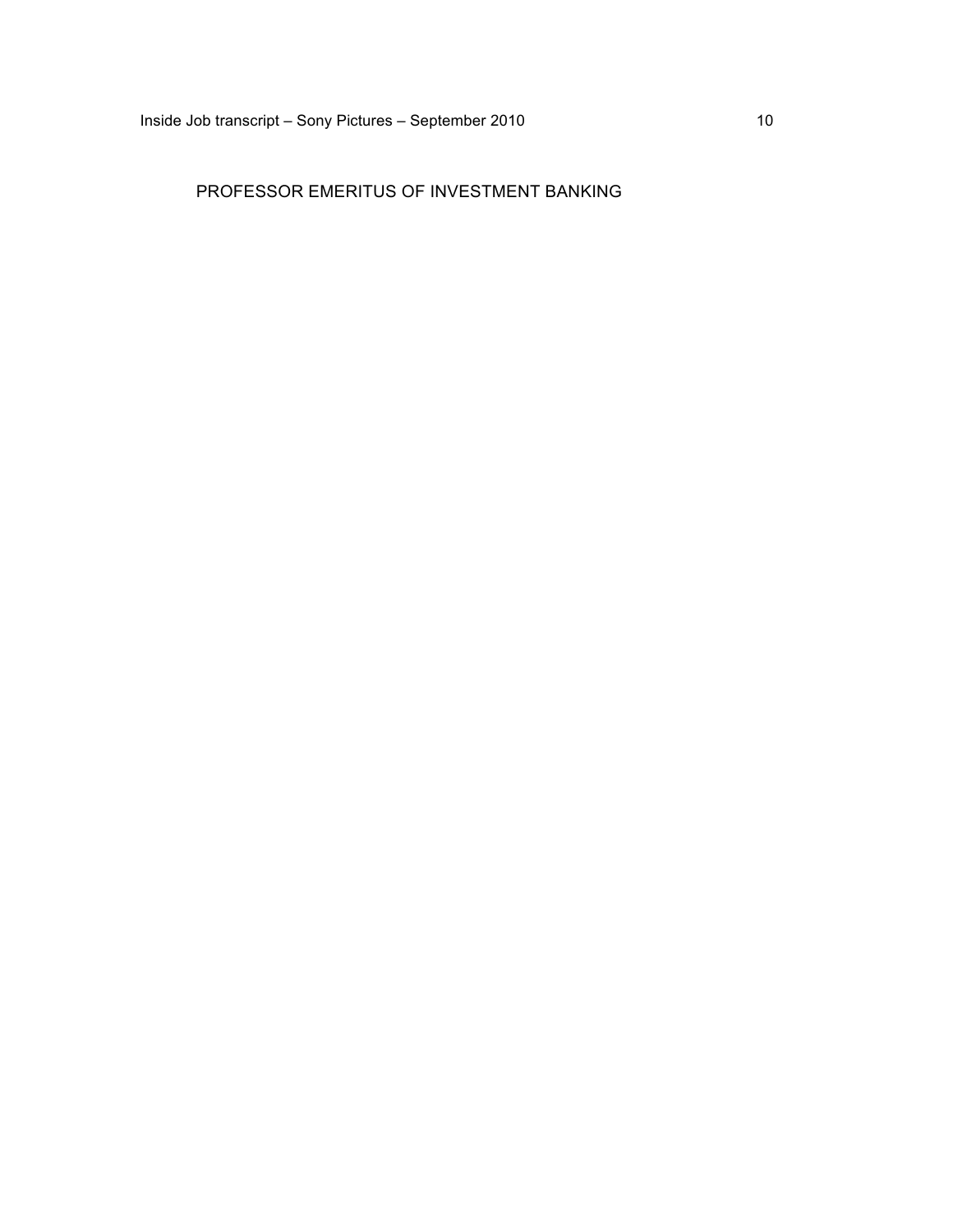PROFESSOR EMERITUS OF INVESTMENT BANKING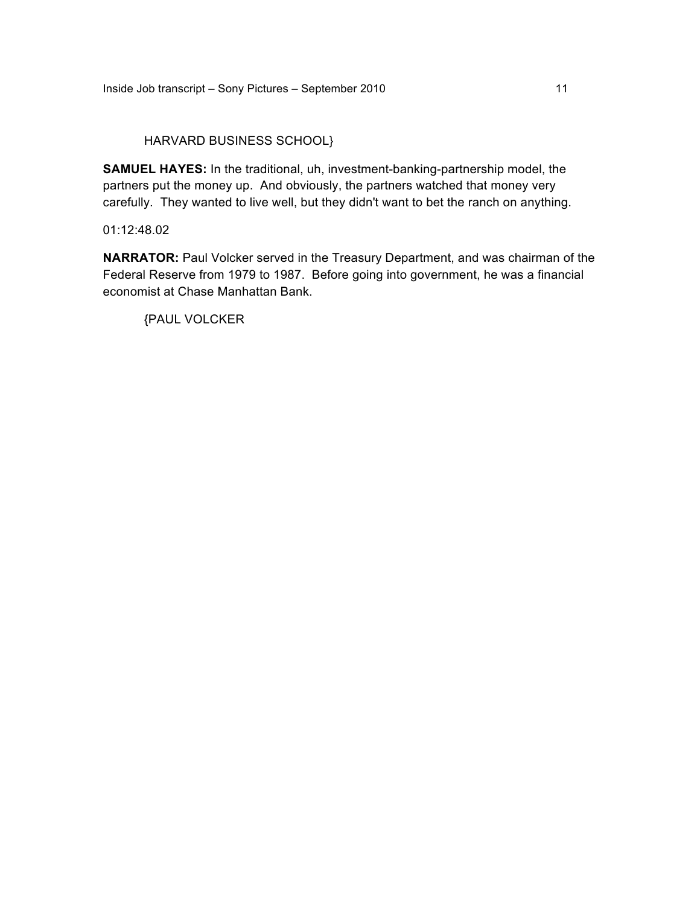HARVARD BUSINESS SCHOOL}

**SAMUEL HAYES:** In the traditional, uh, investment-banking-partnership model, the partners put the money up. And obviously, the partners watched that money very carefully. They wanted to live well, but they didn't want to bet the ranch on anything.

01:12:48.02

**NARRATOR:** Paul Volcker served in the Treasury Department, and was chairman of the Federal Reserve from 1979 to 1987. Before going into government, he was a financial economist at Chase Manhattan Bank.

{PAUL VOLCKER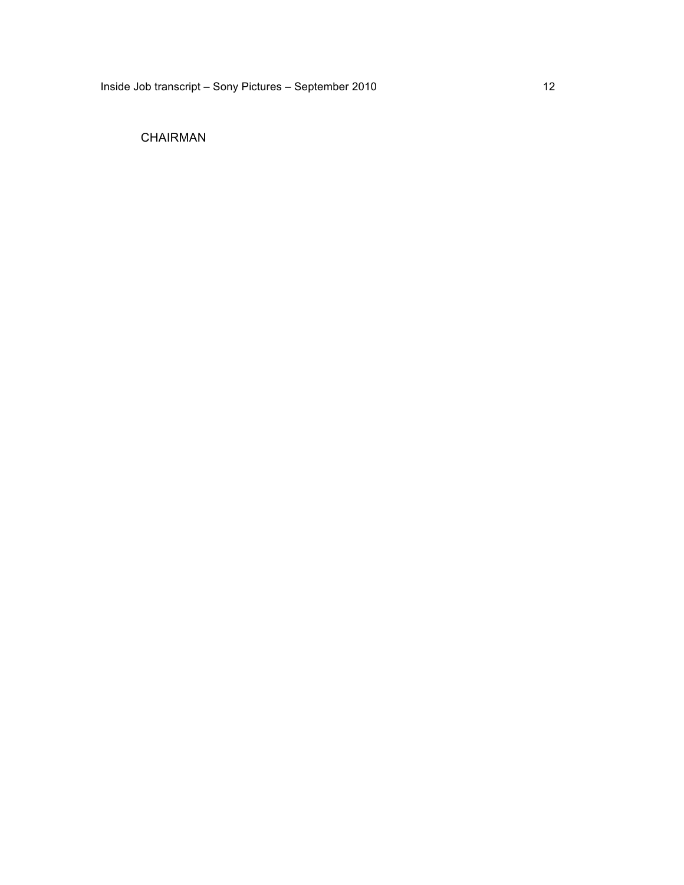CHAIRMAN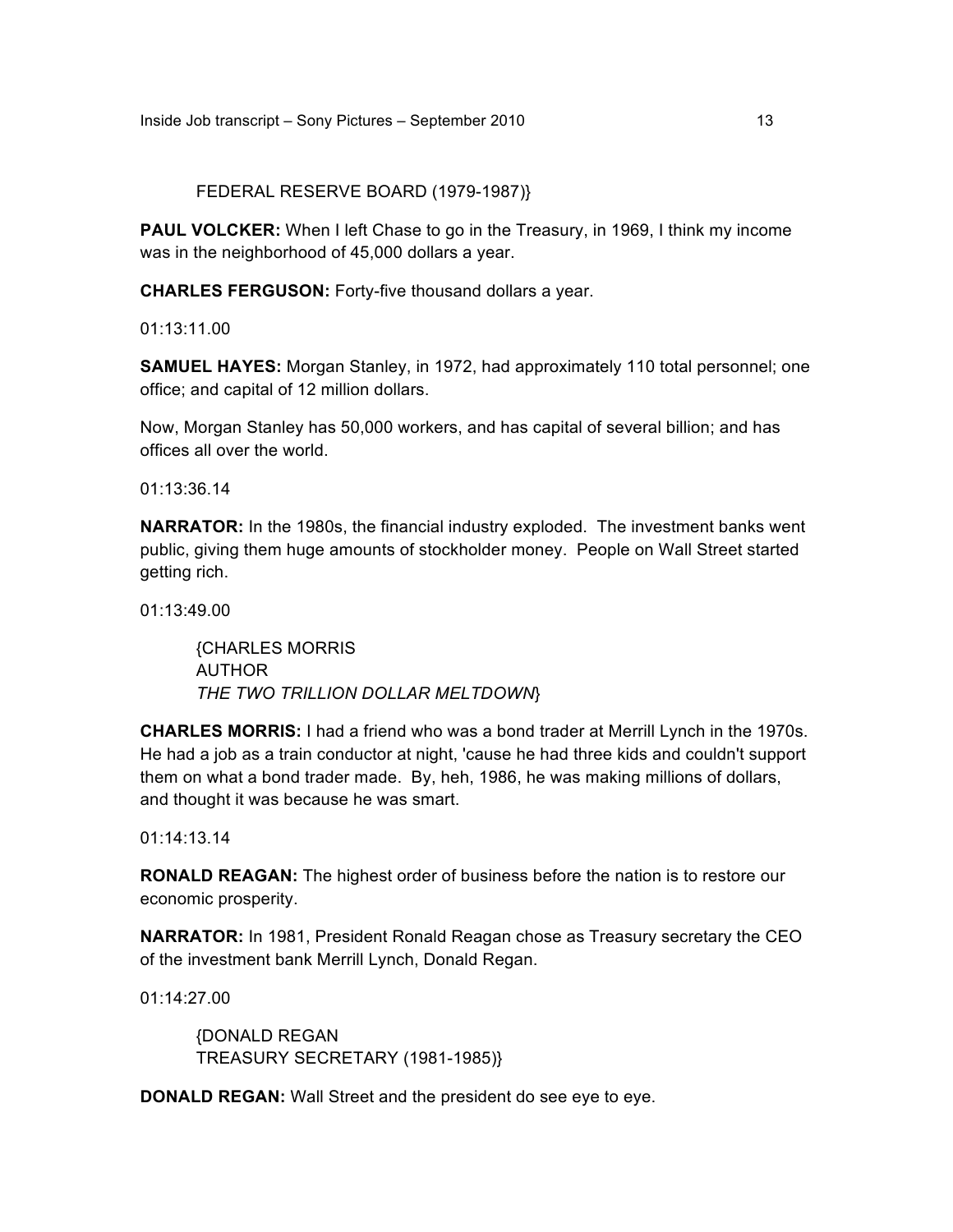FEDERAL RESERVE BOARD (1979-1987)}

**PAUL VOLCKER:** When I left Chase to go in the Treasury, in 1969, I think my income was in the neighborhood of 45,000 dollars a year.

**CHARLES FERGUSON:** Forty-five thousand dollars a year.

01:13:11.00

**SAMUEL HAYES:** Morgan Stanley, in 1972, had approximately 110 total personnel; one office; and capital of 12 million dollars.

Now, Morgan Stanley has 50,000 workers, and has capital of several billion; and has offices all over the world.

01:13:36.14

**NARRATOR:** In the 1980s, the financial industry exploded. The investment banks went public, giving them huge amounts of stockholder money. People on Wall Street started getting rich.

01:13:49.00

{CHARLES MORRIS
AUTHOR
*THE TWO TRILLION DOLLAR MELTDOWN*}

**CHARLES MORRIS:** I had a friend who was a bond trader at Merrill Lynch in the 1970s. He had a job as a train conductor at night, 'cause he had three kids and couldn't support them on what a bond trader made. By, heh, 1986, he was making millions of dollars, and thought it was because he was smart.

01:14:13.14

**RONALD REAGAN:** The highest order of business before the nation is to restore our economic prosperity.

**NARRATOR:** In 1981, President Ronald Reagan chose as Treasury secretary the CEO of the investment bank Merrill Lynch, Donald Regan.

01:14:27.00

{DONALD REGAN
TREASURY SECRETARY (1981-1985)}

**DONALD REGAN:** Wall Street and the president do see eye to eye.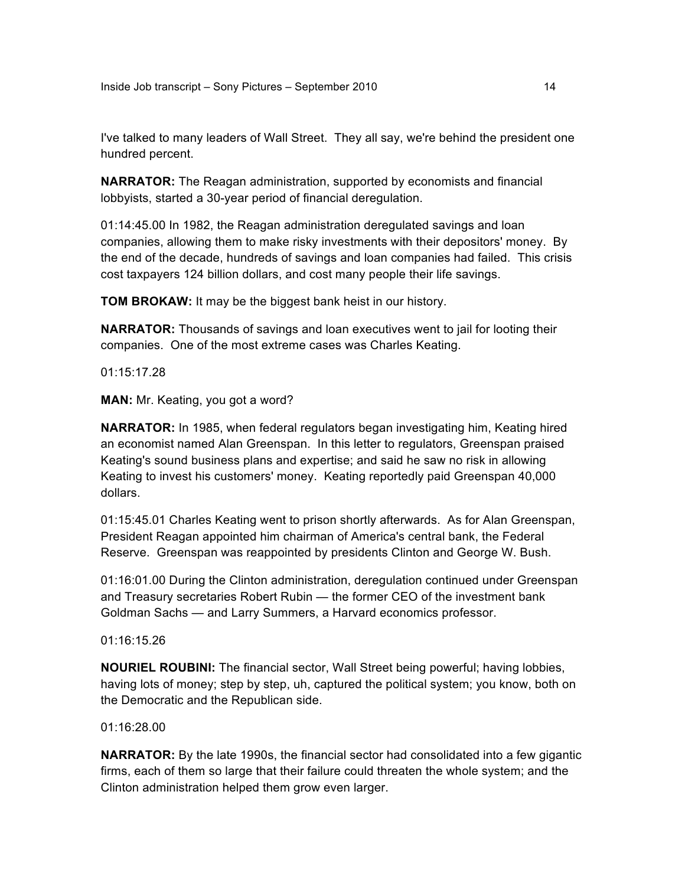I've talked to many leaders of Wall Street. They all say, we're behind the president one hundred percent.

**NARRATOR:** The Reagan administration, supported by economists and financial lobbyists, started a 30-year period of financial deregulation.

01:14:45.00 In 1982, the Reagan administration deregulated savings and loan companies, allowing them to make risky investments with their depositors' money. By the end of the decade, hundreds of savings and loan companies had failed. This crisis cost taxpayers 124 billion dollars, and cost many people their life savings.

**TOM BROKAW:** It may be the biggest bank heist in our history.

**NARRATOR:** Thousands of savings and loan executives went to jail for looting their companies. One of the most extreme cases was Charles Keating.

01:15:17.28

**MAN:** Mr. Keating, you got a word?

**NARRATOR:** In 1985, when federal regulators began investigating him, Keating hired an economist named Alan Greenspan. In this letter to regulators, Greenspan praised Keating's sound business plans and expertise; and said he saw no risk in allowing Keating to invest his customers' money. Keating reportedly paid Greenspan 40,000 dollars.

01:15:45.01 Charles Keating went to prison shortly afterwards. As for Alan Greenspan, President Reagan appointed him chairman of America's central bank, the Federal Reserve. Greenspan was reappointed by presidents Clinton and George W. Bush.

01:16:01.00 During the Clinton administration, deregulation continued under Greenspan and Treasury secretaries Robert Rubin — the former CEO of the investment bank Goldman Sachs — and Larry Summers, a Harvard economics professor.

01:16:15.26

**NOURIEL ROUBINI:** The financial sector, Wall Street being powerful; having lobbies, having lots of money; step by step, uh, captured the political system; you know, both on the Democratic and the Republican side.

01:16:28.00

**NARRATOR:** By the late 1990s, the financial sector had consolidated into a few gigantic firms, each of them so large that their failure could threaten the whole system; and the Clinton administration helped them grow even larger.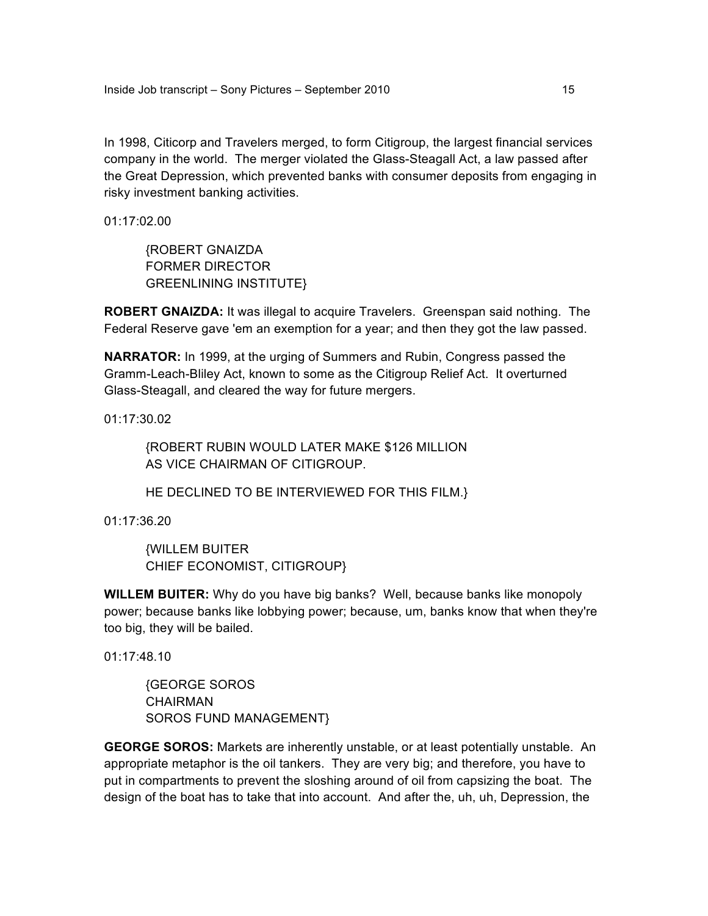In 1998, Citicorp and Travelers merged, to form Citigroup, the largest financial services company in the world. The merger violated the Glass-Steagall Act, a law passed after the Great Depression, which prevented banks with consumer deposits from engaging in risky investment banking activities.

01:17:02.00

{ROBERT GNAIZDA
FORMER DIRECTOR
GREENLINING INSTITUTE}

**ROBERT GNAIZDA:** It was illegal to acquire Travelers. Greenspan said nothing. The Federal Reserve gave 'em an exemption for a year; and then they got the law passed.

**NARRATOR:** In 1999, at the urging of Summers and Rubin, Congress passed the Gramm-Leach-Bliley Act, known to some as the Citigroup Relief Act. It overturned Glass-Steagall, and cleared the way for future mergers.

01:17:30.02

{ROBERT RUBIN WOULD LATER MAKE $126 MILLION
AS VICE CHAIRMAN OF CITIGROUP.

HE DECLINED TO BE INTERVIEWED FOR THIS FILM.}

01:17:36.20

{WILLEM BUITER
CHIEF ECONOMIST, CITIGROUP}

**WILLEM BUITER:** Why do you have big banks? Well, because banks like monopoly power; because banks like lobbying power; because, um, banks know that when they're too big, they will be bailed.

01:17:48.10

{GEORGE SOROS
CHAIRMAN
SOROS FUND MANAGEMENT}

**GEORGE SOROS:** Markets are inherently unstable, or at least potentially unstable. An appropriate metaphor is the oil tankers. They are very big; and therefore, you have to put in compartments to prevent the sloshing around of oil from capsizing the boat. The design of the boat has to take that into account. And after the, uh, uh, Depression, the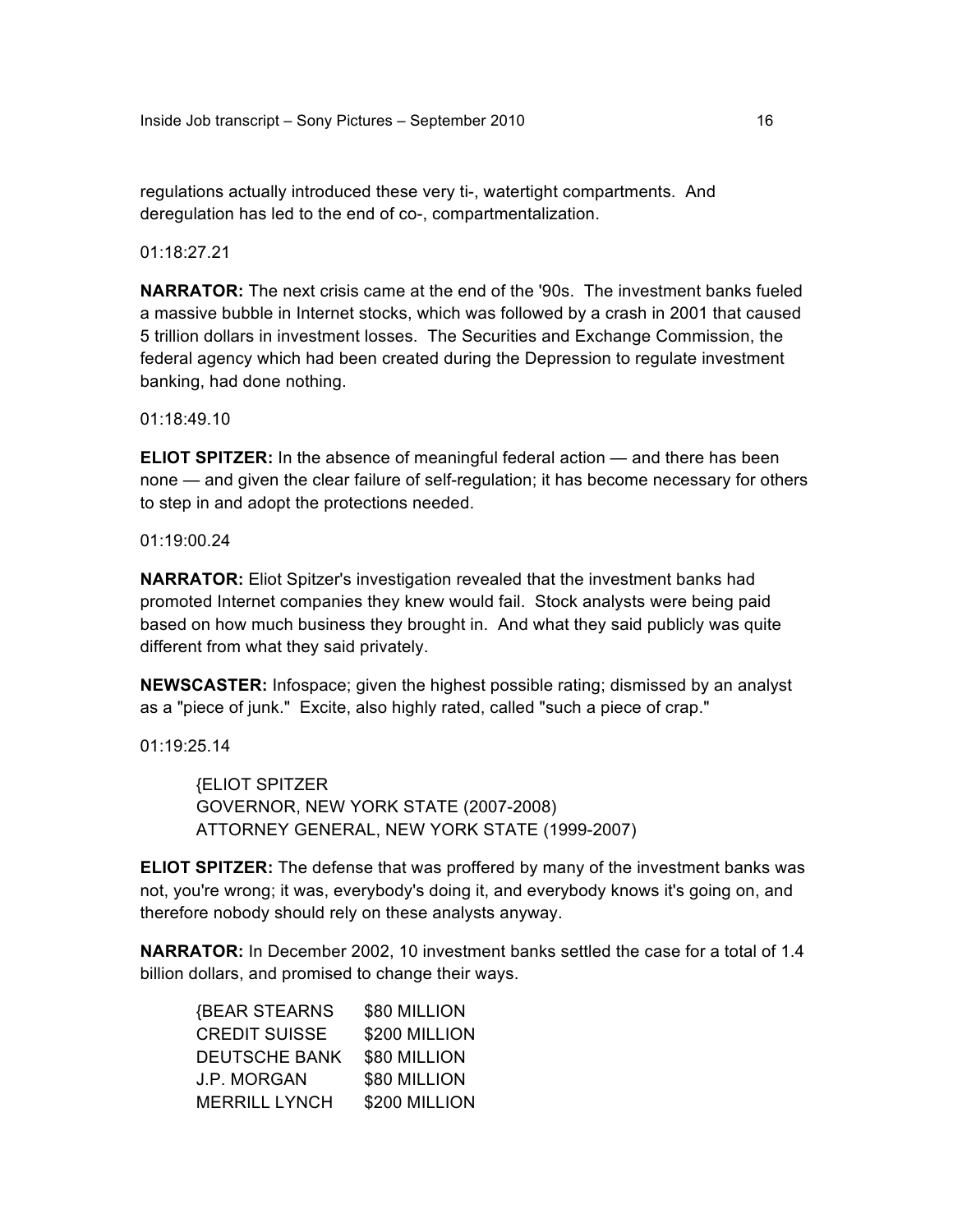regulations actually introduced these very ti-, watertight compartments. And deregulation has led to the end of co-, compartmentalization.

01:18:27.21

**NARRATOR:** The next crisis came at the end of the '90s. The investment banks fueled a massive bubble in Internet stocks, which was followed by a crash in 2001 that caused 5 trillion dollars in investment losses. The Securities and Exchange Commission, the federal agency which had been created during the Depression to regulate investment banking, had done nothing.

01:18:49.10

**ELIOT SPITZER:** In the absence of meaningful federal action — and there has been none — and given the clear failure of self-regulation; it has become necessary for others to step in and adopt the protections needed.

01:19:00.24

**NARRATOR:** Eliot Spitzer's investigation revealed that the investment banks had promoted Internet companies they knew would fail. Stock analysts were being paid based on how much business they brought in. And what they said publicly was quite different from what they said privately.

**NEWSCASTER:** Infospace; given the highest possible rating; dismissed by an analyst as a "piece of junk." Excite, also highly rated, called "such a piece of crap."

01:19:25.14

{ELIOT SPITZER
GOVERNOR, NEW YORK STATE (2007-2008)
ATTORNEY GENERAL, NEW YORK STATE (1999-2007)

**ELIOT SPITZER:** The defense that was proffered by many of the investment banks was not, you're wrong; it was, everybody's doing it, and everybody knows it's going on, and therefore nobody should rely on these analysts anyway.

**NARRATOR:** In December 2002, 10 investment banks settled the case for a total of 1.4 billion dollars, and promised to change their ways.

{BEAR STEARNS $80 MILLION
CREDIT SUISSE $200 MILLION
DEUTSCHE BANK $80 MILLION
J.P. MORGAN $80 MILLION
MERRILL LYNCH $200 MILLION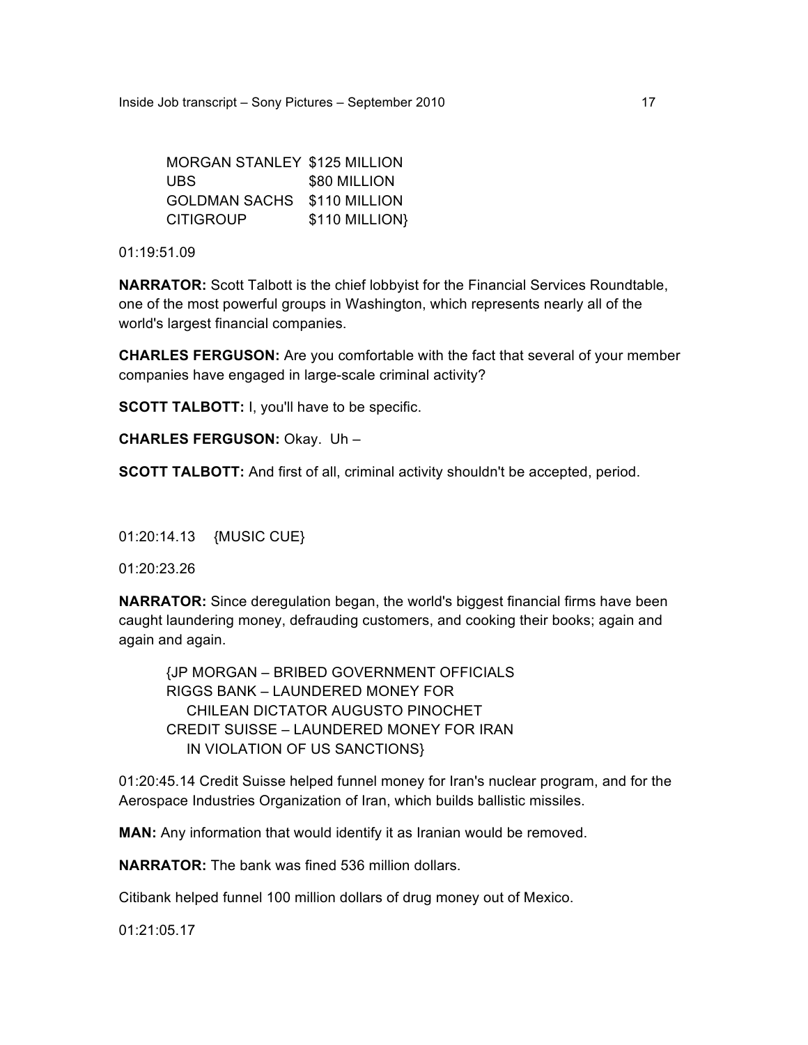MORGAN STANLEY $125 MILLION
UBS $80 MILLION
GOLDMAN SACHS $110 MILLION
CITIGROUP $110 MILLION}

01:19:51.09

**NARRATOR:** Scott Talbott is the chief lobbyist for the Financial Services Roundtable, one of the most powerful groups in Washington, which represents nearly all of the world's largest financial companies.

**CHARLES FERGUSON:** Are you comfortable with the fact that several of your member companies have engaged in large-scale criminal activity?

**SCOTT TALBOTT:** I, you'll have to be specific.

**CHARLES FERGUSON:** Okay. Uh –

**SCOTT TALBOTT:** And first of all, criminal activity shouldn't be accepted, period.

01:20:14.13 {MUSIC CUE}

01:20:23.26

**NARRATOR:** Since deregulation began, the world's biggest financial firms have been caught laundering money, defrauding customers, and cooking their books; again and again and again.

{JP MORGAN – BRIBED GOVERNMENT OFFICIALS
RIGGS BANK – LAUNDERED MONEY FOR
CHILEAN DICTATOR AUGUSTO PINOCHET
CREDIT SUISSE – LAUNDERED MONEY FOR IRAN
IN VIOLATION OF US SANCTIONS}

01:20:45.14 Credit Suisse helped funnel money for Iran's nuclear program, and for the Aerospace Industries Organization of Iran, which builds ballistic missiles.

**MAN:** Any information that would identify it as Iranian would be removed.

**NARRATOR:** The bank was fined 536 million dollars.

Citibank helped funnel 100 million dollars of drug money out of Mexico.

01:21:05.17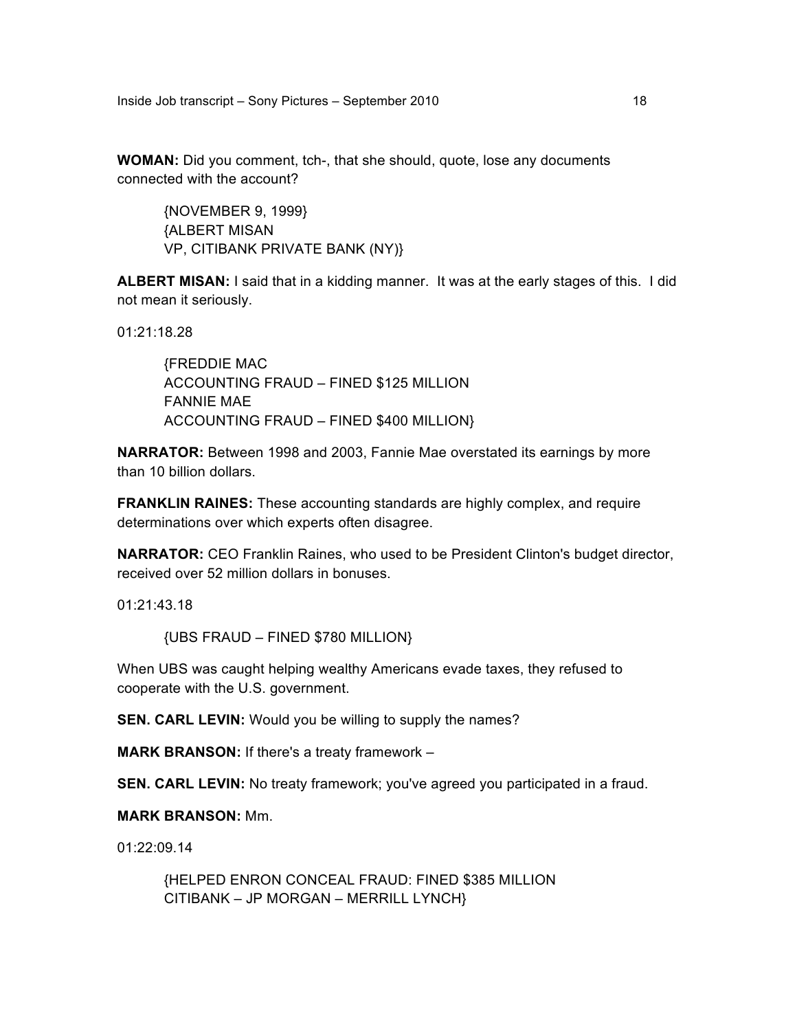**WOMAN:** Did you comment, tch-, that she should, quote, lose any documents connected with the account?

{NOVEMBER 9, 1999}
{ALBERT MISAN
VP, CITIBANK PRIVATE BANK (NY)}

**ALBERT MISAN:** I said that in a kidding manner. It was at the early stages of this. I did not mean it seriously.

01:21:18.28

{FREDDIE MAC
ACCOUNTING FRAUD – FINED $125 MILLION
FANNIE MAE
ACCOUNTING FRAUD – FINED $400 MILLION}

**NARRATOR:** Between 1998 and 2003, Fannie Mae overstated its earnings by more than 10 billion dollars.

**FRANKLIN RAINES:** These accounting standards are highly complex, and require determinations over which experts often disagree.

**NARRATOR:** CEO Franklin Raines, who used to be President Clinton's budget director, received over 52 million dollars in bonuses.

01:21:43.18

{UBS FRAUD – FINED $780 MILLION}

When UBS was caught helping wealthy Americans evade taxes, they refused to cooperate with the U.S. government.

**SEN. CARL LEVIN:** Would you be willing to supply the names?

**MARK BRANSON:** If there's a treaty framework –

**SEN. CARL LEVIN:** No treaty framework; you've agreed you participated in a fraud.

**MARK BRANSON:** Mm.

01:22:09.14

{HELPED ENRON CONCEAL FRAUD: FINED $385 MILLION
CITIBANK – JP MORGAN – MERRILL LYNCH}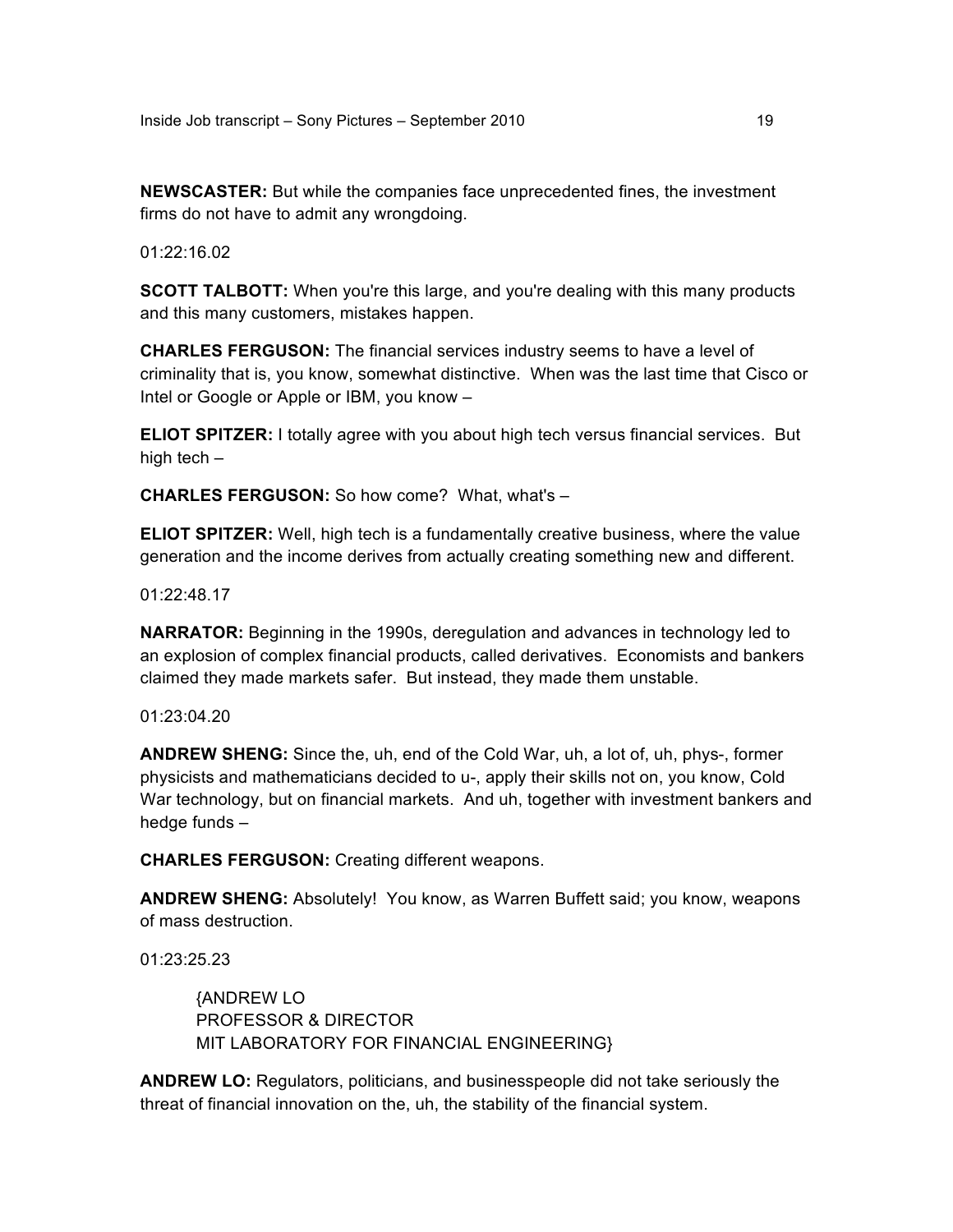**NEWSCASTER:** But while the companies face unprecedented fines, the investment firms do not have to admit any wrongdoing.

01:22:16.02

**SCOTT TALBOTT:** When you're this large, and you're dealing with this many products and this many customers, mistakes happen.

**CHARLES FERGUSON:** The financial services industry seems to have a level of criminality that is, you know, somewhat distinctive. When was the last time that Cisco or Intel or Google or Apple or IBM, you know –

**ELIOT SPITZER:** I totally agree with you about high tech versus financial services. But high tech –

**CHARLES FERGUSON:** So how come? What, what's –

**ELIOT SPITZER:** Well, high tech is a fundamentally creative business, where the value generation and the income derives from actually creating something new and different.

01:22:48.17

**NARRATOR:** Beginning in the 1990s, deregulation and advances in technology led to an explosion of complex financial products, called derivatives. Economists and bankers claimed they made markets safer. But instead, they made them unstable.

01:23:04.20

**ANDREW SHENG:** Since the, uh, end of the Cold War, uh, a lot of, uh, phys-, former physicists and mathematicians decided to u-, apply their skills not on, you know, Cold War technology, but on financial markets. And uh, together with investment bankers and hedge funds –

**CHARLES FERGUSON:** Creating different weapons.

**ANDREW SHENG:** Absolutely! You know, as Warren Buffett said; you know, weapons of mass destruction.

01:23:25.23

{ANDREW LO
PROFESSOR & DIRECTOR
MIT LABORATORY FOR FINANCIAL ENGINEERING}

**ANDREW LO:** Regulators, politicians, and businesspeople did not take seriously the threat of financial innovation on the, uh, the stability of the financial system.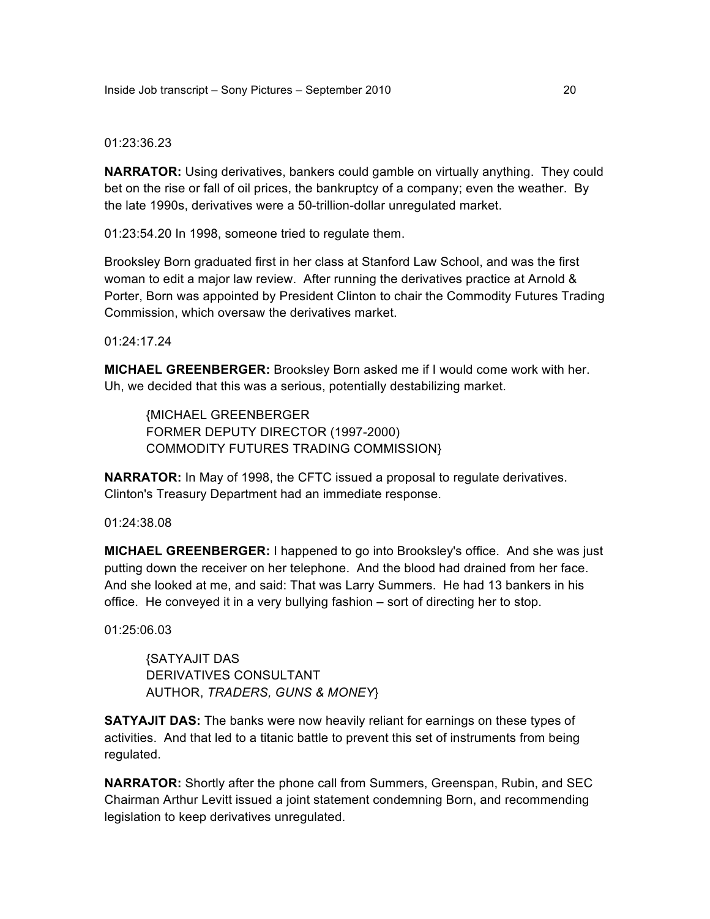01:23:36.23

**NARRATOR:** Using derivatives, bankers could gamble on virtually anything. They could bet on the rise or fall of oil prices, the bankruptcy of a company; even the weather. By the late 1990s, derivatives were a 50-trillion-dollar unregulated market.

01:23:54.20 In 1998, someone tried to regulate them.

Brooksley Born graduated first in her class at Stanford Law School, and was the first woman to edit a major law review. After running the derivatives practice at Arnold & Porter, Born was appointed by President Clinton to chair the Commodity Futures Trading Commission, which oversaw the derivatives market.

01:24:17.24

**MICHAEL GREENBERGER:** Brooksley Born asked me if I would come work with her. Uh, we decided that this was a serious, potentially destabilizing market.

> {MICHAEL GREENBERGER
> FORMER DEPUTY DIRECTOR (1997-2000)
> COMMODITY FUTURES TRADING COMMISSION}

**NARRATOR:** In May of 1998, the CFTC issued a proposal to regulate derivatives. Clinton's Treasury Department had an immediate response.

01:24:38.08

**MICHAEL GREENBERGER:** I happened to go into Brooksley's office. And she was just putting down the receiver on her telephone. And the blood had drained from her face. And she looked at me, and said: That was Larry Summers. He had 13 bankers in his office. He conveyed it in a very bullying fashion – sort of directing her to stop.

01:25:06.03

> {SATYAJIT DAS
> DERIVATIVES CONSULTANT
> AUTHOR, *TRADERS, GUNS & MONEY*}

**SATYAJIT DAS:** The banks were now heavily reliant for earnings on these types of activities. And that led to a titanic battle to prevent this set of instruments from being regulated.

**NARRATOR:** Shortly after the phone call from Summers, Greenspan, Rubin, and SEC Chairman Arthur Levitt issued a joint statement condemning Born, and recommending legislation to keep derivatives unregulated.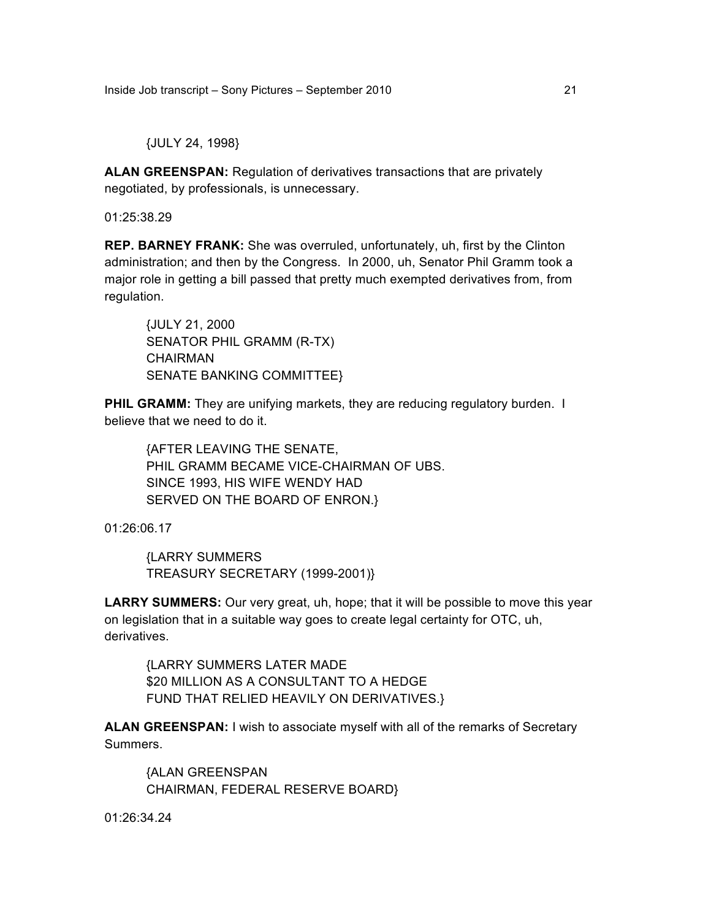{JULY 24, 1998}

**ALAN GREENSPAN:** Regulation of derivatives transactions that are privately negotiated, by professionals, is unnecessary.

01:25:38.29

**REP. BARNEY FRANK:** She was overruled, unfortunately, uh, first by the Clinton administration; and then by the Congress. In 2000, uh, Senator Phil Gramm took a major role in getting a bill passed that pretty much exempted derivatives from, from regulation.

{JULY 21, 2000
SENATOR PHIL GRAMM (R-TX)
CHAIRMAN
SENATE BANKING COMMITTEE}

**PHIL GRAMM:** They are unifying markets, they are reducing regulatory burden. I believe that we need to do it.

{AFTER LEAVING THE SENATE,
PHIL GRAMM BECAME VICE-CHAIRMAN OF UBS.
SINCE 1993, HIS WIFE WENDY HAD
SERVED ON THE BOARD OF ENRON.}

01:26:06.17

{LARRY SUMMERS
TREASURY SECRETARY (1999-2001)}

**LARRY SUMMERS:** Our very great, uh, hope; that it will be possible to move this year on legislation that in a suitable way goes to create legal certainty for OTC, uh, derivatives.

{LARRY SUMMERS LATER MADE
$20 MILLION AS A CONSULTANT TO A HEDGE
FUND THAT RELIED HEAVILY ON DERIVATIVES.}

**ALAN GREENSPAN:** I wish to associate myself with all of the remarks of Secretary Summers.

{ALAN GREENSPAN
CHAIRMAN, FEDERAL RESERVE BOARD}

01:26:34.24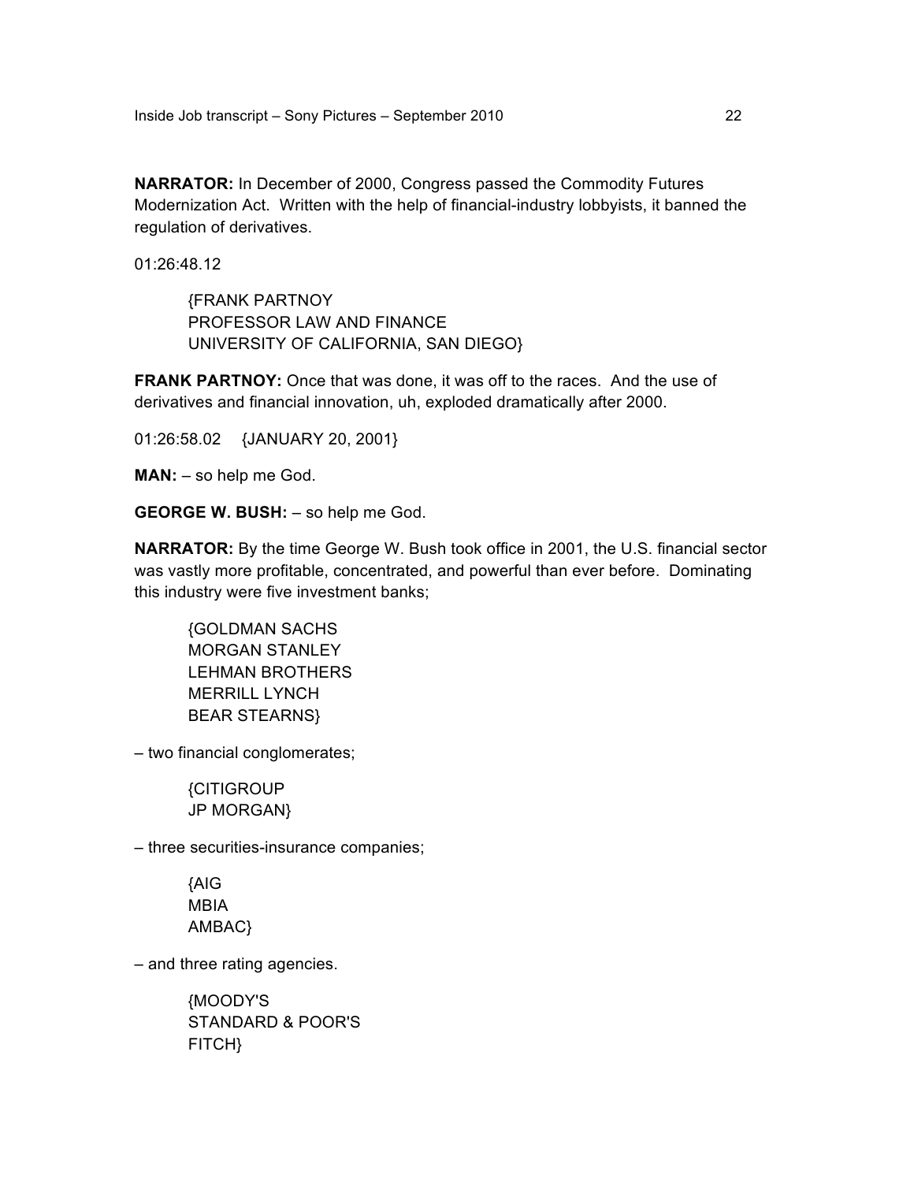**NARRATOR:** In December of 2000, Congress passed the Commodity Futures Modernization Act. Written with the help of financial-industry lobbyists, it banned the regulation of derivatives.

01:26:48.12

> {FRANK PARTNOY
> PROFESSOR LAW AND FINANCE
> UNIVERSITY OF CALIFORNIA, SAN DIEGO}

**FRANK PARTNOY:** Once that was done, it was off to the races. And the use of derivatives and financial innovation, uh, exploded dramatically after 2000.

01:26:58.02 {JANUARY 20, 2001}

**MAN:** – so help me God.

**GEORGE W. BUSH:** – so help me God.

**NARRATOR:** By the time George W. Bush took office in 2001, the U.S. financial sector was vastly more profitable, concentrated, and powerful than ever before. Dominating this industry were five investment banks;

> {GOLDMAN SACHS
> MORGAN STANLEY
> LEHMAN BROTHERS
> MERRILL LYNCH
> BEAR STEARNS}

– two financial conglomerates;

> {CITIGROUP
> JP MORGAN}

– three securities-insurance companies;

> {AIG
> MBIA
> AMBAC}

– and three rating agencies.

> {MOODY'S
> STANDARD & POOR'S
> FITCH}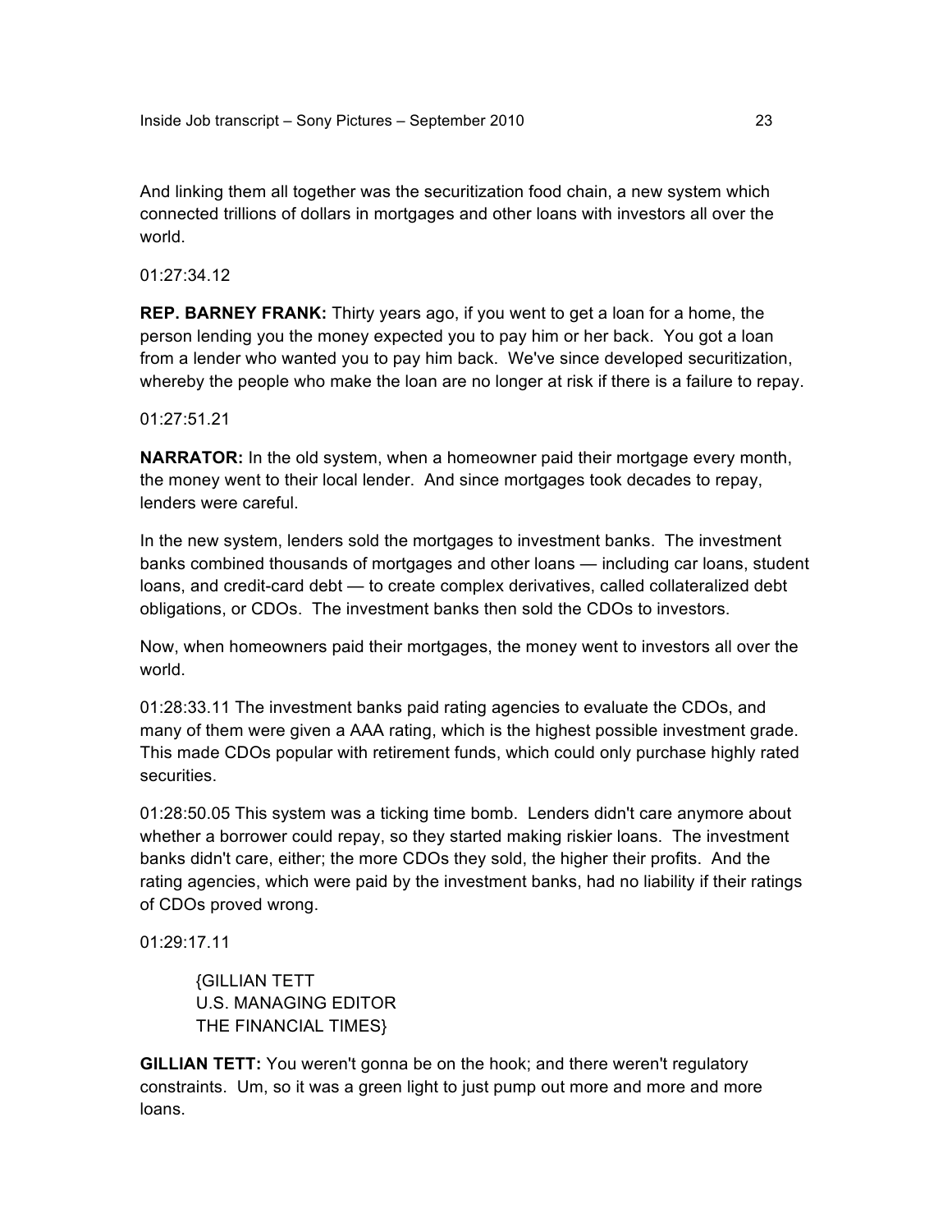And linking them all together was the securitization food chain, a new system which connected trillions of dollars in mortgages and other loans with investors all over the world.

01:27:34.12

**REP. BARNEY FRANK:** Thirty years ago, if you went to get a loan for a home, the person lending you the money expected you to pay him or her back. You got a loan from a lender who wanted you to pay him back. We've since developed securitization, whereby the people who make the loan are no longer at risk if there is a failure to repay.

01:27:51.21

**NARRATOR:** In the old system, when a homeowner paid their mortgage every month, the money went to their local lender. And since mortgages took decades to repay, lenders were careful.

In the new system, lenders sold the mortgages to investment banks. The investment banks combined thousands of mortgages and other loans — including car loans, student loans, and credit-card debt — to create complex derivatives, called collateralized debt obligations, or CDOs. The investment banks then sold the CDOs to investors.

Now, when homeowners paid their mortgages, the money went to investors all over the world.

01:28:33.11 The investment banks paid rating agencies to evaluate the CDOs, and many of them were given a AAA rating, which is the highest possible investment grade. This made CDOs popular with retirement funds, which could only purchase highly rated securities.

01:28:50.05 This system was a ticking time bomb. Lenders didn't care anymore about whether a borrower could repay, so they started making riskier loans. The investment banks didn't care, either; the more CDOs they sold, the higher their profits. And the rating agencies, which were paid by the investment banks, had no liability if their ratings of CDOs proved wrong.

01:29:17.11

> {GILLIAN TETT
> U.S. MANAGING EDITOR
> THE FINANCIAL TIMES}

**GILLIAN TETT:** You weren't gonna be on the hook; and there weren't regulatory constraints. Um, so it was a green light to just pump out more and more and more loans.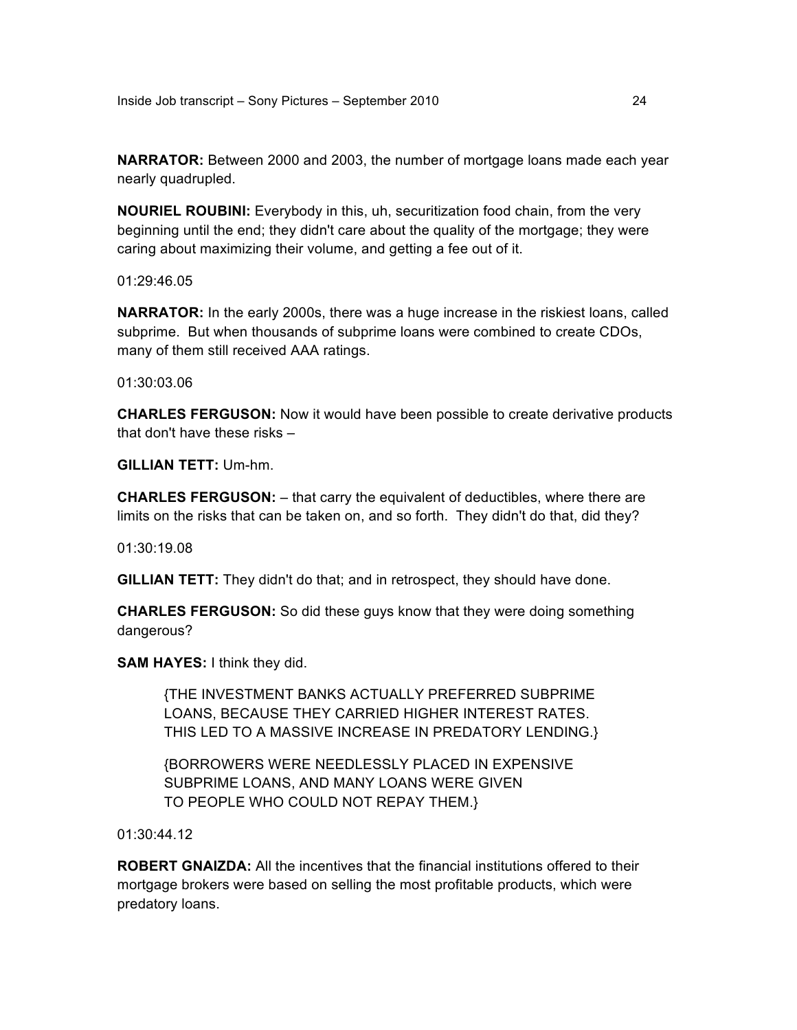**NARRATOR:** Between 2000 and 2003, the number of mortgage loans made each year nearly quadrupled.

**NOURIEL ROUBINI:** Everybody in this, uh, securitization food chain, from the very beginning until the end; they didn't care about the quality of the mortgage; they were caring about maximizing their volume, and getting a fee out of it.

01:29:46.05

**NARRATOR:** In the early 2000s, there was a huge increase in the riskiest loans, called subprime. But when thousands of subprime loans were combined to create CDOs, many of them still received AAA ratings.

01:30:03.06

**CHARLES FERGUSON:** Now it would have been possible to create derivative products that don't have these risks –

**GILLIAN TETT:** Um-hm.

**CHARLES FERGUSON:** – that carry the equivalent of deductibles, where there are limits on the risks that can be taken on, and so forth. They didn't do that, did they?

01:30:19.08

**GILLIAN TETT:** They didn't do that; and in retrospect, they should have done.

**CHARLES FERGUSON:** So did these guys know that they were doing something dangerous?

**SAM HAYES:** I think they did.

> {THE INVESTMENT BANKS ACTUALLY PREFERRED SUBPRIME LOANS, BECAUSE THEY CARRIED HIGHER INTEREST RATES. THIS LED TO A MASSIVE INCREASE IN PREDATORY LENDING.}
>
> {BORROWERS WERE NEEDLESSLY PLACED IN EXPENSIVE SUBPRIME LOANS, AND MANY LOANS WERE GIVEN TO PEOPLE WHO COULD NOT REPAY THEM.}

01:30:44.12

**ROBERT GNAIZDA:** All the incentives that the financial institutions offered to their mortgage brokers were based on selling the most profitable products, which were predatory loans.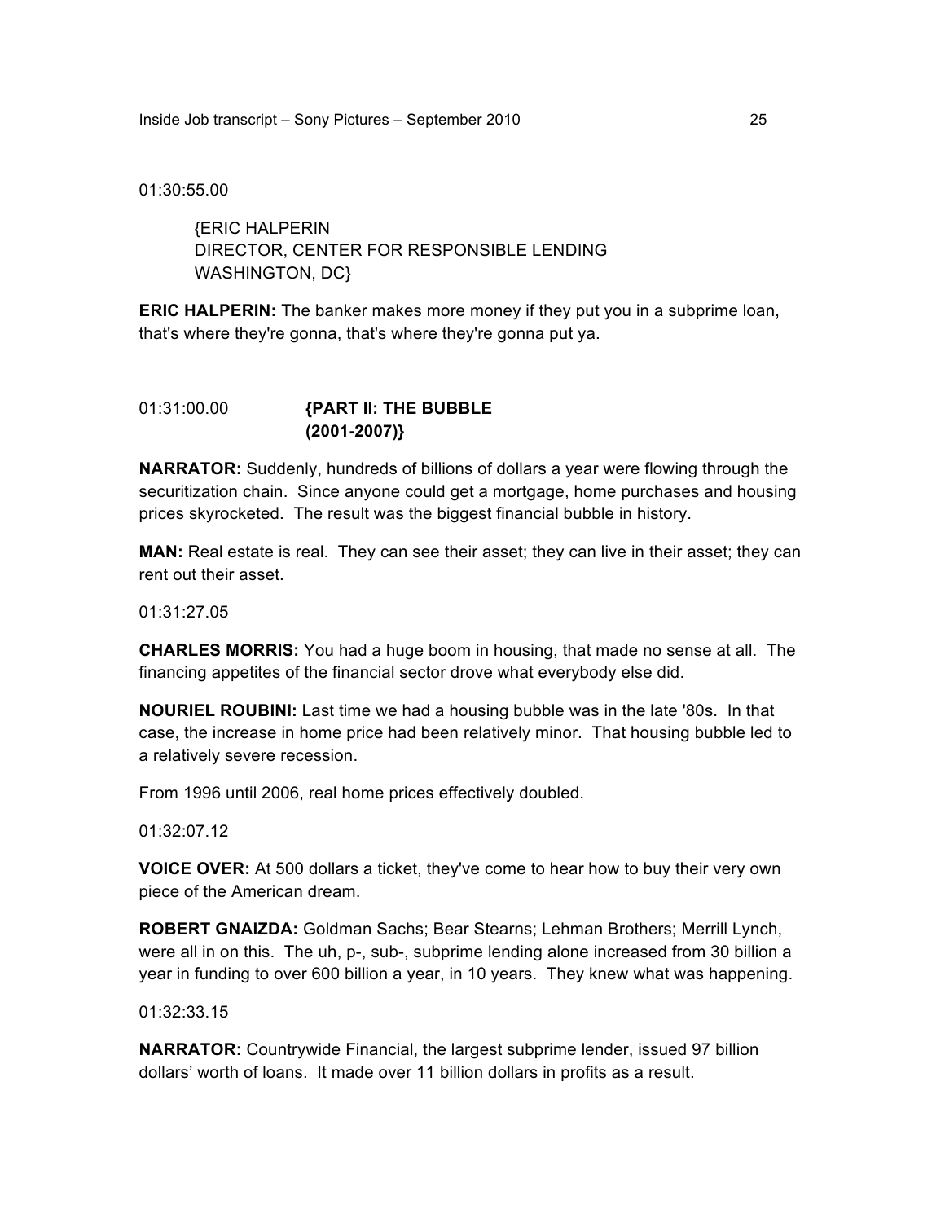01:30:55.00

{ERIC HALPERIN
DIRECTOR, CENTER FOR RESPONSIBLE LENDING
WASHINGTON, DC}

**ERIC HALPERIN:** The banker makes more money if they put you in a subprime loan, that's where they're gonna, that's where they're gonna put ya.

01:31:00.00 **{PART II: THE BUBBLE (2001-2007)}**

**NARRATOR:** Suddenly, hundreds of billions of dollars a year were flowing through the securitization chain. Since anyone could get a mortgage, home purchases and housing prices skyrocketed. The result was the biggest financial bubble in history.

**MAN:** Real estate is real. They can see their asset; they can live in their asset; they can rent out their asset.

01:31:27.05

**CHARLES MORRIS:** You had a huge boom in housing, that made no sense at all. The financing appetites of the financial sector drove what everybody else did.

**NOURIEL ROUBINI:** Last time we had a housing bubble was in the late '80s. In that case, the increase in home price had been relatively minor. That housing bubble led to a relatively severe recession.

From 1996 until 2006, real home prices effectively doubled.

01:32:07.12

**VOICE OVER:** At 500 dollars a ticket, they've come to hear how to buy their very own piece of the American dream.

**ROBERT GNAIZDA:** Goldman Sachs; Bear Stearns; Lehman Brothers; Merrill Lynch, were all in on this. The uh, p-, sub-, subprime lending alone increased from 30 billion a year in funding to over 600 billion a year, in 10 years. They knew what was happening.

01:32:33.15

**NARRATOR:** Countrywide Financial, the largest subprime lender, issued 97 billion dollars' worth of loans. It made over 11 billion dollars in profits as a result.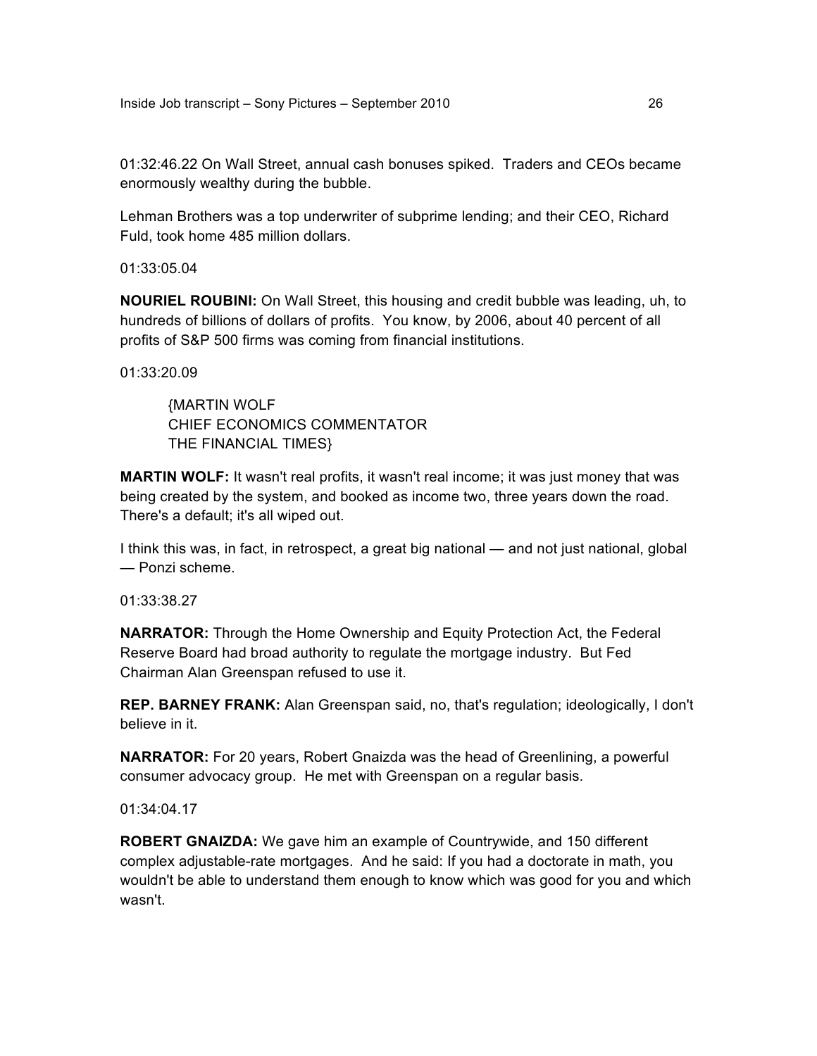01:32:46.22 On Wall Street, annual cash bonuses spiked. Traders and CEOs became enormously wealthy during the bubble.

Lehman Brothers was a top underwriter of subprime lending; and their CEO, Richard Fuld, took home 485 million dollars.

01:33:05.04

**NOURIEL ROUBINI:** On Wall Street, this housing and credit bubble was leading, uh, to hundreds of billions of dollars of profits. You know, by 2006, about 40 percent of all profits of S&P 500 firms was coming from financial institutions.

01:33:20.09

{MARTIN WOLF
CHIEF ECONOMICS COMMENTATOR
THE FINANCIAL TIMES}

**MARTIN WOLF:** It wasn't real profits, it wasn't real income; it was just money that was being created by the system, and booked as income two, three years down the road. There's a default; it's all wiped out.

I think this was, in fact, in retrospect, a great big national — and not just national, global — Ponzi scheme.

01:33:38.27

**NARRATOR:** Through the Home Ownership and Equity Protection Act, the Federal Reserve Board had broad authority to regulate the mortgage industry. But Fed Chairman Alan Greenspan refused to use it.

**REP. BARNEY FRANK:** Alan Greenspan said, no, that's regulation; ideologically, I don't believe in it.

**NARRATOR:** For 20 years, Robert Gnaizda was the head of Greenlining, a powerful consumer advocacy group. He met with Greenspan on a regular basis.

01:34:04.17

**ROBERT GNAIZDA:** We gave him an example of Countrywide, and 150 different complex adjustable-rate mortgages. And he said: If you had a doctorate in math, you wouldn't be able to understand them enough to know which was good for you and which wasn't.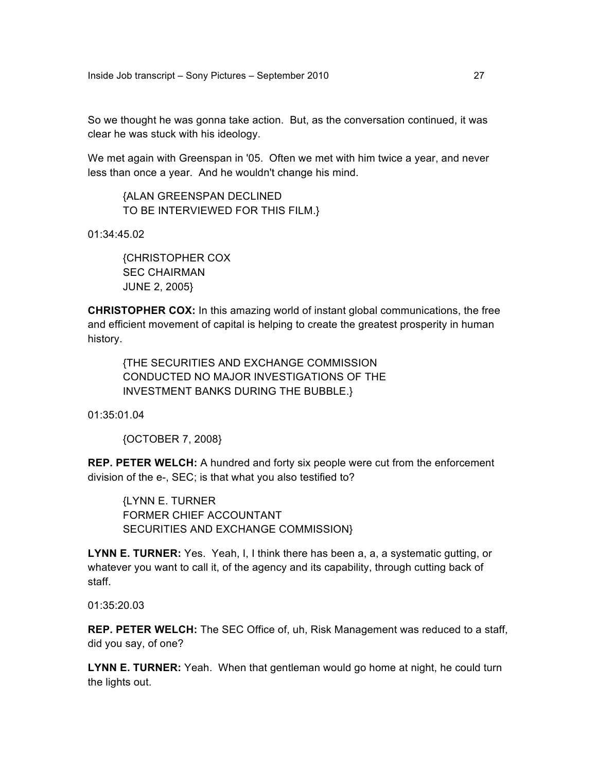So we thought he was gonna take action. But, as the conversation continued, it was clear he was stuck with his ideology.

We met again with Greenspan in '05. Often we met with him twice a year, and never less than once a year. And he wouldn't change his mind.

> {ALAN GREENSPAN DECLINED
> TO BE INTERVIEWED FOR THIS FILM.}

01:34:45.02

> {CHRISTOPHER COX
> SEC CHAIRMAN
> JUNE 2, 2005}

**CHRISTOPHER COX:** In this amazing world of instant global communications, the free and efficient movement of capital is helping to create the greatest prosperity in human history.

> {THE SECURITIES AND EXCHANGE COMMISSION
> CONDUCTED NO MAJOR INVESTIGATIONS OF THE
> INVESTMENT BANKS DURING THE BUBBLE.}

01:35:01.04

> {OCTOBER 7, 2008}

**REP. PETER WELCH:** A hundred and forty six people were cut from the enforcement division of the e-, SEC; is that what you also testified to?

> {LYNN E. TURNER
> FORMER CHIEF ACCOUNTANT
> SECURITIES AND EXCHANGE COMMISSION}

**LYNN E. TURNER:** Yes. Yeah, I, I think there has been a, a, a systematic gutting, or whatever you want to call it, of the agency and its capability, through cutting back of staff.

01:35:20.03

**REP. PETER WELCH:** The SEC Office of, uh, Risk Management was reduced to a staff, did you say, of one?

**LYNN E. TURNER:** Yeah. When that gentleman would go home at night, he could turn the lights out.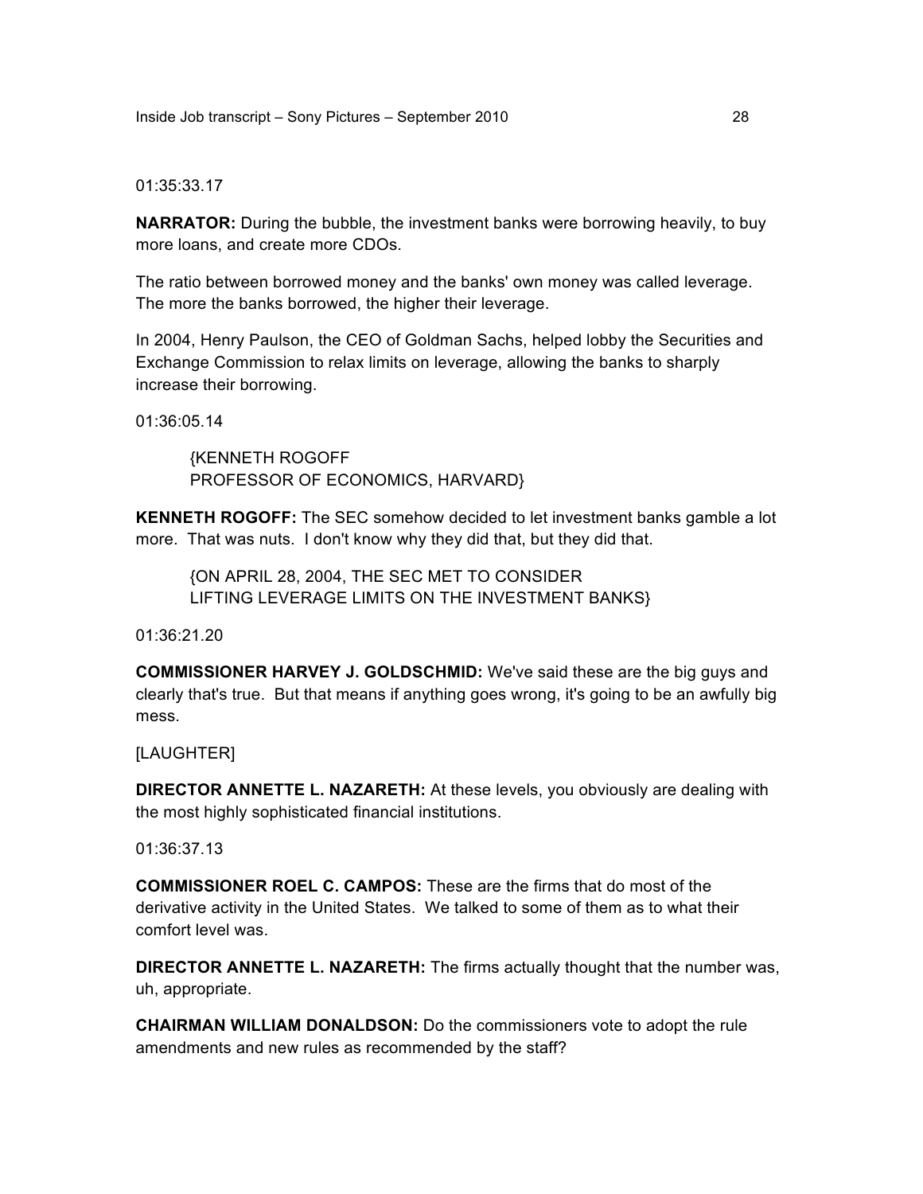01:35:33.17

**NARRATOR:** During the bubble, the investment banks were borrowing heavily, to buy more loans, and create more CDOs.

The ratio between borrowed money and the banks' own money was called leverage. The more the banks borrowed, the higher their leverage.

In 2004, Henry Paulson, the CEO of Goldman Sachs, helped lobby the Securities and Exchange Commission to relax limits on leverage, allowing the banks to sharply increase their borrowing.

01:36:05.14

> {KENNETH ROGOFF
> PROFESSOR OF ECONOMICS, HARVARD}

**KENNETH ROGOFF:** The SEC somehow decided to let investment banks gamble a lot more. That was nuts. I don't know why they did that, but they did that.

> {ON APRIL 28, 2004, THE SEC MET TO CONSIDER
> LIFTING LEVERAGE LIMITS ON THE INVESTMENT BANKS}

01:36:21.20

**COMMISSIONER HARVEY J. GOLDSCHMID:** We've said these are the big guys and clearly that's true. But that means if anything goes wrong, it's going to be an awfully big mess.

[LAUGHTER]

**DIRECTOR ANNETTE L. NAZARETH:** At these levels, you obviously are dealing with the most highly sophisticated financial institutions.

01:36:37.13

**COMMISSIONER ROEL C. CAMPOS:** These are the firms that do most of the derivative activity in the United States. We talked to some of them as to what their comfort level was.

**DIRECTOR ANNETTE L. NAZARETH:** The firms actually thought that the number was, uh, appropriate.

**CHAIRMAN WILLIAM DONALDSON:** Do the commissioners vote to adopt the rule amendments and new rules as recommended by the staff?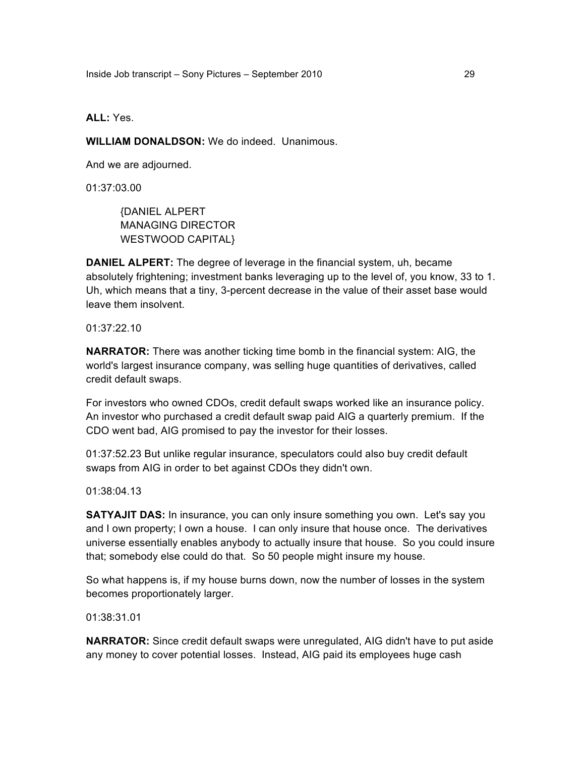**ALL:** Yes.

**WILLIAM DONALDSON:** We do indeed. Unanimous.

And we are adjourned.

01:37:03.00

{DANIEL ALPERT
MANAGING DIRECTOR
WESTWOOD CAPITAL}

**DANIEL ALPERT:** The degree of leverage in the financial system, uh, became absolutely frightening; investment banks leveraging up to the level of, you know, 33 to 1. Uh, which means that a tiny, 3-percent decrease in the value of their asset base would leave them insolvent.

01:37:22.10

**NARRATOR:** There was another ticking time bomb in the financial system: AIG, the world's largest insurance company, was selling huge quantities of derivatives, called credit default swaps.

For investors who owned CDOs, credit default swaps worked like an insurance policy. An investor who purchased a credit default swap paid AIG a quarterly premium. If the CDO went bad, AIG promised to pay the investor for their losses.

01:37:52.23 But unlike regular insurance, speculators could also buy credit default swaps from AIG in order to bet against CDOs they didn't own.

01:38:04.13

**SATYAJIT DAS:** In insurance, you can only insure something you own. Let's say you and I own property; I own a house. I can only insure that house once. The derivatives universe essentially enables anybody to actually insure that house. So you could insure that; somebody else could do that. So 50 people might insure my house.

So what happens is, if my house burns down, now the number of losses in the system becomes proportionately larger.

01:38:31.01

**NARRATOR:** Since credit default swaps were unregulated, AIG didn't have to put aside any money to cover potential losses. Instead, AIG paid its employees huge cash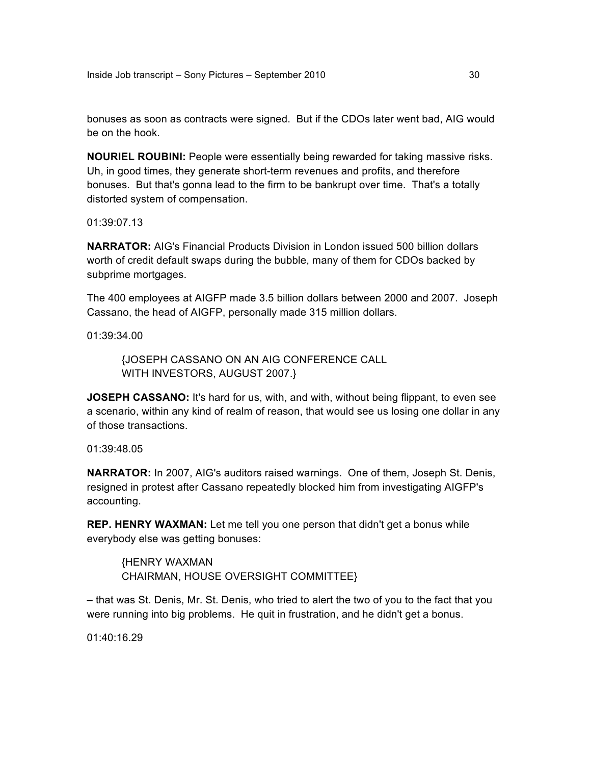bonuses as soon as contracts were signed. But if the CDOs later went bad, AIG would be on the hook.

**NOURIEL ROUBINI:** People were essentially being rewarded for taking massive risks. Uh, in good times, they generate short-term revenues and profits, and therefore bonuses. But that's gonna lead to the firm to be bankrupt over time. That's a totally distorted system of compensation.

01:39:07.13

**NARRATOR:** AIG's Financial Products Division in London issued 500 billion dollars worth of credit default swaps during the bubble, many of them for CDOs backed by subprime mortgages.

The 400 employees at AIGFP made 3.5 billion dollars between 2000 and 2007. Joseph Cassano, the head of AIGFP, personally made 315 million dollars.

01:39:34.00

> {JOSEPH CASSANO ON AN AIG CONFERENCE CALL WITH INVESTORS, AUGUST 2007.}

**JOSEPH CASSANO:** It's hard for us, with, and with, without being flippant, to even see a scenario, within any kind of realm of reason, that would see us losing one dollar in any of those transactions.

01:39:48.05

**NARRATOR:** In 2007, AIG's auditors raised warnings. One of them, Joseph St. Denis, resigned in protest after Cassano repeatedly blocked him from investigating AIGFP's accounting.

**REP. HENRY WAXMAN:** Let me tell you one person that didn't get a bonus while everybody else was getting bonuses:

> {HENRY WAXMAN
> CHAIRMAN, HOUSE OVERSIGHT COMMITTEE}

– that was St. Denis, Mr. St. Denis, who tried to alert the two of you to the fact that you were running into big problems. He quit in frustration, and he didn't get a bonus.

01:40:16.29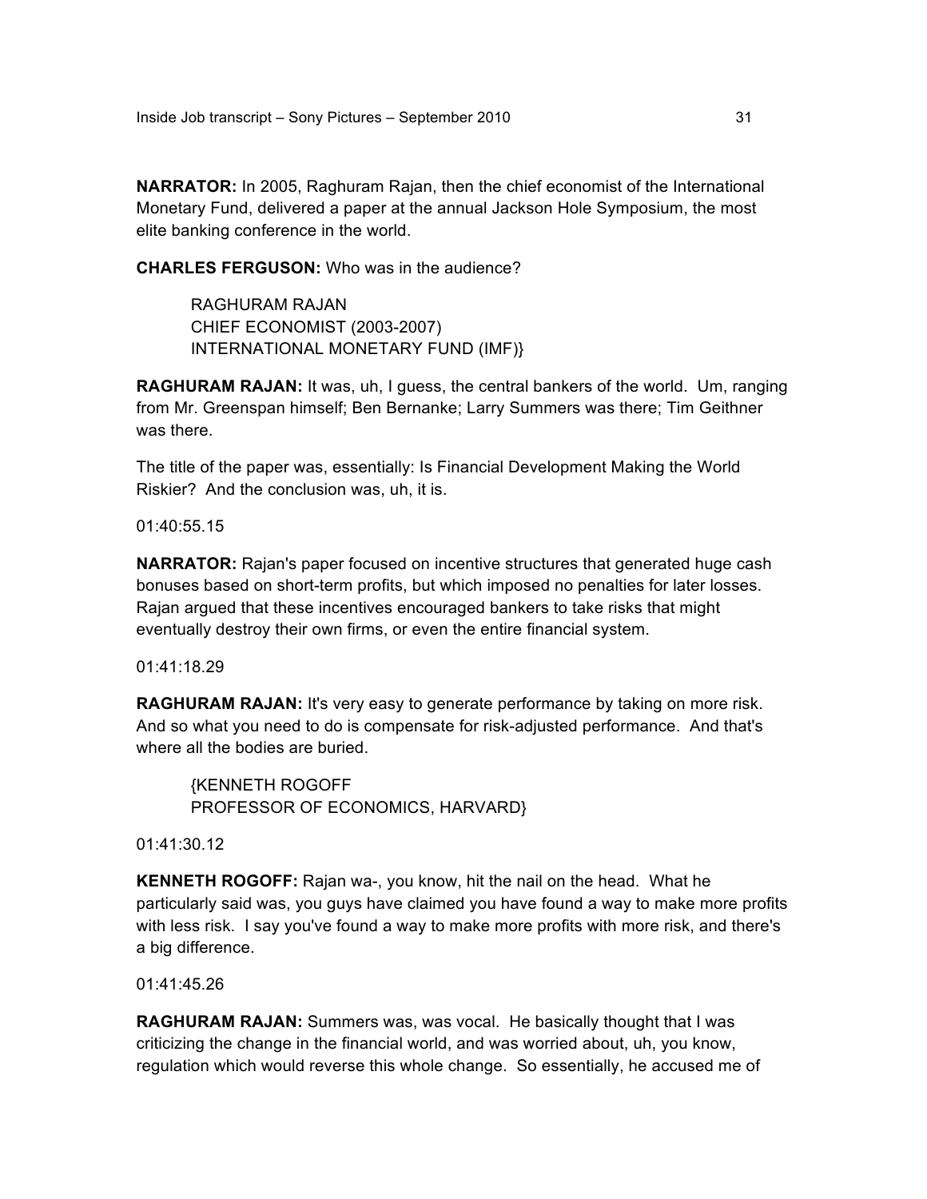**NARRATOR:** In 2005, Raghuram Rajan, then the chief economist of the International Monetary Fund, delivered a paper at the annual Jackson Hole Symposium, the most elite banking conference in the world.

**CHARLES FERGUSON:** Who was in the audience?

> RAGHURAM RAJAN
> CHIEF ECONOMIST (2003-2007)
> INTERNATIONAL MONETARY FUND (IMF)}

**RAGHURAM RAJAN:** It was, uh, I guess, the central bankers of the world. Um, ranging from Mr. Greenspan himself; Ben Bernanke; Larry Summers was there; Tim Geithner was there.

The title of the paper was, essentially: Is Financial Development Making the World Riskier? And the conclusion was, uh, it is.

01:40:55.15

**NARRATOR:** Rajan's paper focused on incentive structures that generated huge cash bonuses based on short-term profits, but which imposed no penalties for later losses. Rajan argued that these incentives encouraged bankers to take risks that might eventually destroy their own firms, or even the entire financial system.

01:41:18.29

**RAGHURAM RAJAN:** It's very easy to generate performance by taking on more risk. And so what you need to do is compensate for risk-adjusted performance. And that's where all the bodies are buried.

> {KENNETH ROGOFF
> PROFESSOR OF ECONOMICS, HARVARD}

01:41:30.12

**KENNETH ROGOFF:** Rajan wa-, you know, hit the nail on the head. What he particularly said was, you guys have claimed you have found a way to make more profits with less risk. I say you've found a way to make more profits with more risk, and there's a big difference.

01:41:45.26

**RAGHURAM RAJAN:** Summers was, was vocal. He basically thought that I was criticizing the change in the financial world, and was worried about, uh, you know, regulation which would reverse this whole change. So essentially, he accused me of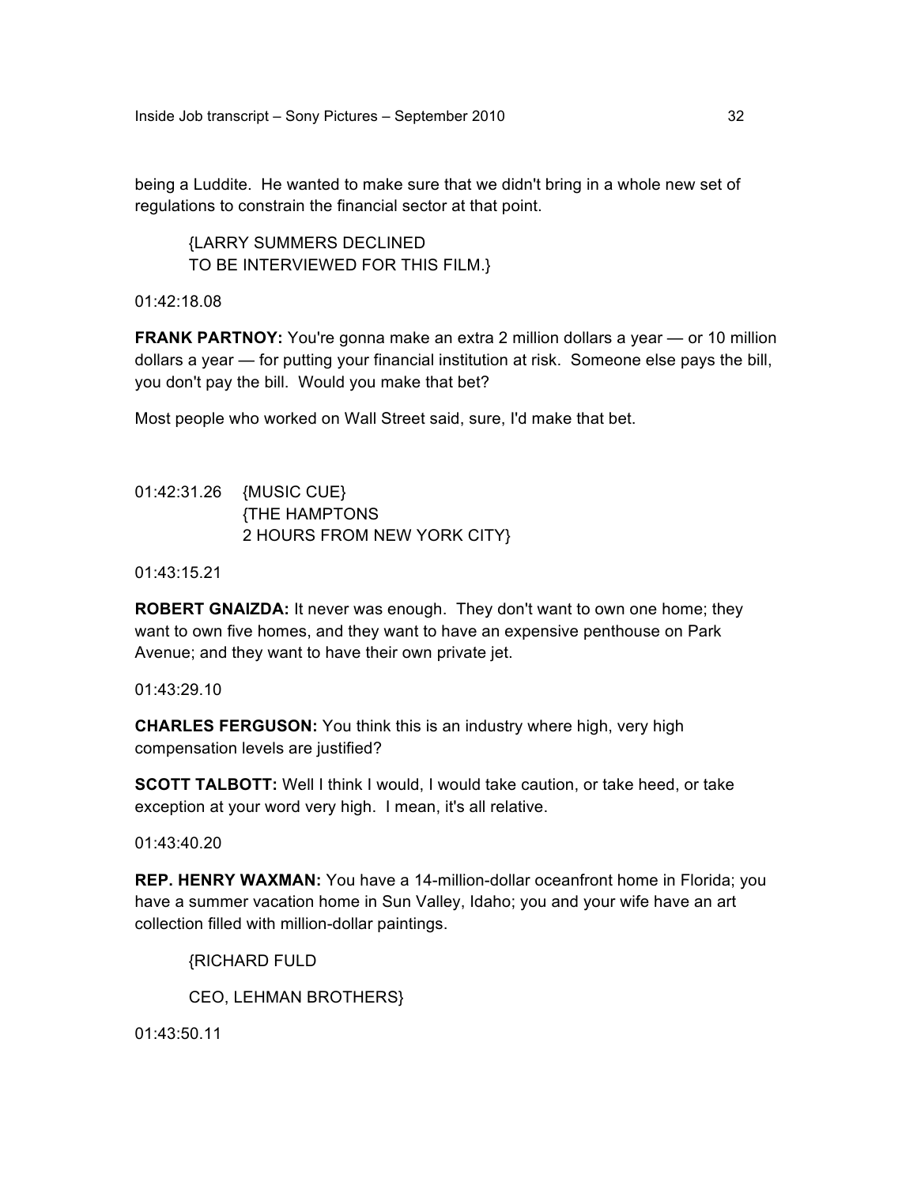being a Luddite. He wanted to make sure that we didn't bring in a whole new set of regulations to constrain the financial sector at that point.

{LARRY SUMMERS DECLINED
TO BE INTERVIEWED FOR THIS FILM.}

01:42:18.08

**FRANK PARTNOY:** You're gonna make an extra 2 million dollars a year — or 10 million dollars a year — for putting your financial institution at risk. Someone else pays the bill, you don't pay the bill. Would you make that bet?

Most people who worked on Wall Street said, sure, I'd make that bet.

01:42:31.26 {MUSIC CUE}
{THE HAMPTONS
2 HOURS FROM NEW YORK CITY}

01:43:15.21

**ROBERT GNAIZDA:** It never was enough. They don't want to own one home; they want to own five homes, and they want to have an expensive penthouse on Park Avenue; and they want to have their own private jet.

01:43:29.10

**CHARLES FERGUSON:** You think this is an industry where high, very high compensation levels are justified?

**SCOTT TALBOTT:** Well I think I would, I would take caution, or take heed, or take exception at your word very high. I mean, it's all relative.

01:43:40.20

**REP. HENRY WAXMAN:** You have a 14-million-dollar oceanfront home in Florida; you have a summer vacation home in Sun Valley, Idaho; you and your wife have an art collection filled with million-dollar paintings.

{RICHARD FULD

CEO, LEHMAN BROTHERS}

01:43:50.11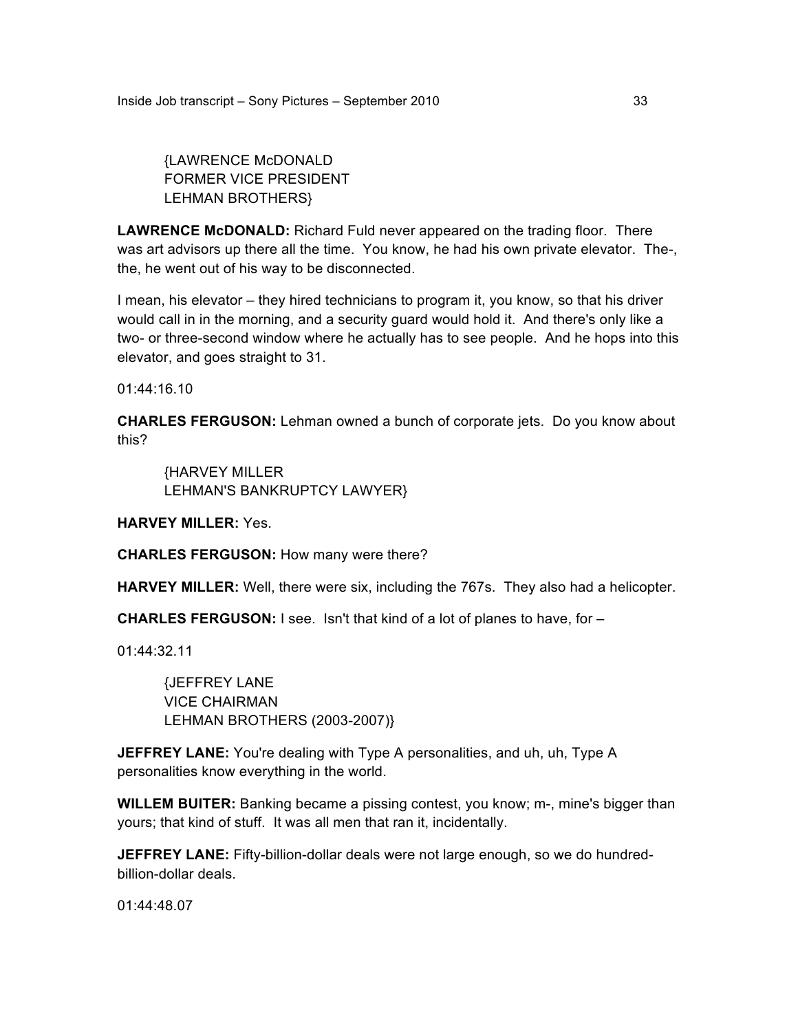{LAWRENCE McDONALD
FORMER VICE PRESIDENT
LEHMAN BROTHERS}

**LAWRENCE McDONALD:** Richard Fuld never appeared on the trading floor. There was art advisors up there all the time. You know, he had his own private elevator. The-, the, he went out of his way to be disconnected.

I mean, his elevator – they hired technicians to program it, you know, so that his driver would call in in the morning, and a security guard would hold it. And there's only like a two- or three-second window where he actually has to see people. And he hops into this elevator, and goes straight to 31.

01:44:16.10

**CHARLES FERGUSON:** Lehman owned a bunch of corporate jets. Do you know about this?

{HARVEY MILLER
LEHMAN'S BANKRUPTCY LAWYER}

**HARVEY MILLER:** Yes.

**CHARLES FERGUSON:** How many were there?

**HARVEY MILLER:** Well, there were six, including the 767s. They also had a helicopter.

**CHARLES FERGUSON:** I see. Isn't that kind of a lot of planes to have, for –

01:44:32.11

{JEFFREY LANE
VICE CHAIRMAN
LEHMAN BROTHERS (2003-2007)}

**JEFFREY LANE:** You're dealing with Type A personalities, and uh, uh, Type A personalities know everything in the world.

**WILLEM BUITER:** Banking became a pissing contest, you know; m-, mine's bigger than yours; that kind of stuff. It was all men that ran it, incidentally.

**JEFFREY LANE:** Fifty-billion-dollar deals were not large enough, so we do hundred-billion-dollar deals.

01:44:48.07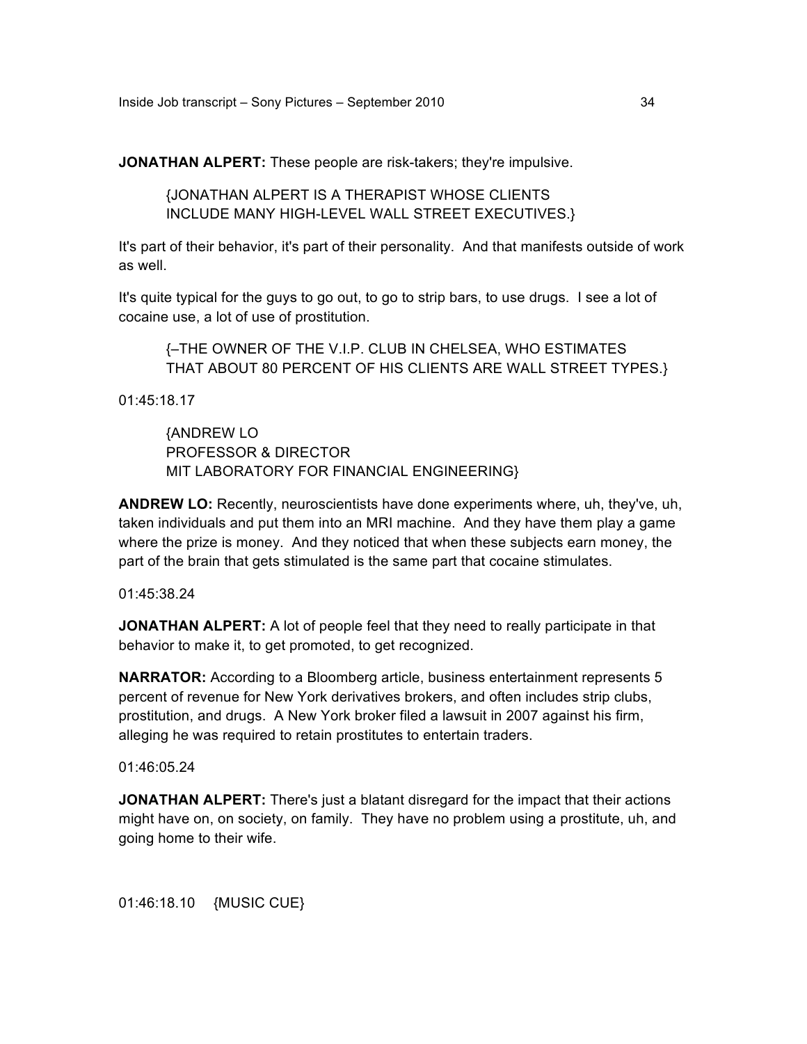**JONATHAN ALPERT:** These people are risk-takers; they're impulsive.

{JONATHAN ALPERT IS A THERAPIST WHOSE CLIENTS INCLUDE MANY HIGH-LEVEL WALL STREET EXECUTIVES.}

It's part of their behavior, it's part of their personality. And that manifests outside of work as well.

It's quite typical for the guys to go out, to go to strip bars, to use drugs. I see a lot of cocaine use, a lot of use of prostitution.

{–THE OWNER OF THE V.I.P. CLUB IN CHELSEA, WHO ESTIMATES THAT ABOUT 80 PERCENT OF HIS CLIENTS ARE WALL STREET TYPES.}

01:45:18.17

{ANDREW LO
PROFESSOR & DIRECTOR
MIT LABORATORY FOR FINANCIAL ENGINEERING}

**ANDREW LO:** Recently, neuroscientists have done experiments where, uh, they've, uh, taken individuals and put them into an MRI machine. And they have them play a game where the prize is money. And they noticed that when these subjects earn money, the part of the brain that gets stimulated is the same part that cocaine stimulates.

01:45:38.24

**JONATHAN ALPERT:** A lot of people feel that they need to really participate in that behavior to make it, to get promoted, to get recognized.

**NARRATOR:** According to a Bloomberg article, business entertainment represents 5 percent of revenue for New York derivatives brokers, and often includes strip clubs, prostitution, and drugs. A New York broker filed a lawsuit in 2007 against his firm, alleging he was required to retain prostitutes to entertain traders.

01:46:05.24

**JONATHAN ALPERT:** There's just a blatant disregard for the impact that their actions might have on, on society, on family. They have no problem using a prostitute, uh, and going home to their wife.

01:46:18.10 {MUSIC CUE}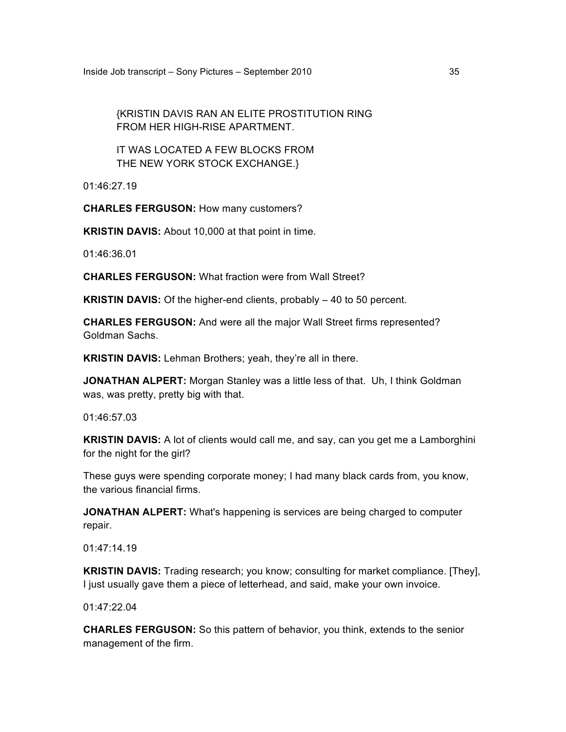{KRISTIN DAVIS RAN AN ELITE PROSTITUTION RING FROM HER HIGH-RISE APARTMENT.

IT WAS LOCATED A FEW BLOCKS FROM THE NEW YORK STOCK EXCHANGE.}

01:46:27.19

**CHARLES FERGUSON:** How many customers?

**KRISTIN DAVIS:** About 10,000 at that point in time.

01:46:36.01

**CHARLES FERGUSON:** What fraction were from Wall Street?

**KRISTIN DAVIS:** Of the higher-end clients, probably – 40 to 50 percent.

**CHARLES FERGUSON:** And were all the major Wall Street firms represented? Goldman Sachs.

**KRISTIN DAVIS:** Lehman Brothers; yeah, they're all in there.

**JONATHAN ALPERT:** Morgan Stanley was a little less of that. Uh, I think Goldman was, was pretty, pretty big with that.

01:46:57.03

**KRISTIN DAVIS:** A lot of clients would call me, and say, can you get me a Lamborghini for the night for the girl?

These guys were spending corporate money; I had many black cards from, you know, the various financial firms.

**JONATHAN ALPERT:** What's happening is services are being charged to computer repair.

01:47:14.19

**KRISTIN DAVIS:** Trading research; you know; consulting for market compliance. [They], I just usually gave them a piece of letterhead, and said, make your own invoice.

01:47:22.04

**CHARLES FERGUSON:** So this pattern of behavior, you think, extends to the senior management of the firm.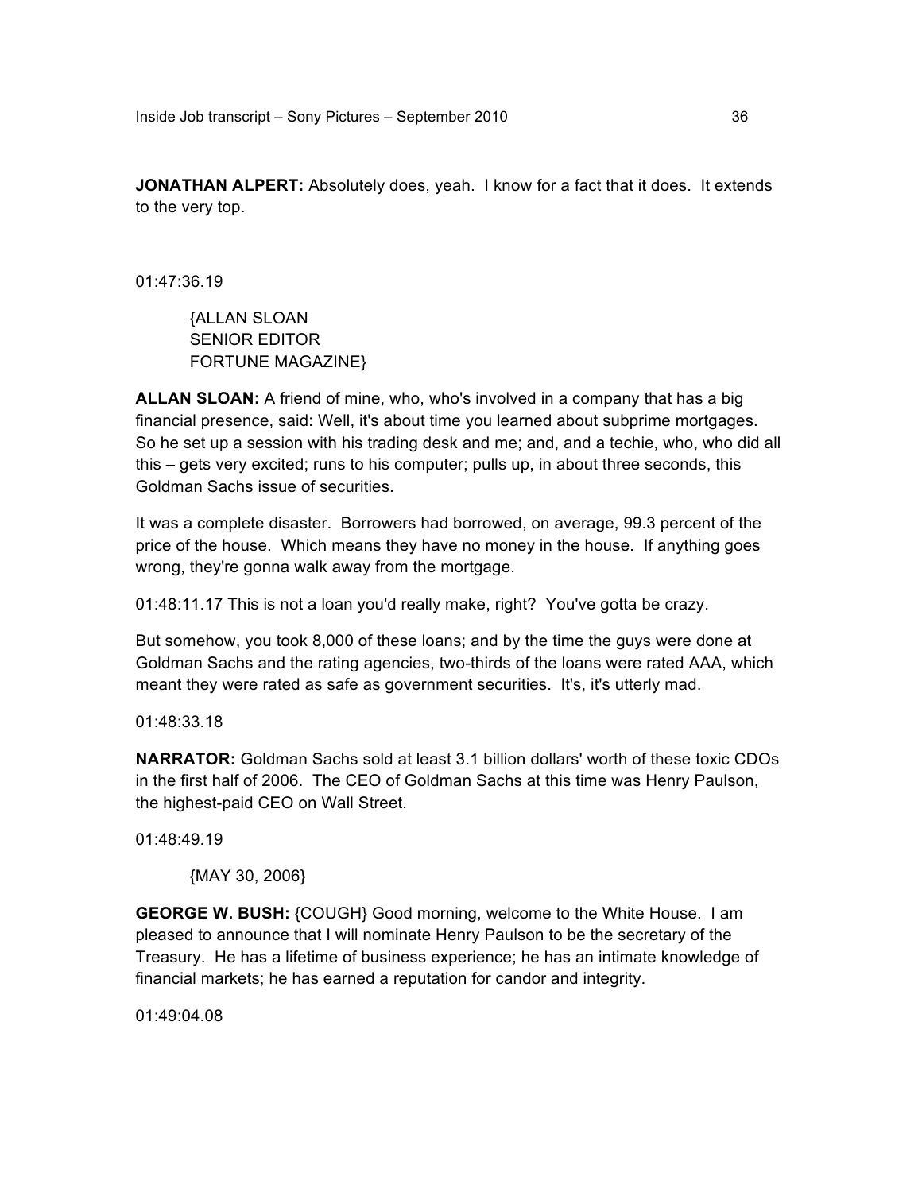**JONATHAN ALPERT:** Absolutely does, yeah. I know for a fact that it does. It extends to the very top.

01:47:36.19

{ALLAN SLOAN
SENIOR EDITOR
FORTUNE MAGAZINE}

**ALLAN SLOAN:** A friend of mine, who, who's involved in a company that has a big financial presence, said: Well, it's about time you learned about subprime mortgages. So he set up a session with his trading desk and me; and, and a techie, who, who did all this – gets very excited; runs to his computer; pulls up, in about three seconds, this Goldman Sachs issue of securities.

It was a complete disaster. Borrowers had borrowed, on average, 99.3 percent of the price of the house. Which means they have no money in the house. If anything goes wrong, they're gonna walk away from the mortgage.

01:48:11.17 This is not a loan you'd really make, right? You've gotta be crazy.

But somehow, you took 8,000 of these loans; and by the time the guys were done at Goldman Sachs and the rating agencies, two-thirds of the loans were rated AAA, which meant they were rated as safe as government securities. It's, it's utterly mad.

01:48:33.18

**NARRATOR:** Goldman Sachs sold at least 3.1 billion dollars' worth of these toxic CDOs in the first half of 2006. The CEO of Goldman Sachs at this time was Henry Paulson, the highest-paid CEO on Wall Street.

01:48:49.19

{MAY 30, 2006}

**GEORGE W. BUSH:** {COUGH} Good morning, welcome to the White House. I am pleased to announce that I will nominate Henry Paulson to be the secretary of the Treasury. He has a lifetime of business experience; he has an intimate knowledge of financial markets; he has earned a reputation for candor and integrity.

01:49:04.08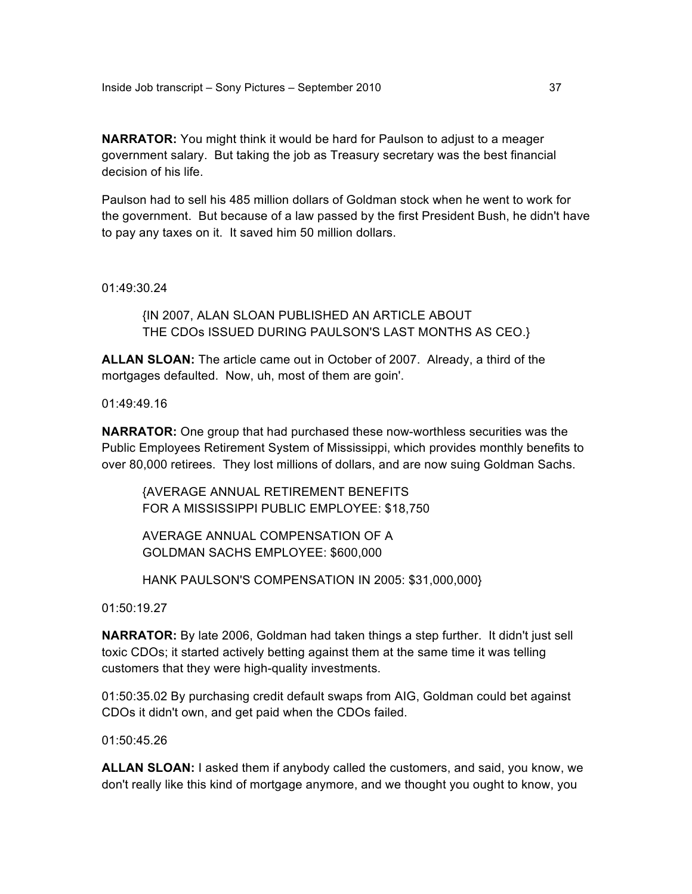**NARRATOR:** You might think it would be hard for Paulson to adjust to a meager government salary. But taking the job as Treasury secretary was the best financial decision of his life.

Paulson had to sell his 485 million dollars of Goldman stock when he went to work for the government. But because of a law passed by the first President Bush, he didn't have to pay any taxes on it. It saved him 50 million dollars.

01:49:30.24

> {IN 2007, ALAN SLOAN PUBLISHED AN ARTICLE ABOUT THE CDOs ISSUED DURING PAULSON'S LAST MONTHS AS CEO.}

**ALLAN SLOAN:** The article came out in October of 2007. Already, a third of the mortgages defaulted. Now, uh, most of them are goin'.

01:49:49.16

**NARRATOR:** One group that had purchased these now-worthless securities was the Public Employees Retirement System of Mississippi, which provides monthly benefits to over 80,000 retirees. They lost millions of dollars, and are now suing Goldman Sachs.

> {AVERAGE ANNUAL RETIREMENT BENEFITS FOR A MISSISSIPPI PUBLIC EMPLOYEE: $18,750
>
> AVERAGE ANNUAL COMPENSATION OF A GOLDMAN SACHS EMPLOYEE: $600,000
>
> HANK PAULSON'S COMPENSATION IN 2005: $31,000,000}

01:50:19.27

**NARRATOR:** By late 2006, Goldman had taken things a step further. It didn't just sell toxic CDOs; it started actively betting against them at the same time it was telling customers that they were high-quality investments.

01:50:35.02 By purchasing credit default swaps from AIG, Goldman could bet against CDOs it didn't own, and get paid when the CDOs failed.

01:50:45.26

**ALLAN SLOAN:** I asked them if anybody called the customers, and said, you know, we don't really like this kind of mortgage anymore, and we thought you ought to know, you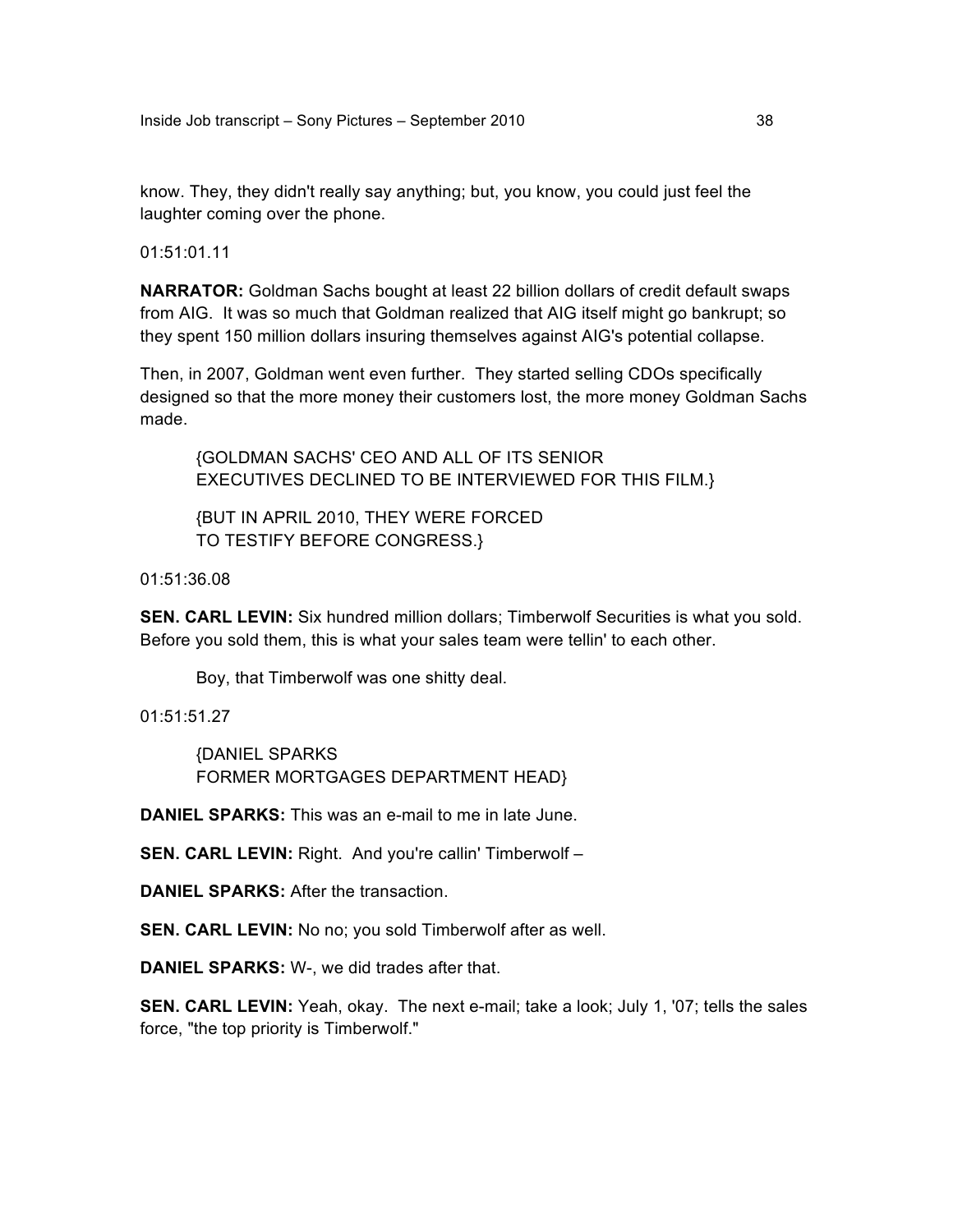know. They, they didn't really say anything; but, you know, you could just feel the laughter coming over the phone.

01:51:01.11

**NARRATOR:** Goldman Sachs bought at least 22 billion dollars of credit default swaps from AIG. It was so much that Goldman realized that AIG itself might go bankrupt; so they spent 150 million dollars insuring themselves against AIG's potential collapse.

Then, in 2007, Goldman went even further. They started selling CDOs specifically designed so that the more money their customers lost, the more money Goldman Sachs made.

> {GOLDMAN SACHS' CEO AND ALL OF ITS SENIOR EXECUTIVES DECLINED TO BE INTERVIEWED FOR THIS FILM.}
>
> {BUT IN APRIL 2010, THEY WERE FORCED TO TESTIFY BEFORE CONGRESS.}

01:51:36.08

**SEN. CARL LEVIN:** Six hundred million dollars; Timberwolf Securities is what you sold. Before you sold them, this is what your sales team were tellin' to each other.

> Boy, that Timberwolf was one shitty deal.

01:51:51.27

> {DANIEL SPARKS
> FORMER MORTGAGES DEPARTMENT HEAD}

**DANIEL SPARKS:** This was an e-mail to me in late June.

**SEN. CARL LEVIN:** Right. And you're callin' Timberwolf –

**DANIEL SPARKS:** After the transaction.

**SEN. CARL LEVIN:** No no; you sold Timberwolf after as well.

**DANIEL SPARKS:** W-, we did trades after that.

**SEN. CARL LEVIN:** Yeah, okay. The next e-mail; take a look; July 1, '07; tells the sales force, "the top priority is Timberwolf."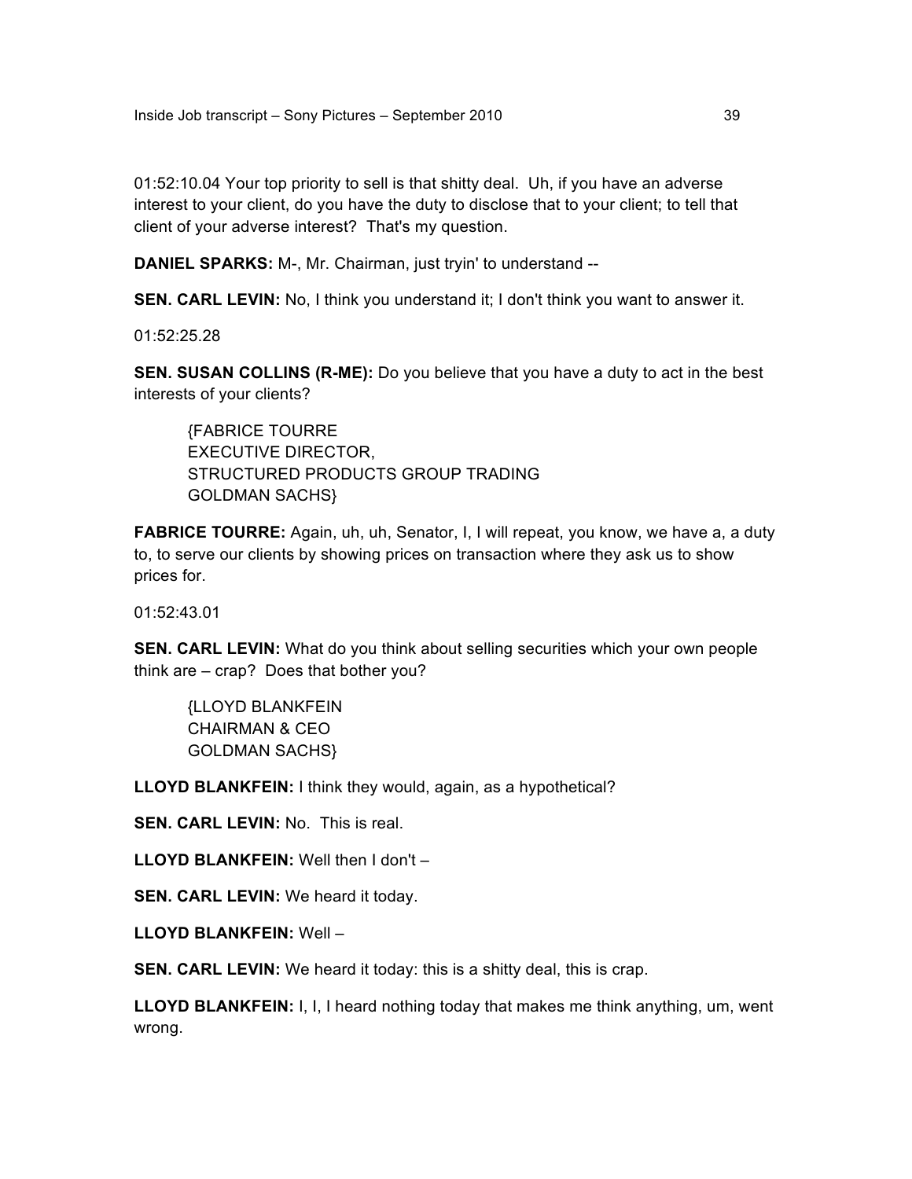01:52:10.04 Your top priority to sell is that shitty deal. Uh, if you have an adverse interest to your client, do you have the duty to disclose that to your client; to tell that client of your adverse interest? That's my question.

**DANIEL SPARKS:** M-, Mr. Chairman, just tryin' to understand --

**SEN. CARL LEVIN:** No, I think you understand it; I don't think you want to answer it.

01:52:25.28

**SEN. SUSAN COLLINS (R-ME):** Do you believe that you have a duty to act in the best interests of your clients?

> {FABRICE TOURRE
> EXECUTIVE DIRECTOR,
> STRUCTURED PRODUCTS GROUP TRADING
> GOLDMAN SACHS}

**FABRICE TOURRE:** Again, uh, uh, Senator, I, I will repeat, you know, we have a, a duty to, to serve our clients by showing prices on transaction where they ask us to show prices for.

01:52:43.01

**SEN. CARL LEVIN:** What do you think about selling securities which your own people think are – crap? Does that bother you?

> {LLOYD BLANKFEIN
> CHAIRMAN & CEO
> GOLDMAN SACHS}

**LLOYD BLANKFEIN:** I think they would, again, as a hypothetical?

**SEN. CARL LEVIN:** No. This is real.

**LLOYD BLANKFEIN:** Well then I don't –

**SEN. CARL LEVIN:** We heard it today.

**LLOYD BLANKFEIN:** Well –

**SEN. CARL LEVIN:** We heard it today: this is a shitty deal, this is crap.

**LLOYD BLANKFEIN:** I, I, I heard nothing today that makes me think anything, um, went wrong.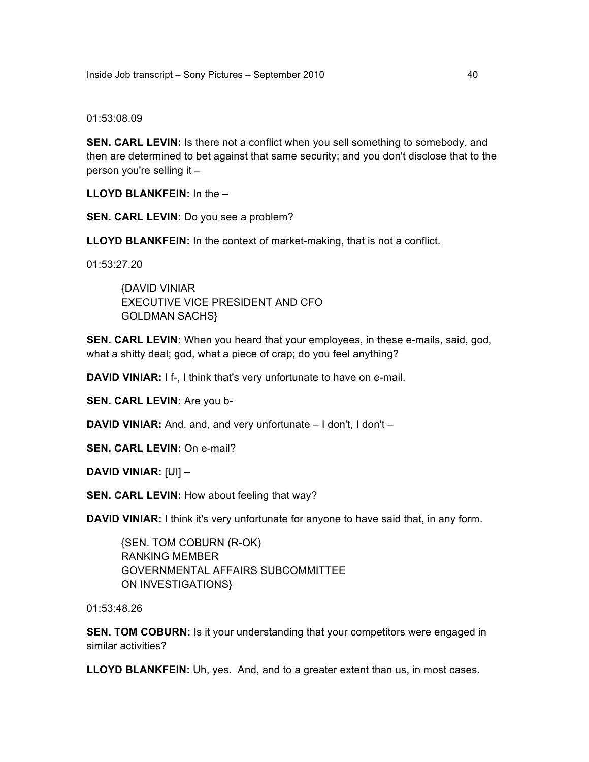01:53:08.09

**SEN. CARL LEVIN:** Is there not a conflict when you sell something to somebody, and then are determined to bet against that same security; and you don't disclose that to the person you're selling it –

**LLOYD BLANKFEIN:** In the –

**SEN. CARL LEVIN:** Do you see a problem?

**LLOYD BLANKFEIN:** In the context of market-making, that is not a conflict.

01:53:27.20

> {DAVID VINIAR
> EXECUTIVE VICE PRESIDENT AND CFO
> GOLDMAN SACHS}

**SEN. CARL LEVIN:** When you heard that your employees, in these e-mails, said, god, what a shitty deal; god, what a piece of crap; do you feel anything?

**DAVID VINIAR:** I f-, I think that's very unfortunate to have on e-mail.

**SEN. CARL LEVIN:** Are you b-

**DAVID VINIAR:** And, and, and very unfortunate – I don't, I don't –

**SEN. CARL LEVIN:** On e-mail?

**DAVID VINIAR:** [UI] –

**SEN. CARL LEVIN:** How about feeling that way?

**DAVID VINIAR:** I think it's very unfortunate for anyone to have said that, in any form.

> {SEN. TOM COBURN (R-OK)
> RANKING MEMBER
> GOVERNMENTAL AFFAIRS SUBCOMMITTEE
> ON INVESTIGATIONS}

01:53:48.26

**SEN. TOM COBURN:** Is it your understanding that your competitors were engaged in similar activities?

**LLOYD BLANKFEIN:** Uh, yes. And, and to a greater extent than us, in most cases.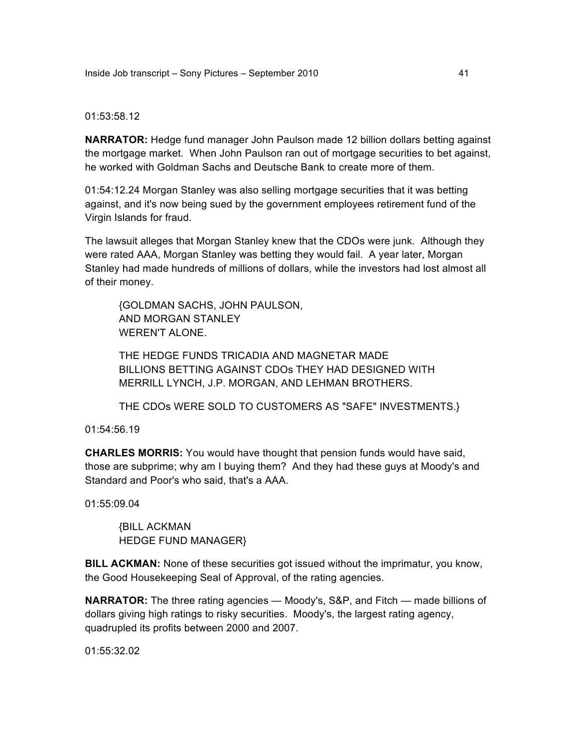01:53:58.12

**NARRATOR:** Hedge fund manager John Paulson made 12 billion dollars betting against the mortgage market. When John Paulson ran out of mortgage securities to bet against, he worked with Goldman Sachs and Deutsche Bank to create more of them.

01:54:12.24 Morgan Stanley was also selling mortgage securities that it was betting against, and it's now being sued by the government employees retirement fund of the Virgin Islands for fraud.

The lawsuit alleges that Morgan Stanley knew that the CDOs were junk. Although they were rated AAA, Morgan Stanley was betting they would fail. A year later, Morgan Stanley had made hundreds of millions of dollars, while the investors had lost almost all of their money.

> {GOLDMAN SACHS, JOHN PAULSON,
> AND MORGAN STANLEY
> WEREN'T ALONE.
>
> THE HEDGE FUNDS TRICADIA AND MAGNETAR MADE
> BILLIONS BETTING AGAINST CDOs THEY HAD DESIGNED WITH
> MERRILL LYNCH, J.P. MORGAN, AND LEHMAN BROTHERS.
>
> THE CDOs WERE SOLD TO CUSTOMERS AS "SAFE" INVESTMENTS.}

01:54:56.19

**CHARLES MORRIS:** You would have thought that pension funds would have said, those are subprime; why am I buying them? And they had these guys at Moody's and Standard and Poor's who said, that's a AAA.

01:55:09.04

> {BILL ACKMAN
> HEDGE FUND MANAGER}

**BILL ACKMAN:** None of these securities got issued without the imprimatur, you know, the Good Housekeeping Seal of Approval, of the rating agencies.

**NARRATOR:** The three rating agencies — Moody's, S&P, and Fitch — made billions of dollars giving high ratings to risky securities. Moody's, the largest rating agency, quadrupled its profits between 2000 and 2007.

01:55:32.02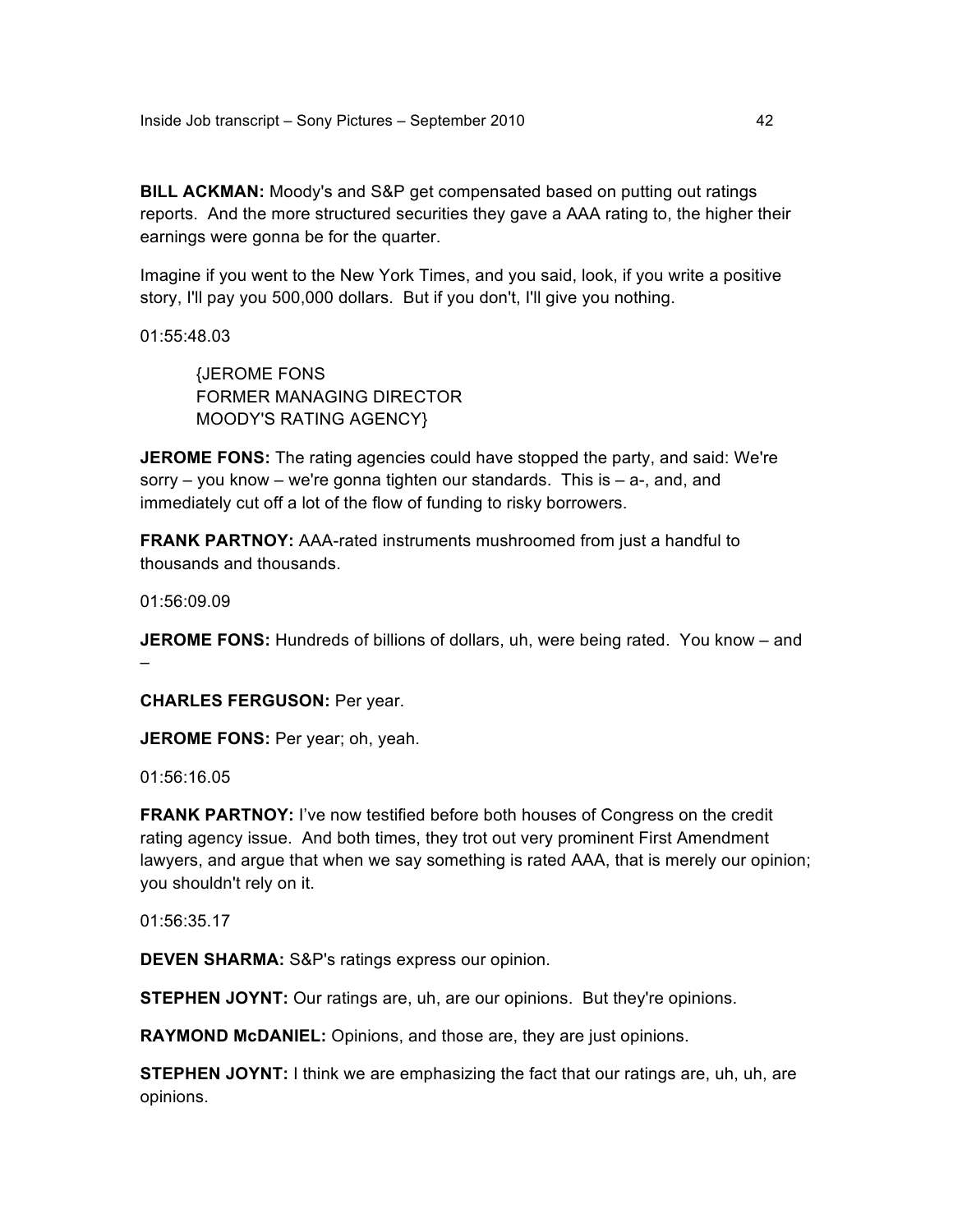**BILL ACKMAN:** Moody's and S&P get compensated based on putting out ratings reports. And the more structured securities they gave a AAA rating to, the higher their earnings were gonna be for the quarter.

Imagine if you went to the New York Times, and you said, look, if you write a positive story, I'll pay you 500,000 dollars. But if you don't, I'll give you nothing.

01:55:48.03

{JEROME FONS
FORMER MANAGING DIRECTOR
MOODY'S RATING AGENCY}

**JEROME FONS:** The rating agencies could have stopped the party, and said: We're sorry – you know – we're gonna tighten our standards. This is – a-, and, and immediately cut off a lot of the flow of funding to risky borrowers.

**FRANK PARTNOY:** AAA-rated instruments mushroomed from just a handful to thousands and thousands.

01:56:09.09

**JEROME FONS:** Hundreds of billions of dollars, uh, were being rated. You know – and –

**CHARLES FERGUSON:** Per year.

**JEROME FONS:** Per year; oh, yeah.

01:56:16.05

**FRANK PARTNOY:** I've now testified before both houses of Congress on the credit rating agency issue. And both times, they trot out very prominent First Amendment lawyers, and argue that when we say something is rated AAA, that is merely our opinion; you shouldn't rely on it.

01:56:35.17

**DEVEN SHARMA:** S&P's ratings express our opinion.

**STEPHEN JOYNT:** Our ratings are, uh, are our opinions. But they're opinions.

**RAYMOND McDANIEL:** Opinions, and those are, they are just opinions.

**STEPHEN JOYNT:** I think we are emphasizing the fact that our ratings are, uh, uh, are opinions.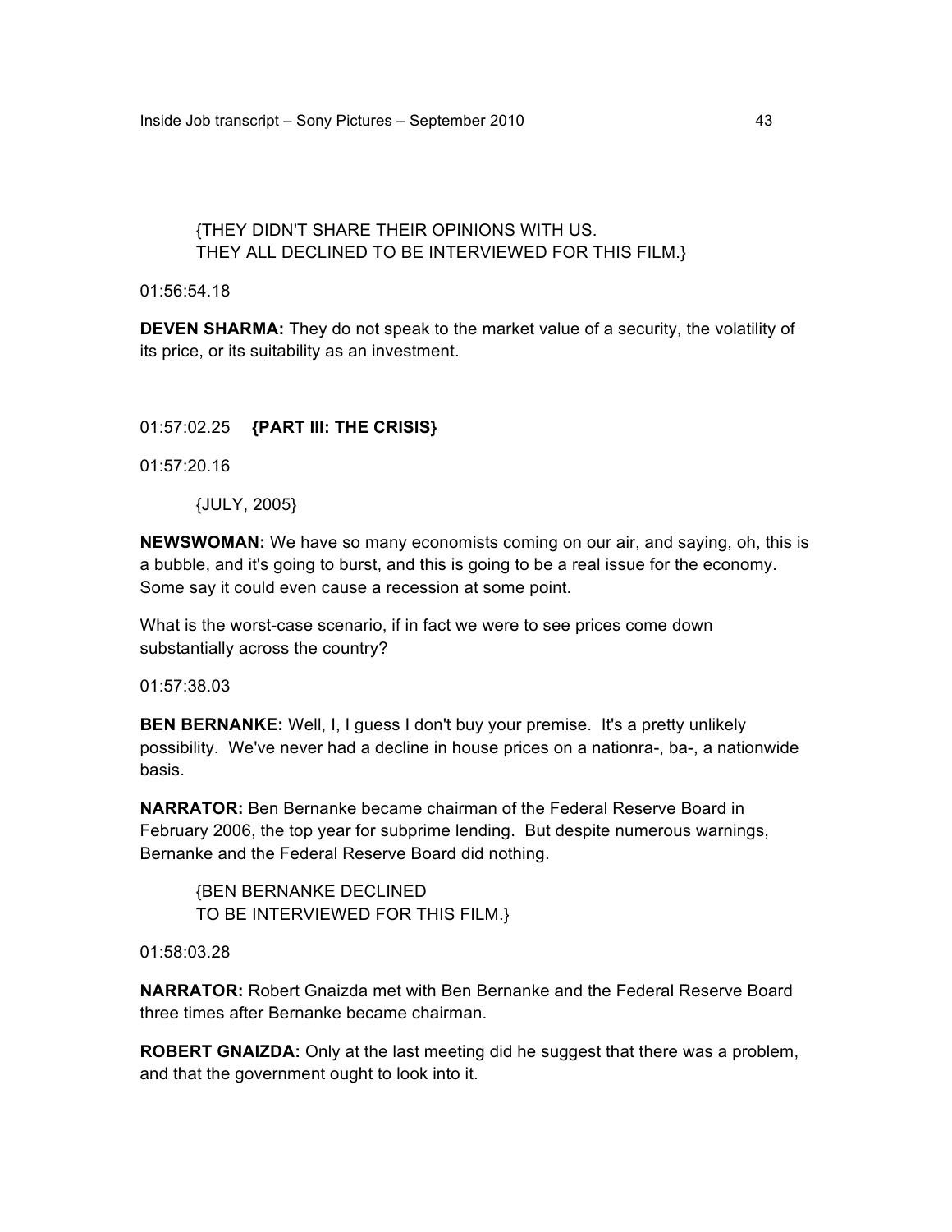{THEY DIDN'T SHARE THEIR OPINIONS WITH US.
THEY ALL DECLINED TO BE INTERVIEWED FOR THIS FILM.}

01:56:54.18

**DEVEN SHARMA:** They do not speak to the market value of a security, the volatility of its price, or its suitability as an investment.

01:57:02.25 **{PART III: THE CRISIS}**

01:57:20.16

{JULY, 2005}

**NEWSWOMAN:** We have so many economists coming on our air, and saying, oh, this is a bubble, and it's going to burst, and this is going to be a real issue for the economy. Some say it could even cause a recession at some point.

What is the worst-case scenario, if in fact we were to see prices come down substantially across the country?

01:57:38.03

**BEN BERNANKE:** Well, I, I guess I don't buy your premise. It's a pretty unlikely possibility. We've never had a decline in house prices on a nationra-, ba-, a nationwide basis.

**NARRATOR:** Ben Bernanke became chairman of the Federal Reserve Board in February 2006, the top year for subprime lending. But despite numerous warnings, Bernanke and the Federal Reserve Board did nothing.

{BEN BERNANKE DECLINED
TO BE INTERVIEWED FOR THIS FILM.}

01:58:03.28

**NARRATOR:** Robert Gnaizda met with Ben Bernanke and the Federal Reserve Board three times after Bernanke became chairman.

**ROBERT GNAIZDA:** Only at the last meeting did he suggest that there was a problem, and that the government ought to look into it.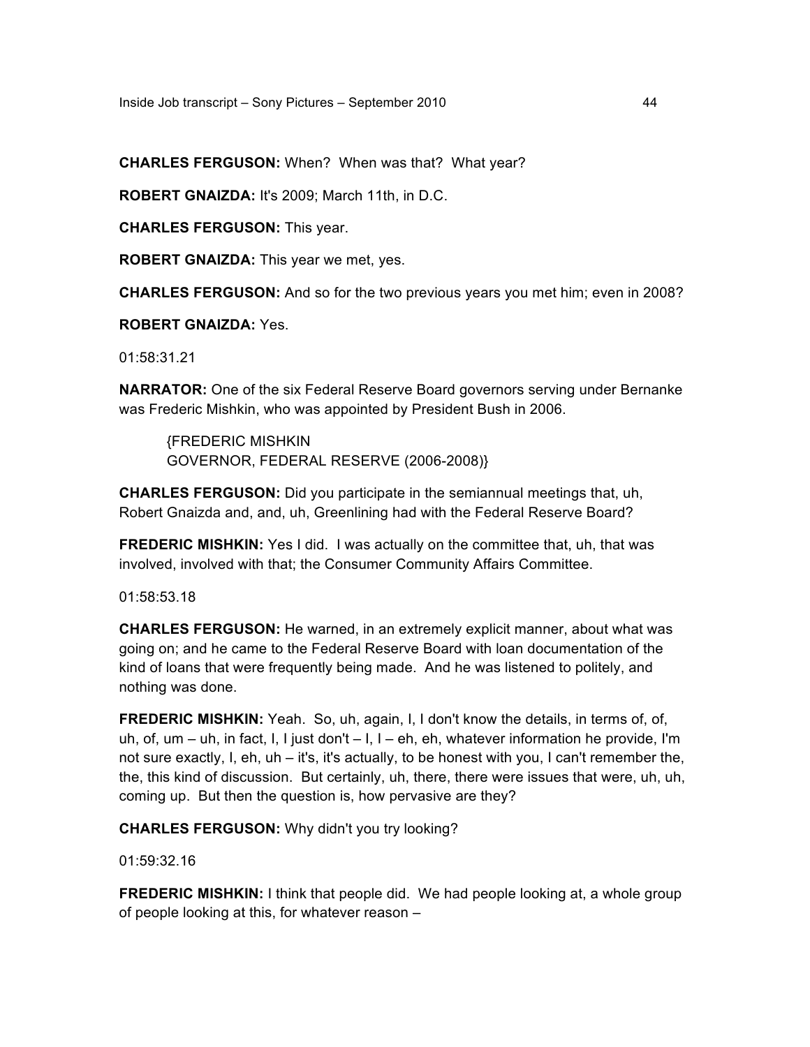**CHARLES FERGUSON:** When? When was that? What year?

**ROBERT GNAIZDA:** It's 2009; March 11th, in D.C.

**CHARLES FERGUSON:** This year.

**ROBERT GNAIZDA:** This year we met, yes.

**CHARLES FERGUSON:** And so for the two previous years you met him; even in 2008?

**ROBERT GNAIZDA:** Yes.

01:58:31.21

**NARRATOR:** One of the six Federal Reserve Board governors serving under Bernanke was Frederic Mishkin, who was appointed by President Bush in 2006.

{FREDERIC MISHKIN
GOVERNOR, FEDERAL RESERVE (2006-2008)}

**CHARLES FERGUSON:** Did you participate in the semiannual meetings that, uh, Robert Gnaizda and, and, uh, Greenlining had with the Federal Reserve Board?

**FREDERIC MISHKIN:** Yes I did. I was actually on the committee that, uh, that was involved, involved with that; the Consumer Community Affairs Committee.

01:58:53.18

**CHARLES FERGUSON:** He warned, in an extremely explicit manner, about what was going on; and he came to the Federal Reserve Board with loan documentation of the kind of loans that were frequently being made. And he was listened to politely, and nothing was done.

**FREDERIC MISHKIN:** Yeah. So, uh, again, I, I don't know the details, in terms of, of, uh, of, um – uh, in fact, I, I just don't – I, I – eh, eh, whatever information he provide, I'm not sure exactly, I, eh, uh – it's, it's actually, to be honest with you, I can't remember the, the, this kind of discussion. But certainly, uh, there, there were issues that were, uh, uh, coming up. But then the question is, how pervasive are they?

**CHARLES FERGUSON:** Why didn't you try looking?

01:59:32.16

**FREDERIC MISHKIN:** I think that people did. We had people looking at, a whole group of people looking at this, for whatever reason –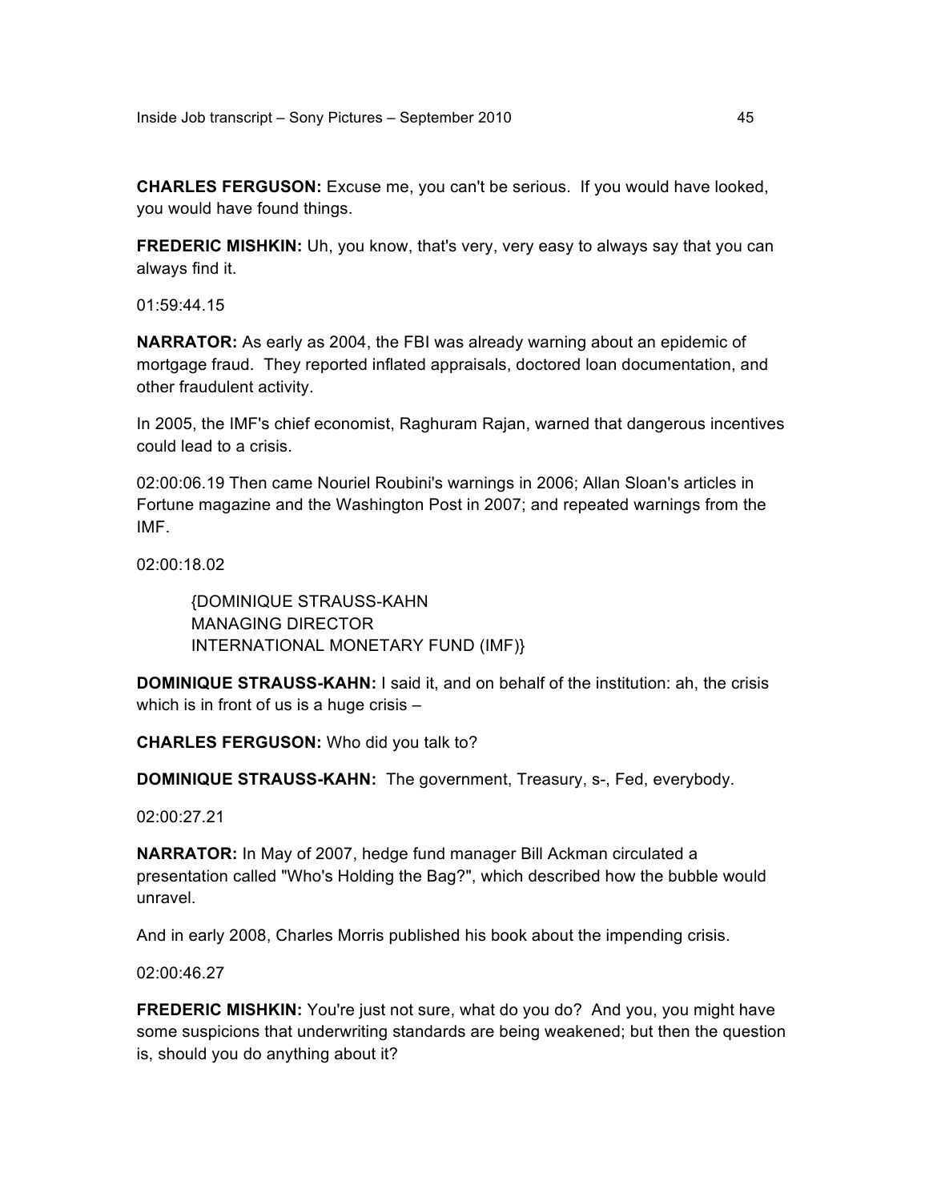**CHARLES FERGUSON:** Excuse me, you can't be serious. If you would have looked, you would have found things.

**FREDERIC MISHKIN:** Uh, you know, that's very, very easy to always say that you can always find it.

01:59:44.15

**NARRATOR:** As early as 2004, the FBI was already warning about an epidemic of mortgage fraud. They reported inflated appraisals, doctored loan documentation, and other fraudulent activity.

In 2005, the IMF's chief economist, Raghuram Rajan, warned that dangerous incentives could lead to a crisis.

02:00:06.19 Then came Nouriel Roubini's warnings in 2006; Allan Sloan's articles in Fortune magazine and the Washington Post in 2007; and repeated warnings from the IMF.

02:00:18.02

> {DOMINIQUE STRAUSS-KAHN
> MANAGING DIRECTOR
> INTERNATIONAL MONETARY FUND (IMF)}

**DOMINIQUE STRAUSS-KAHN:** I said it, and on behalf of the institution: ah, the crisis which is in front of us is a huge crisis –

**CHARLES FERGUSON:** Who did you talk to?

**DOMINIQUE STRAUSS-KAHN:** The government, Treasury, s-, Fed, everybody.

02:00:27.21

**NARRATOR:** In May of 2007, hedge fund manager Bill Ackman circulated a presentation called "Who's Holding the Bag?", which described how the bubble would unravel.

And in early 2008, Charles Morris published his book about the impending crisis.

02:00:46.27

**FREDERIC MISHKIN:** You're just not sure, what do you do? And you, you might have some suspicions that underwriting standards are being weakened; but then the question is, should you do anything about it?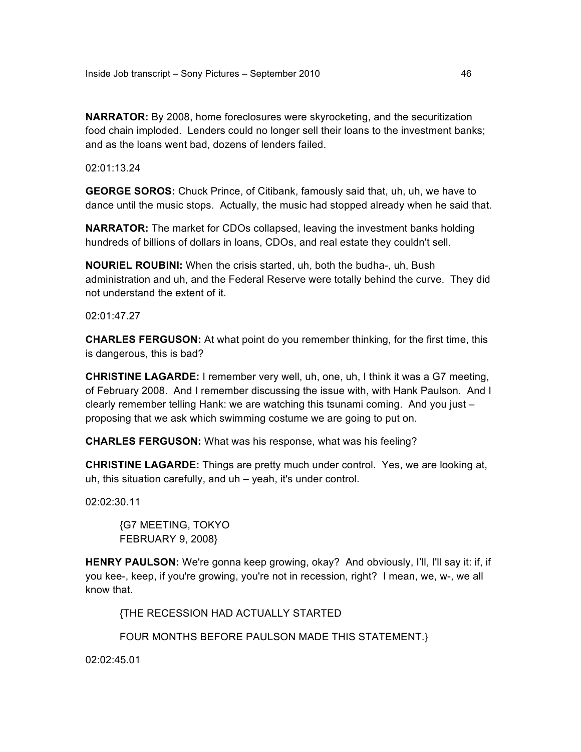**NARRATOR:** By 2008, home foreclosures were skyrocketing, and the securitization food chain imploded. Lenders could no longer sell their loans to the investment banks; and as the loans went bad, dozens of lenders failed.

02:01:13.24

**GEORGE SOROS:** Chuck Prince, of Citibank, famously said that, uh, uh, we have to dance until the music stops. Actually, the music had stopped already when he said that.

**NARRATOR:** The market for CDOs collapsed, leaving the investment banks holding hundreds of billions of dollars in loans, CDOs, and real estate they couldn't sell.

**NOURIEL ROUBINI:** When the crisis started, uh, both the budha-, uh, Bush administration and uh, and the Federal Reserve were totally behind the curve. They did not understand the extent of it.

02:01:47.27

**CHARLES FERGUSON:** At what point do you remember thinking, for the first time, this is dangerous, this is bad?

**CHRISTINE LAGARDE:** I remember very well, uh, one, uh, I think it was a G7 meeting, of February 2008. And I remember discussing the issue with, with Hank Paulson. And I clearly remember telling Hank: we are watching this tsunami coming. And you just – proposing that we ask which swimming costume we are going to put on.

**CHARLES FERGUSON:** What was his response, what was his feeling?

**CHRISTINE LAGARDE:** Things are pretty much under control. Yes, we are looking at, uh, this situation carefully, and uh – yeah, it's under control.

02:02:30.11

{G7 MEETING, TOKYO
FEBRUARY 9, 2008}

**HENRY PAULSON:** We're gonna keep growing, okay? And obviously, I'll, I'll say it: if, if you kee-, keep, if you're growing, you're not in recession, right? I mean, we, w-, we all know that.

{THE RECESSION HAD ACTUALLY STARTED

FOUR MONTHS BEFORE PAULSON MADE THIS STATEMENT.}

02:02:45.01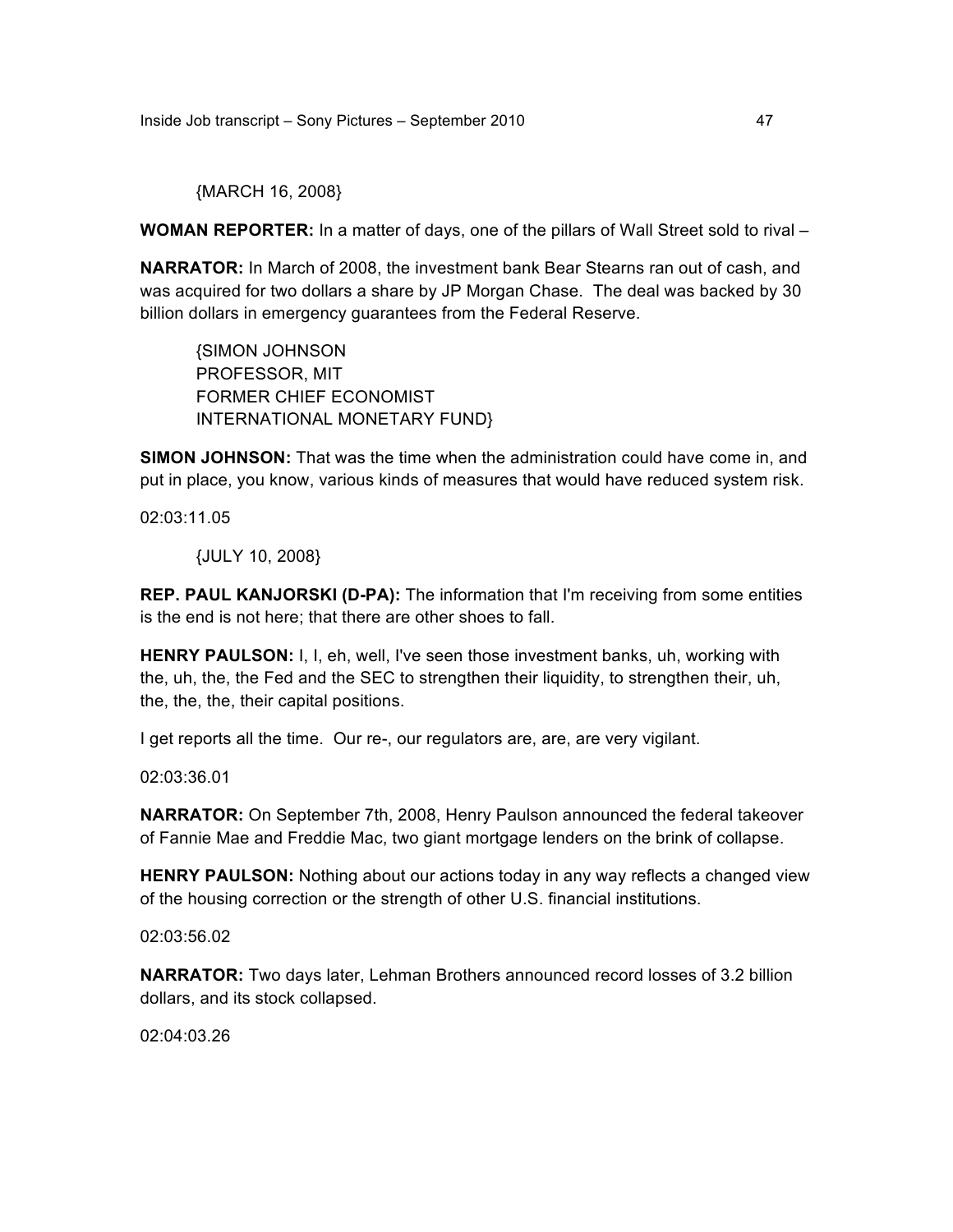{MARCH 16, 2008}

**WOMAN REPORTER:** In a matter of days, one of the pillars of Wall Street sold to rival –

**NARRATOR:** In March of 2008, the investment bank Bear Stearns ran out of cash, and was acquired for two dollars a share by JP Morgan Chase. The deal was backed by 30 billion dollars in emergency guarantees from the Federal Reserve.

{SIMON JOHNSON
PROFESSOR, MIT
FORMER CHIEF ECONOMIST
INTERNATIONAL MONETARY FUND}

**SIMON JOHNSON:** That was the time when the administration could have come in, and put in place, you know, various kinds of measures that would have reduced system risk.

02:03:11.05

{JULY 10, 2008}

**REP. PAUL KANJORSKI (D-PA):** The information that I'm receiving from some entities is the end is not here; that there are other shoes to fall.

**HENRY PAULSON:** I, I, eh, well, I've seen those investment banks, uh, working with the, uh, the, the Fed and the SEC to strengthen their liquidity, to strengthen their, uh, the, the, the, their capital positions.

I get reports all the time. Our re-, our regulators are, are, are very vigilant.

02:03:36.01

**NARRATOR:** On September 7th, 2008, Henry Paulson announced the federal takeover of Fannie Mae and Freddie Mac, two giant mortgage lenders on the brink of collapse.

**HENRY PAULSON:** Nothing about our actions today in any way reflects a changed view of the housing correction or the strength of other U.S. financial institutions.

02:03:56.02

**NARRATOR:** Two days later, Lehman Brothers announced record losses of 3.2 billion dollars, and its stock collapsed.

02:04:03.26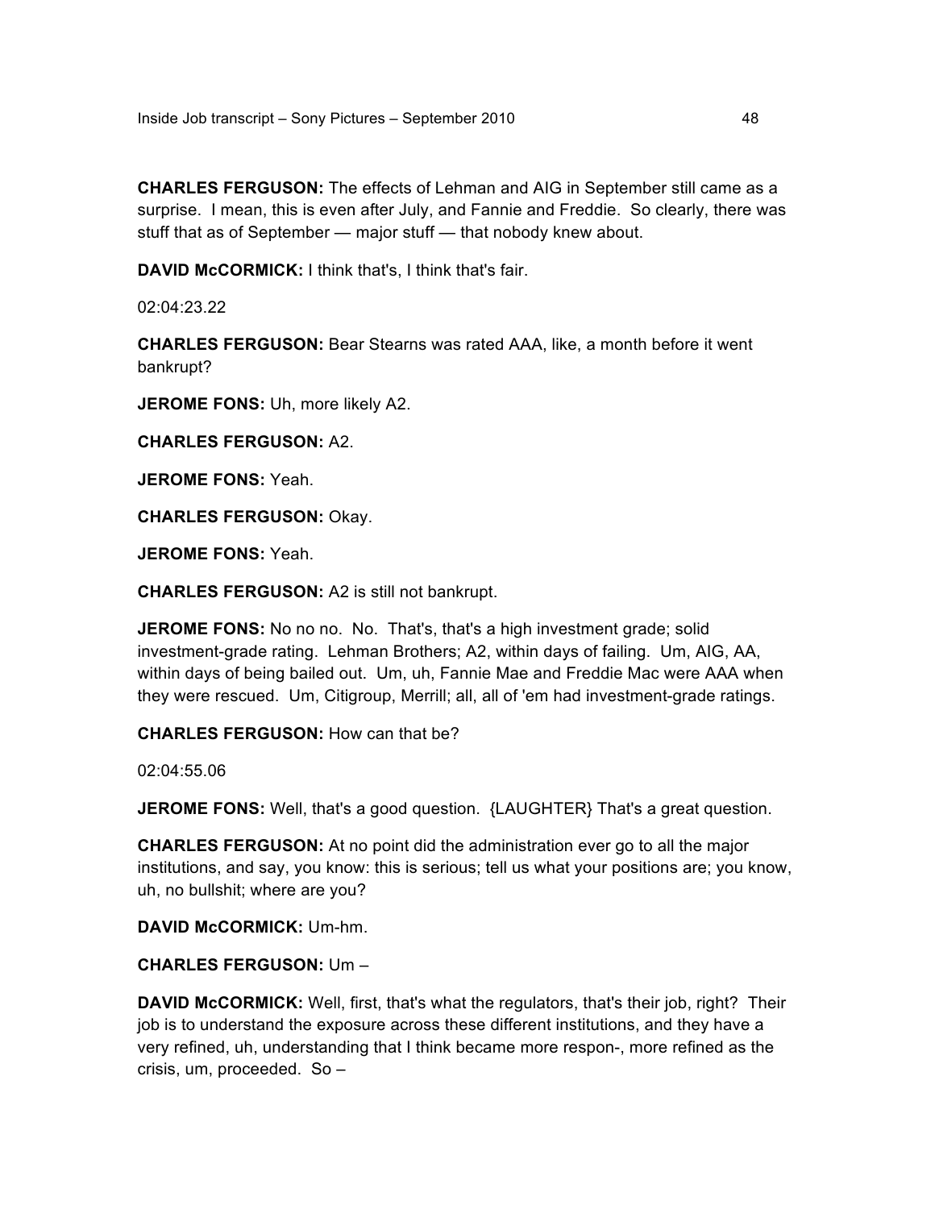**CHARLES FERGUSON:** The effects of Lehman and AIG in September still came as a surprise. I mean, this is even after July, and Fannie and Freddie. So clearly, there was stuff that as of September — major stuff — that nobody knew about.

**DAVID McCORMICK:** I think that's, I think that's fair.

02:04:23.22

**CHARLES FERGUSON:** Bear Stearns was rated AAA, like, a month before it went bankrupt?

**JEROME FONS:** Uh, more likely A2.

**CHARLES FERGUSON:** A2.

**JEROME FONS:** Yeah.

**CHARLES FERGUSON:** Okay.

**JEROME FONS:** Yeah.

**CHARLES FERGUSON:** A2 is still not bankrupt.

**JEROME FONS:** No no no. No. That's, that's a high investment grade; solid investment-grade rating. Lehman Brothers; A2, within days of failing. Um, AIG, AA, within days of being bailed out. Um, uh, Fannie Mae and Freddie Mac were AAA when they were rescued. Um, Citigroup, Merrill; all, all of 'em had investment-grade ratings.

**CHARLES FERGUSON:** How can that be?

02:04:55.06

**JEROME FONS:** Well, that's a good question. {LAUGHTER} That's a great question.

**CHARLES FERGUSON:** At no point did the administration ever go to all the major institutions, and say, you know: this is serious; tell us what your positions are; you know, uh, no bullshit; where are you?

**DAVID McCORMICK:** Um-hm.

**CHARLES FERGUSON:** Um –

**DAVID McCORMICK:** Well, first, that's what the regulators, that's their job, right? Their job is to understand the exposure across these different institutions, and they have a very refined, uh, understanding that I think became more respon-, more refined as the crisis, um, proceeded. So –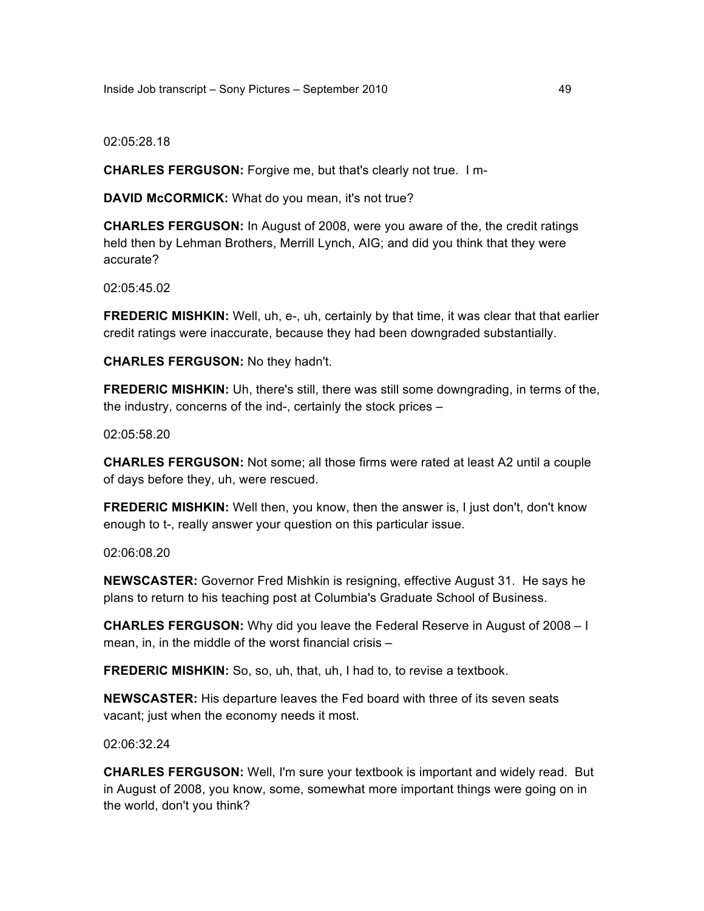02:05:28.18

**CHARLES FERGUSON:** Forgive me, but that's clearly not true. I m-

**DAVID McCORMICK:** What do you mean, it's not true?

**CHARLES FERGUSON:** In August of 2008, were you aware of the, the credit ratings held then by Lehman Brothers, Merrill Lynch, AIG; and did you think that they were accurate?

02:05:45.02

**FREDERIC MISHKIN:** Well, uh, e-, uh, certainly by that time, it was clear that that earlier credit ratings were inaccurate, because they had been downgraded substantially.

**CHARLES FERGUSON:** No they hadn't.

**FREDERIC MISHKIN:** Uh, there's still, there was still some downgrading, in terms of the, the industry, concerns of the ind-, certainly the stock prices –

02:05:58.20

**CHARLES FERGUSON:** Not some; all those firms were rated at least A2 until a couple of days before they, uh, were rescued.

**FREDERIC MISHKIN:** Well then, you know, then the answer is, I just don't, don't know enough to t-, really answer your question on this particular issue.

02:06:08.20

**NEWSCASTER:** Governor Fred Mishkin is resigning, effective August 31. He says he plans to return to his teaching post at Columbia's Graduate School of Business.

**CHARLES FERGUSON:** Why did you leave the Federal Reserve in August of 2008 – I mean, in, in the middle of the worst financial crisis –

**FREDERIC MISHKIN:** So, so, uh, that, uh, I had to, to revise a textbook.

**NEWSCASTER:** His departure leaves the Fed board with three of its seven seats vacant; just when the economy needs it most.

02:06:32.24

**CHARLES FERGUSON:** Well, I'm sure your textbook is important and widely read. But in August of 2008, you know, some, somewhat more important things were going on in the world, don't you think?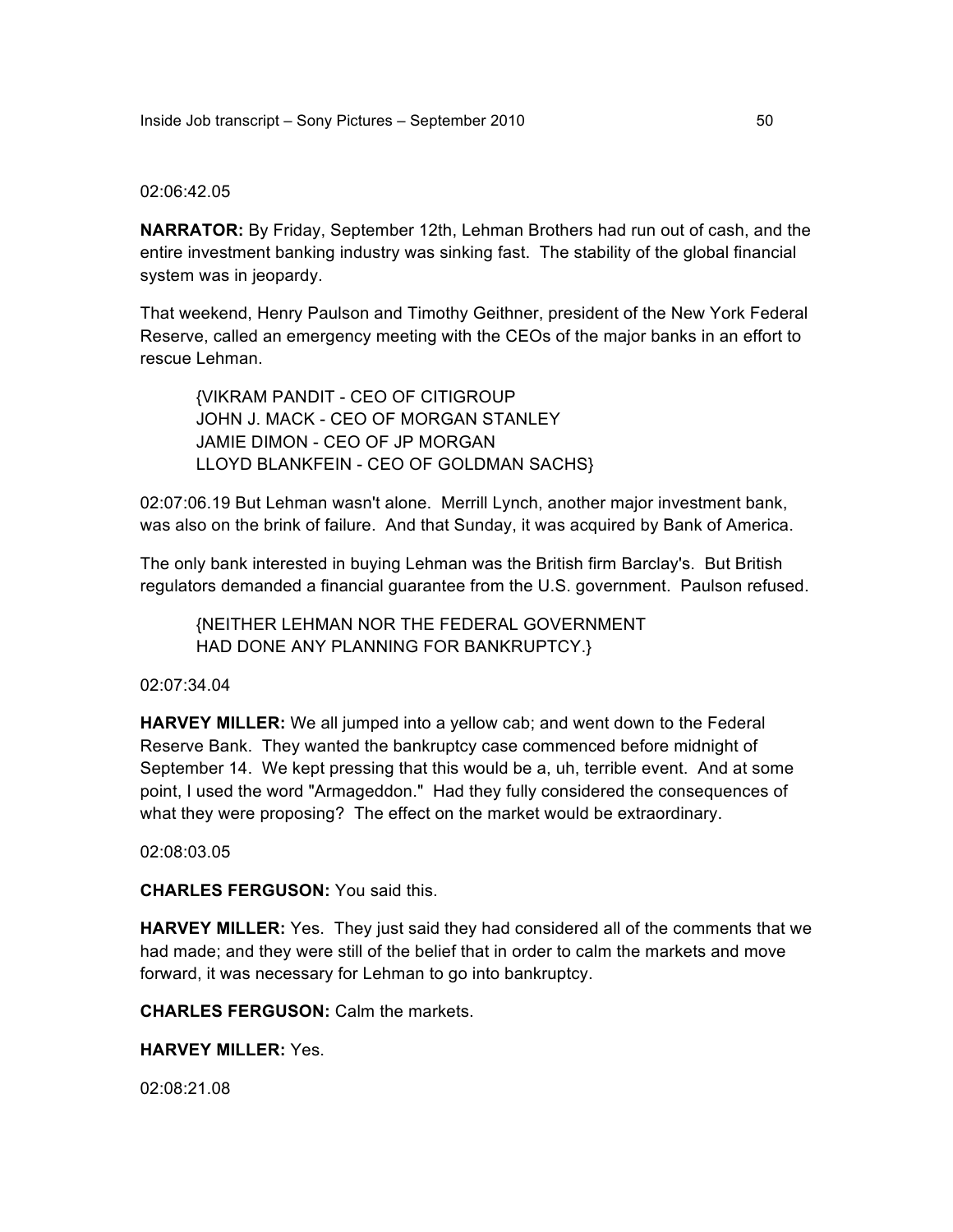02:06:42.05

**NARRATOR:** By Friday, September 12th, Lehman Brothers had run out of cash, and the entire investment banking industry was sinking fast. The stability of the global financial system was in jeopardy.

That weekend, Henry Paulson and Timothy Geithner, president of the New York Federal Reserve, called an emergency meeting with the CEOs of the major banks in an effort to rescue Lehman.

> {VIKRAM PANDIT - CEO OF CITIGROUP
> JOHN J. MACK - CEO OF MORGAN STANLEY
> JAMIE DIMON - CEO OF JP MORGAN
> LLOYD BLANKFEIN - CEO OF GOLDMAN SACHS}

02:07:06.19 But Lehman wasn't alone. Merrill Lynch, another major investment bank, was also on the brink of failure. And that Sunday, it was acquired by Bank of America.

The only bank interested in buying Lehman was the British firm Barclay's. But British regulators demanded a financial guarantee from the U.S. government. Paulson refused.

> {NEITHER LEHMAN NOR THE FEDERAL GOVERNMENT
> HAD DONE ANY PLANNING FOR BANKRUPTCY.}

02:07:34.04

**HARVEY MILLER:** We all jumped into a yellow cab; and went down to the Federal Reserve Bank. They wanted the bankruptcy case commenced before midnight of September 14. We kept pressing that this would be a, uh, terrible event. And at some point, I used the word "Armageddon." Had they fully considered the consequences of what they were proposing? The effect on the market would be extraordinary.

02:08:03.05

**CHARLES FERGUSON:** You said this.

**HARVEY MILLER:** Yes. They just said they had considered all of the comments that we had made; and they were still of the belief that in order to calm the markets and move forward, it was necessary for Lehman to go into bankruptcy.

**CHARLES FERGUSON:** Calm the markets.

**HARVEY MILLER:** Yes.

02:08:21.08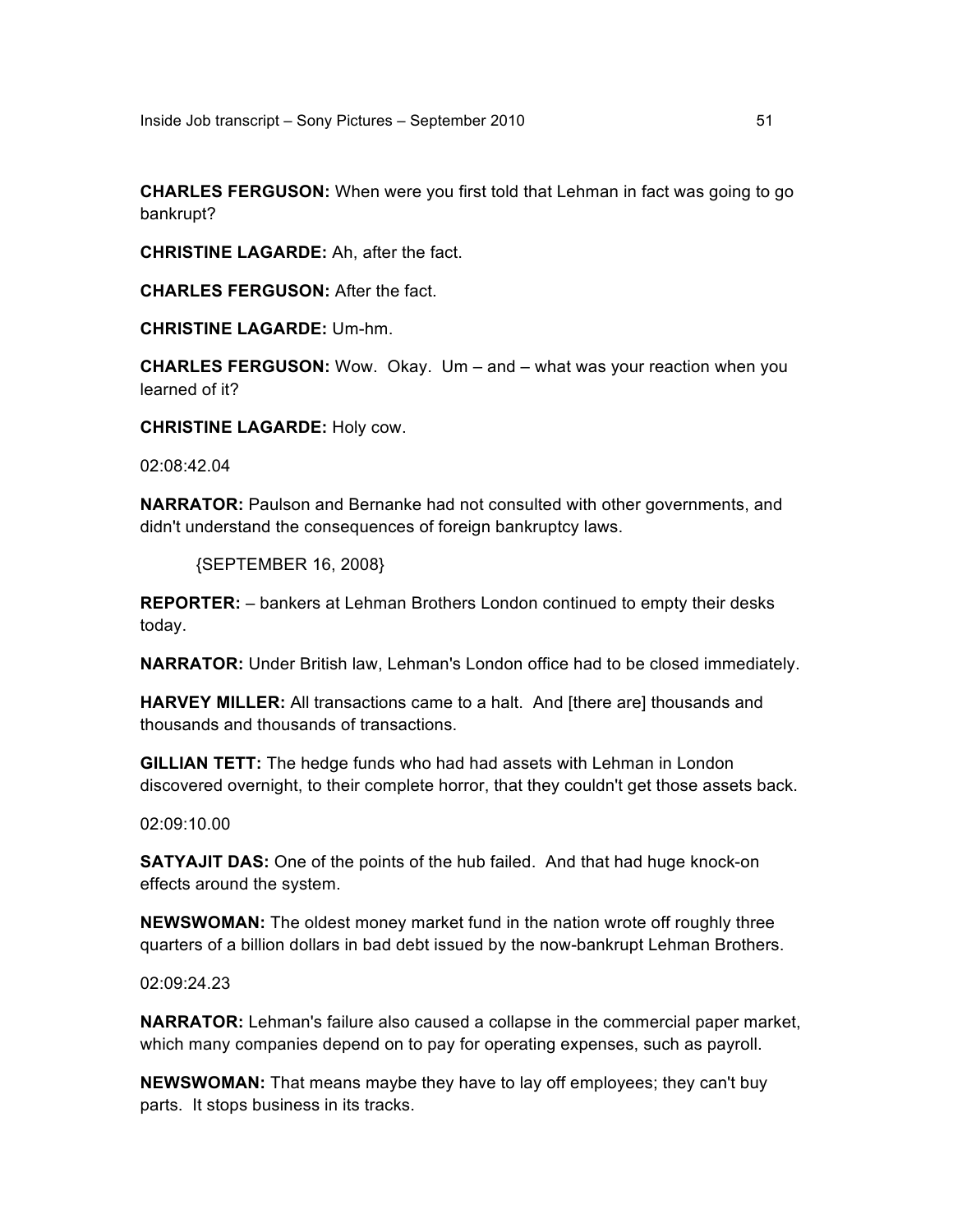**CHARLES FERGUSON:** When were you first told that Lehman in fact was going to go bankrupt?

**CHRISTINE LAGARDE:** Ah, after the fact.

**CHARLES FERGUSON:** After the fact.

**CHRISTINE LAGARDE:** Um-hm.

**CHARLES FERGUSON:** Wow. Okay. Um – and – what was your reaction when you learned of it?

**CHRISTINE LAGARDE:** Holy cow.

02:08:42.04

**NARRATOR:** Paulson and Bernanke had not consulted with other governments, and didn't understand the consequences of foreign bankruptcy laws.

{SEPTEMBER 16, 2008}

**REPORTER:** – bankers at Lehman Brothers London continued to empty their desks today.

**NARRATOR:** Under British law, Lehman's London office had to be closed immediately.

**HARVEY MILLER:** All transactions came to a halt. And [there are] thousands and thousands and thousands of transactions.

**GILLIAN TETT:** The hedge funds who had had assets with Lehman in London discovered overnight, to their complete horror, that they couldn't get those assets back.

02:09:10.00

**SATYAJIT DAS:** One of the points of the hub failed. And that had huge knock-on effects around the system.

**NEWSWOMAN:** The oldest money market fund in the nation wrote off roughly three quarters of a billion dollars in bad debt issued by the now-bankrupt Lehman Brothers.

02:09:24.23

**NARRATOR:** Lehman's failure also caused a collapse in the commercial paper market, which many companies depend on to pay for operating expenses, such as payroll.

**NEWSWOMAN:** That means maybe they have to lay off employees; they can't buy parts. It stops business in its tracks.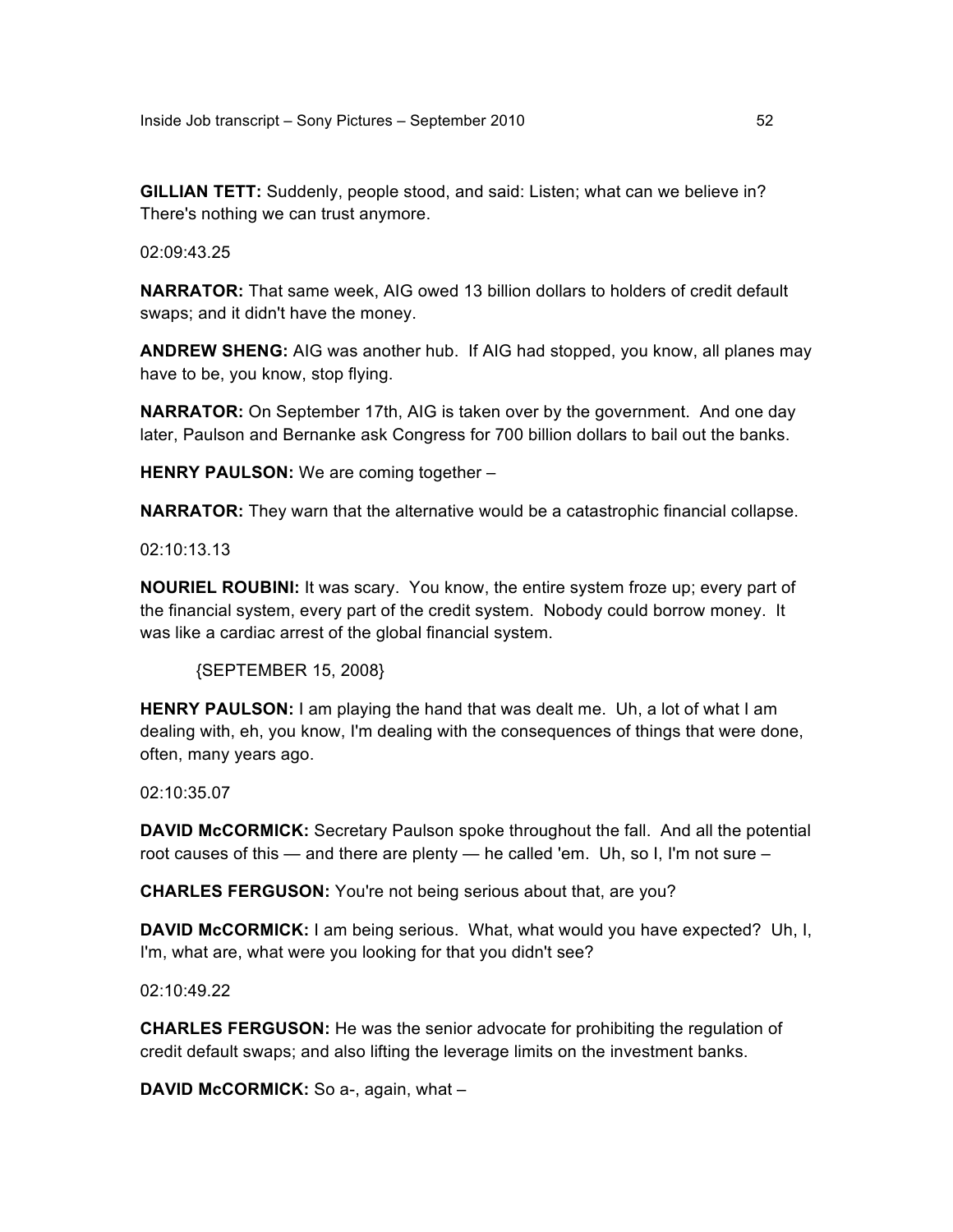**GILLIAN TETT:** Suddenly, people stood, and said: Listen; what can we believe in? There's nothing we can trust anymore.

02:09:43.25

**NARRATOR:** That same week, AIG owed 13 billion dollars to holders of credit default swaps; and it didn't have the money.

**ANDREW SHENG:** AIG was another hub. If AIG had stopped, you know, all planes may have to be, you know, stop flying.

**NARRATOR:** On September 17th, AIG is taken over by the government. And one day later, Paulson and Bernanke ask Congress for 700 billion dollars to bail out the banks.

**HENRY PAULSON:** We are coming together –

**NARRATOR:** They warn that the alternative would be a catastrophic financial collapse.

02:10:13.13

**NOURIEL ROUBINI:** It was scary. You know, the entire system froze up; every part of the financial system, every part of the credit system. Nobody could borrow money. It was like a cardiac arrest of the global financial system.

{SEPTEMBER 15, 2008}

**HENRY PAULSON:** I am playing the hand that was dealt me. Uh, a lot of what I am dealing with, eh, you know, I'm dealing with the consequences of things that were done, often, many years ago.

02:10:35.07

**DAVID McCORMICK:** Secretary Paulson spoke throughout the fall. And all the potential root causes of this — and there are plenty — he called 'em. Uh, so I, I'm not sure –

**CHARLES FERGUSON:** You're not being serious about that, are you?

**DAVID McCORMICK:** I am being serious. What, what would you have expected? Uh, I, I'm, what are, what were you looking for that you didn't see?

02:10:49.22

**CHARLES FERGUSON:** He was the senior advocate for prohibiting the regulation of credit default swaps; and also lifting the leverage limits on the investment banks.

**DAVID McCORMICK:** So a-, again, what –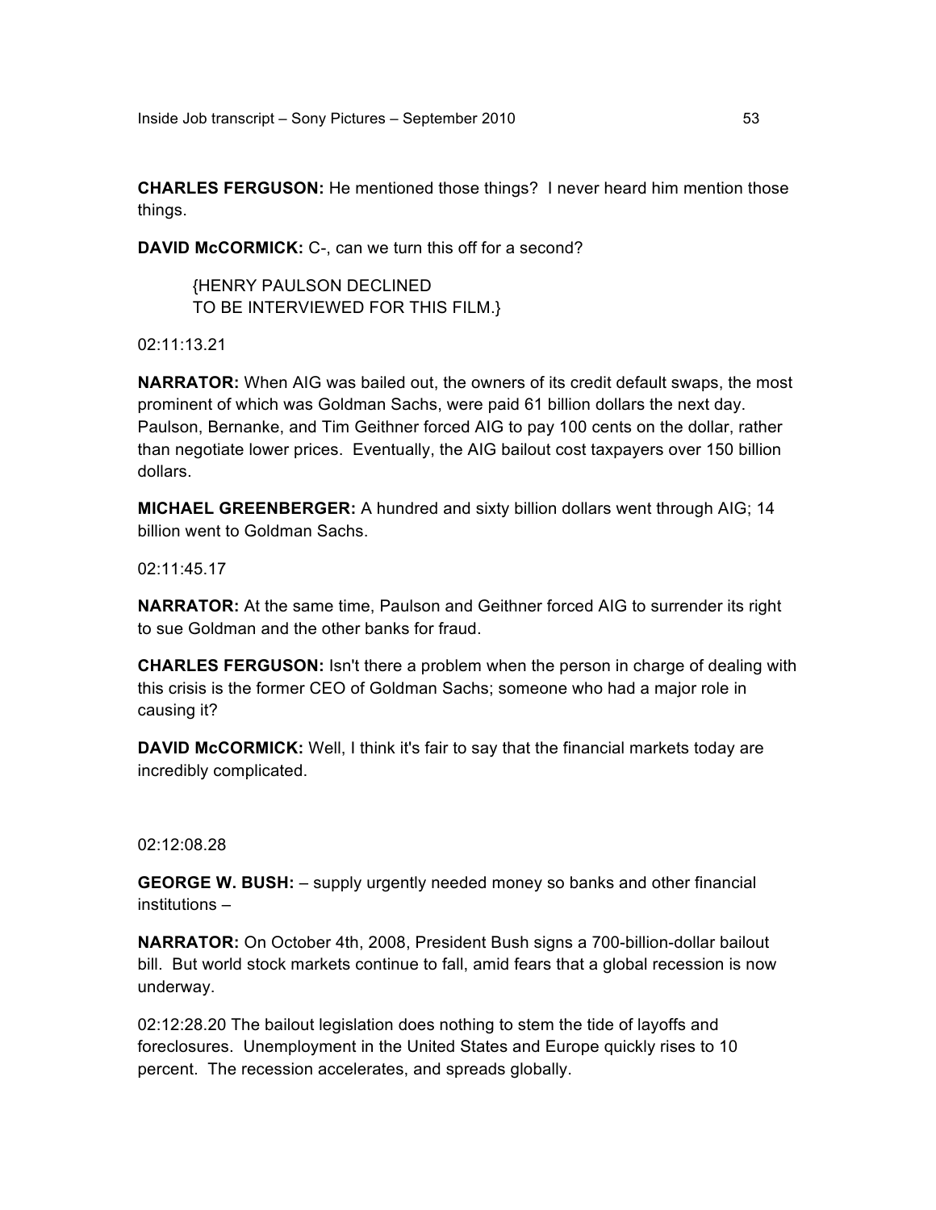**CHARLES FERGUSON:** He mentioned those things? I never heard him mention those things.

**DAVID McCORMICK:** C-, can we turn this off for a second?

{HENRY PAULSON DECLINED
TO BE INTERVIEWED FOR THIS FILM.}

02:11:13.21

**NARRATOR:** When AIG was bailed out, the owners of its credit default swaps, the most prominent of which was Goldman Sachs, were paid 61 billion dollars the next day. Paulson, Bernanke, and Tim Geithner forced AIG to pay 100 cents on the dollar, rather than negotiate lower prices. Eventually, the AIG bailout cost taxpayers over 150 billion dollars.

**MICHAEL GREENBERGER:** A hundred and sixty billion dollars went through AIG; 14 billion went to Goldman Sachs.

02:11:45.17

**NARRATOR:** At the same time, Paulson and Geithner forced AIG to surrender its right to sue Goldman and the other banks for fraud.

**CHARLES FERGUSON:** Isn't there a problem when the person in charge of dealing with this crisis is the former CEO of Goldman Sachs; someone who had a major role in causing it?

**DAVID McCORMICK:** Well, I think it's fair to say that the financial markets today are incredibly complicated.

02:12:08.28

**GEORGE W. BUSH:** – supply urgently needed money so banks and other financial institutions –

**NARRATOR:** On October 4th, 2008, President Bush signs a 700-billion-dollar bailout bill. But world stock markets continue to fall, amid fears that a global recession is now underway.

02:12:28.20 The bailout legislation does nothing to stem the tide of layoffs and foreclosures. Unemployment in the United States and Europe quickly rises to 10 percent. The recession accelerates, and spreads globally.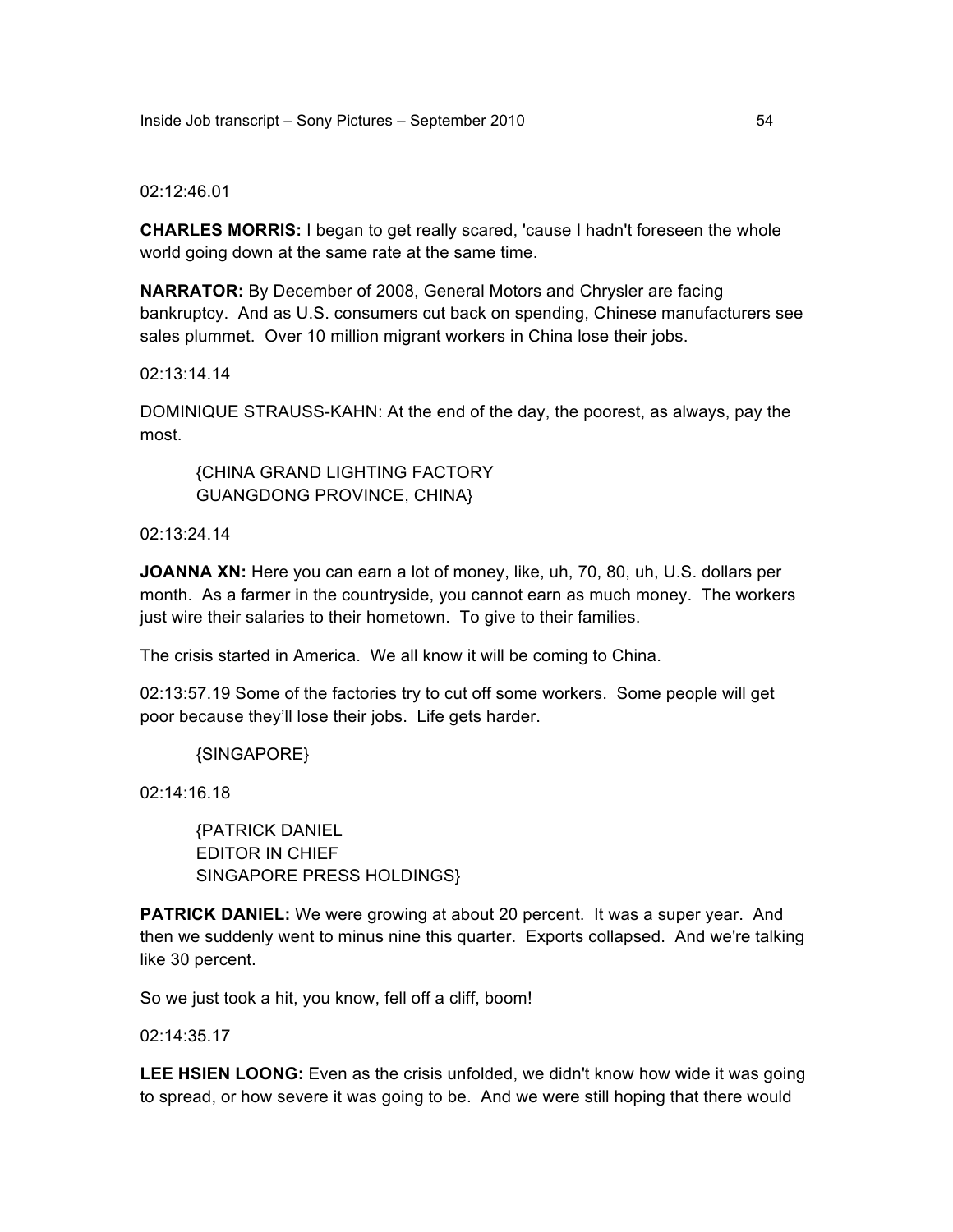02:12:46.01

**CHARLES MORRIS:** I began to get really scared, 'cause I hadn't foreseen the whole world going down at the same rate at the same time.

**NARRATOR:** By December of 2008, General Motors and Chrysler are facing bankruptcy. And as U.S. consumers cut back on spending, Chinese manufacturers see sales plummet. Over 10 million migrant workers in China lose their jobs.

02:13:14.14

DOMINIQUE STRAUSS-KAHN: At the end of the day, the poorest, as always, pay the most.

> {CHINA GRAND LIGHTING FACTORY
> GUANGDONG PROVINCE, CHINA}

02:13:24.14

**JOANNA XN:** Here you can earn a lot of money, like, uh, 70, 80, uh, U.S. dollars per month. As a farmer in the countryside, you cannot earn as much money. The workers just wire their salaries to their hometown. To give to their families.

The crisis started in America. We all know it will be coming to China.

02:13:57.19 Some of the factories try to cut off some workers. Some people will get poor because they'll lose their jobs. Life gets harder.

> {SINGAPORE}

02:14:16.18

> {PATRICK DANIEL
> EDITOR IN CHIEF
> SINGAPORE PRESS HOLDINGS}

**PATRICK DANIEL:** We were growing at about 20 percent. It was a super year. And then we suddenly went to minus nine this quarter. Exports collapsed. And we're talking like 30 percent.

So we just took a hit, you know, fell off a cliff, boom!

02:14:35.17

**LEE HSIEN LOONG:** Even as the crisis unfolded, we didn't know how wide it was going to spread, or how severe it was going to be. And we were still hoping that there would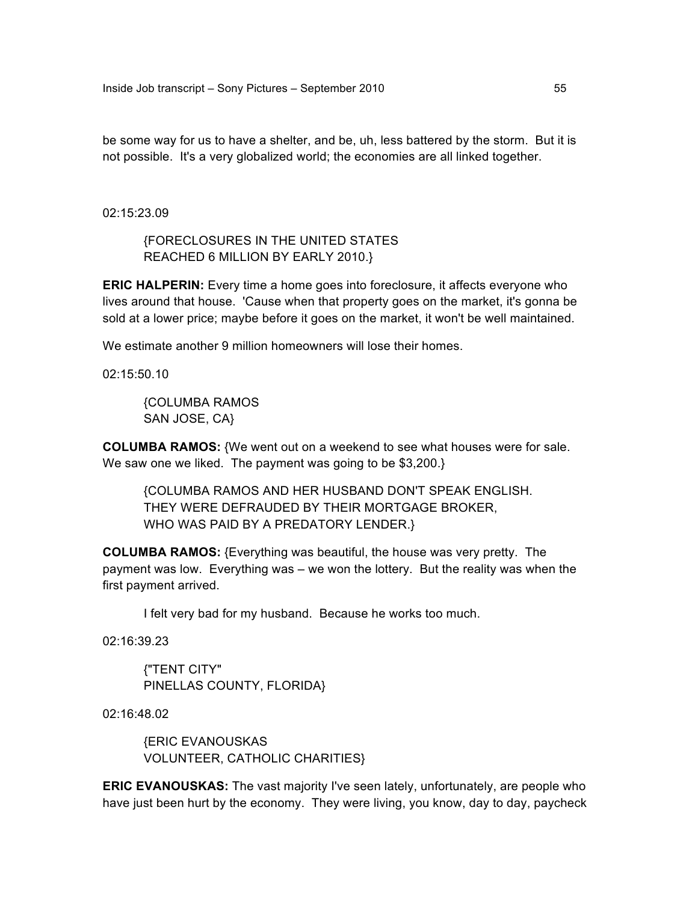be some way for us to have a shelter, and be, uh, less battered by the storm. But it is not possible. It's a very globalized world; the economies are all linked together.

02:15:23.09

> {FORECLOSURES IN THE UNITED STATES
> REACHED 6 MILLION BY EARLY 2010.}

**ERIC HALPERIN:** Every time a home goes into foreclosure, it affects everyone who lives around that house. 'Cause when that property goes on the market, it's gonna be sold at a lower price; maybe before it goes on the market, it won't be well maintained.

We estimate another 9 million homeowners will lose their homes.

02:15:50.10

> {COLUMBA RAMOS
> SAN JOSE, CA}

**COLUMBA RAMOS:** {We went out on a weekend to see what houses were for sale. We saw one we liked. The payment was going to be $3,200.}

> {COLUMBA RAMOS AND HER HUSBAND DON'T SPEAK ENGLISH.
> THEY WERE DEFRAUDED BY THEIR MORTGAGE BROKER,
> WHO WAS PAID BY A PREDATORY LENDER.}

**COLUMBA RAMOS:** {Everything was beautiful, the house was very pretty. The payment was low. Everything was – we won the lottery. But the reality was when the first payment arrived.

I felt very bad for my husband. Because he works too much.

02:16:39.23

> {"TENT CITY"
> PINELLAS COUNTY, FLORIDA}

02:16:48.02

> {ERIC EVANOUSKAS
> VOLUNTEER, CATHOLIC CHARITIES}

**ERIC EVANOUSKAS:** The vast majority I've seen lately, unfortunately, are people who have just been hurt by the economy. They were living, you know, day to day, paycheck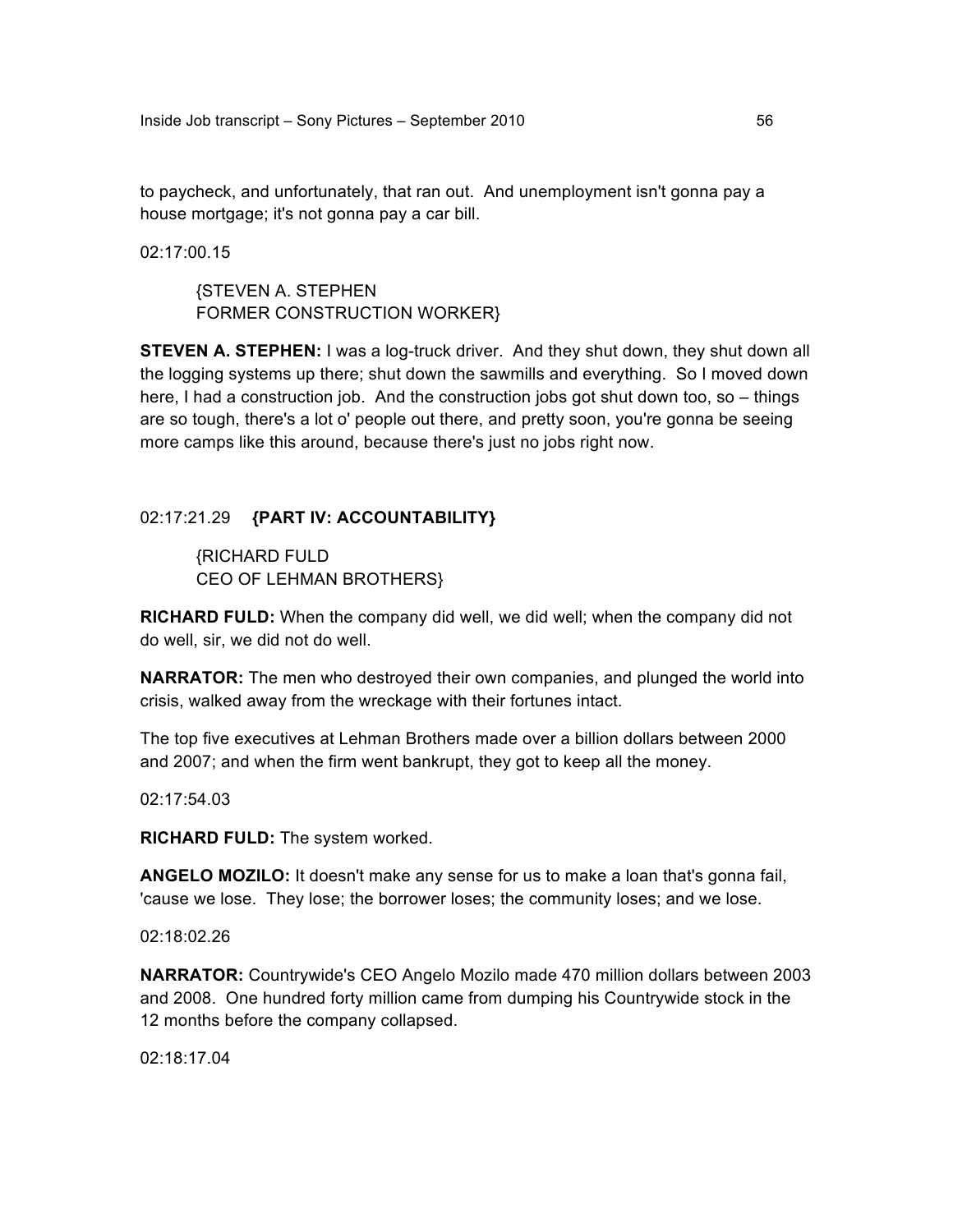to paycheck, and unfortunately, that ran out. And unemployment isn't gonna pay a house mortgage; it's not gonna pay a car bill.

02:17:00.15

{STEVEN A. STEPHEN
FORMER CONSTRUCTION WORKER}

**STEVEN A. STEPHEN:** I was a log-truck driver. And they shut down, they shut down all the logging systems up there; shut down the sawmills and everything. So I moved down here, I had a construction job. And the construction jobs got shut down too, so – things are so tough, there's a lot o' people out there, and pretty soon, you're gonna be seeing more camps like this around, because there's just no jobs right now.

02:17:21.29 **{PART IV: ACCOUNTABILITY}**

{RICHARD FULD
CEO OF LEHMAN BROTHERS}

**RICHARD FULD:** When the company did well, we did well; when the company did not do well, sir, we did not do well.

**NARRATOR:** The men who destroyed their own companies, and plunged the world into crisis, walked away from the wreckage with their fortunes intact.

The top five executives at Lehman Brothers made over a billion dollars between 2000 and 2007; and when the firm went bankrupt, they got to keep all the money.

02:17:54.03

**RICHARD FULD:** The system worked.

**ANGELO MOZILO:** It doesn't make any sense for us to make a loan that's gonna fail, 'cause we lose. They lose; the borrower loses; the community loses; and we lose.

02:18:02.26

**NARRATOR:** Countrywide's CEO Angelo Mozilo made 470 million dollars between 2003 and 2008. One hundred forty million came from dumping his Countrywide stock in the 12 months before the company collapsed.

02:18:17.04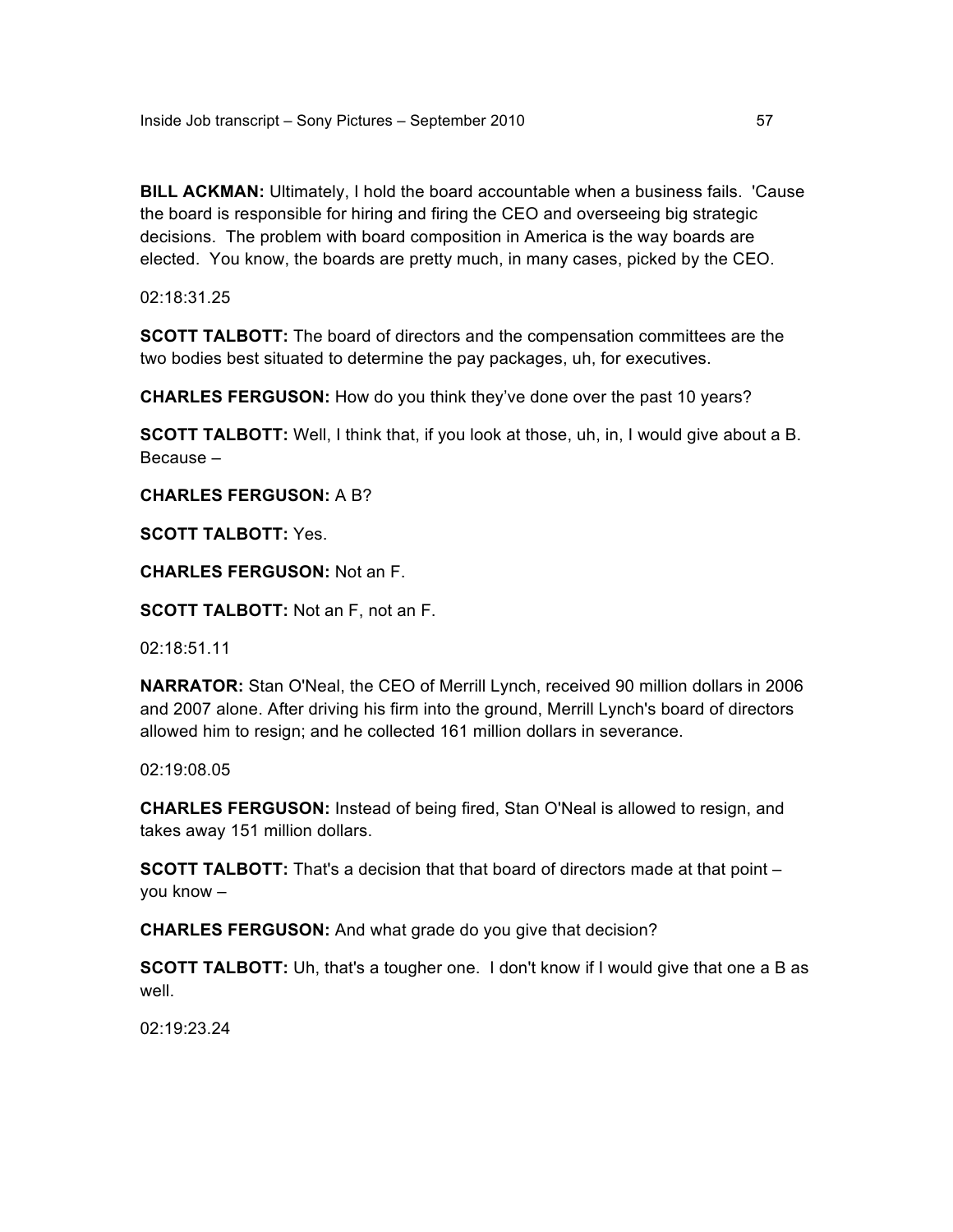**BILL ACKMAN:** Ultimately, I hold the board accountable when a business fails. 'Cause the board is responsible for hiring and firing the CEO and overseeing big strategic decisions. The problem with board composition in America is the way boards are elected. You know, the boards are pretty much, in many cases, picked by the CEO.

02:18:31.25

**SCOTT TALBOTT:** The board of directors and the compensation committees are the two bodies best situated to determine the pay packages, uh, for executives.

**CHARLES FERGUSON:** How do you think they've done over the past 10 years?

**SCOTT TALBOTT:** Well, I think that, if you look at those, uh, in, I would give about a B. Because –

**CHARLES FERGUSON:** A B?

**SCOTT TALBOTT:** Yes.

**CHARLES FERGUSON:** Not an F.

**SCOTT TALBOTT:** Not an F, not an F.

02:18:51.11

**NARRATOR:** Stan O'Neal, the CEO of Merrill Lynch, received 90 million dollars in 2006 and 2007 alone. After driving his firm into the ground, Merrill Lynch's board of directors allowed him to resign; and he collected 161 million dollars in severance.

02:19:08.05

**CHARLES FERGUSON:** Instead of being fired, Stan O'Neal is allowed to resign, and takes away 151 million dollars.

**SCOTT TALBOTT:** That's a decision that that board of directors made at that point – you know –

**CHARLES FERGUSON:** And what grade do you give that decision?

**SCOTT TALBOTT:** Uh, that's a tougher one. I don't know if I would give that one a B as well.

02:19:23.24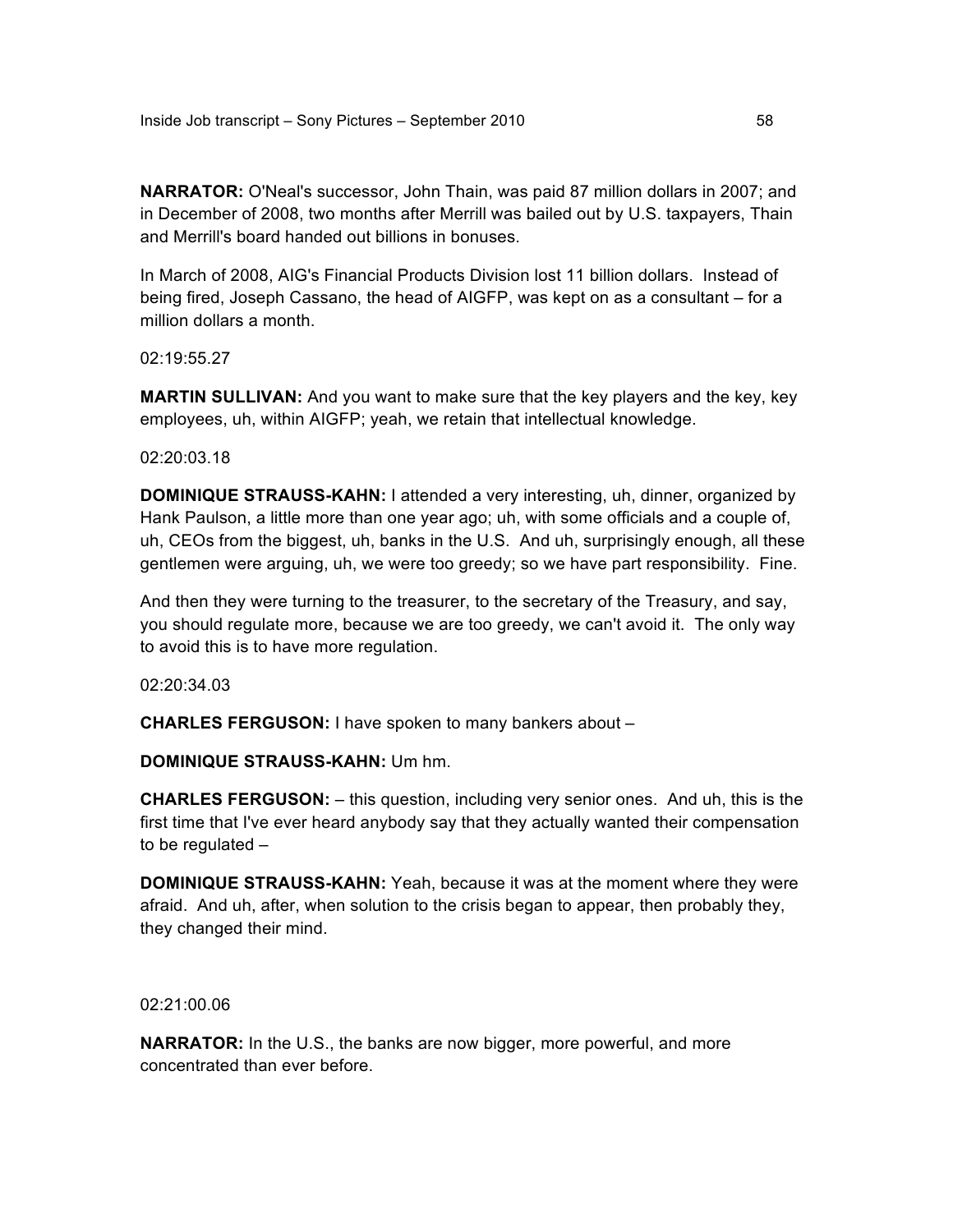**NARRATOR:** O'Neal's successor, John Thain, was paid 87 million dollars in 2007; and in December of 2008, two months after Merrill was bailed out by U.S. taxpayers, Thain and Merrill's board handed out billions in bonuses.

In March of 2008, AIG's Financial Products Division lost 11 billion dollars. Instead of being fired, Joseph Cassano, the head of AIGFP, was kept on as a consultant – for a million dollars a month.

02:19:55.27

**MARTIN SULLIVAN:** And you want to make sure that the key players and the key, key employees, uh, within AIGFP; yeah, we retain that intellectual knowledge.

02:20:03.18

**DOMINIQUE STRAUSS-KAHN:** I attended a very interesting, uh, dinner, organized by Hank Paulson, a little more than one year ago; uh, with some officials and a couple of, uh, CEOs from the biggest, uh, banks in the U.S. And uh, surprisingly enough, all these gentlemen were arguing, uh, we were too greedy; so we have part responsibility. Fine.

And then they were turning to the treasurer, to the secretary of the Treasury, and say, you should regulate more, because we are too greedy, we can't avoid it. The only way to avoid this is to have more regulation.

02:20:34.03

**CHARLES FERGUSON:** I have spoken to many bankers about –

**DOMINIQUE STRAUSS-KAHN:** Um hm.

**CHARLES FERGUSON:** – this question, including very senior ones. And uh, this is the first time that I've ever heard anybody say that they actually wanted their compensation to be regulated –

**DOMINIQUE STRAUSS-KAHN:** Yeah, because it was at the moment where they were afraid. And uh, after, when solution to the crisis began to appear, then probably they, they changed their mind.

02:21:00.06

**NARRATOR:** In the U.S., the banks are now bigger, more powerful, and more concentrated than ever before.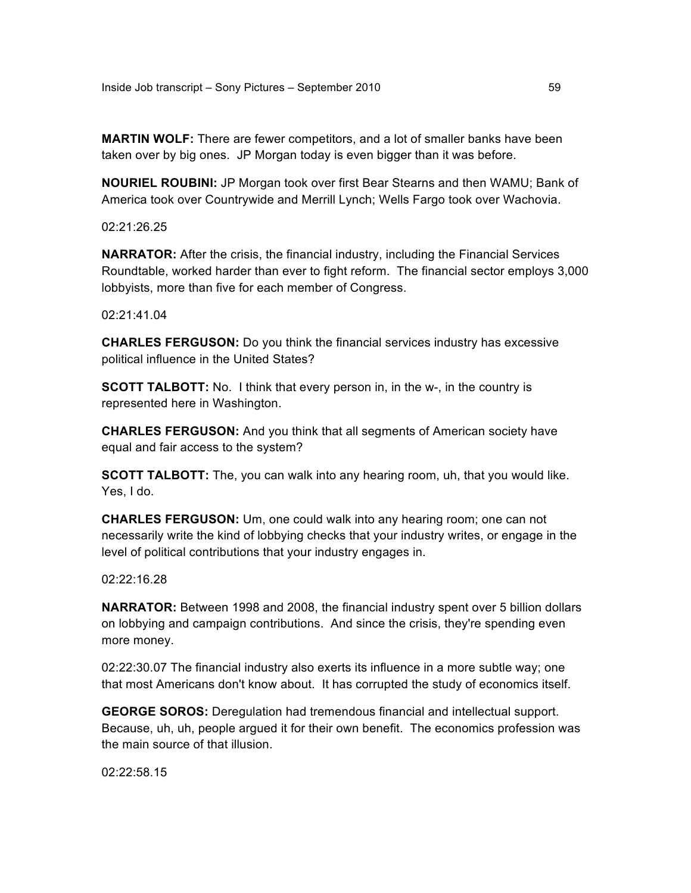**MARTIN WOLF:** There are fewer competitors, and a lot of smaller banks have been taken over by big ones. JP Morgan today is even bigger than it was before.

**NOURIEL ROUBINI:** JP Morgan took over first Bear Stearns and then WAMU; Bank of America took over Countrywide and Merrill Lynch; Wells Fargo took over Wachovia.

02:21:26.25

**NARRATOR:** After the crisis, the financial industry, including the Financial Services Roundtable, worked harder than ever to fight reform. The financial sector employs 3,000 lobbyists, more than five for each member of Congress.

02:21:41.04

**CHARLES FERGUSON:** Do you think the financial services industry has excessive political influence in the United States?

**SCOTT TALBOTT:** No. I think that every person in, in the w-, in the country is represented here in Washington.

**CHARLES FERGUSON:** And you think that all segments of American society have equal and fair access to the system?

**SCOTT TALBOTT:** The, you can walk into any hearing room, uh, that you would like. Yes, I do.

**CHARLES FERGUSON:** Um, one could walk into any hearing room; one can not necessarily write the kind of lobbying checks that your industry writes, or engage in the level of political contributions that your industry engages in.

02:22:16.28

**NARRATOR:** Between 1998 and 2008, the financial industry spent over 5 billion dollars on lobbying and campaign contributions. And since the crisis, they're spending even more money.

02:22:30.07 The financial industry also exerts its influence in a more subtle way; one that most Americans don't know about. It has corrupted the study of economics itself.

**GEORGE SOROS:** Deregulation had tremendous financial and intellectual support. Because, uh, uh, people argued it for their own benefit. The economics profession was the main source of that illusion.

02:22:58.15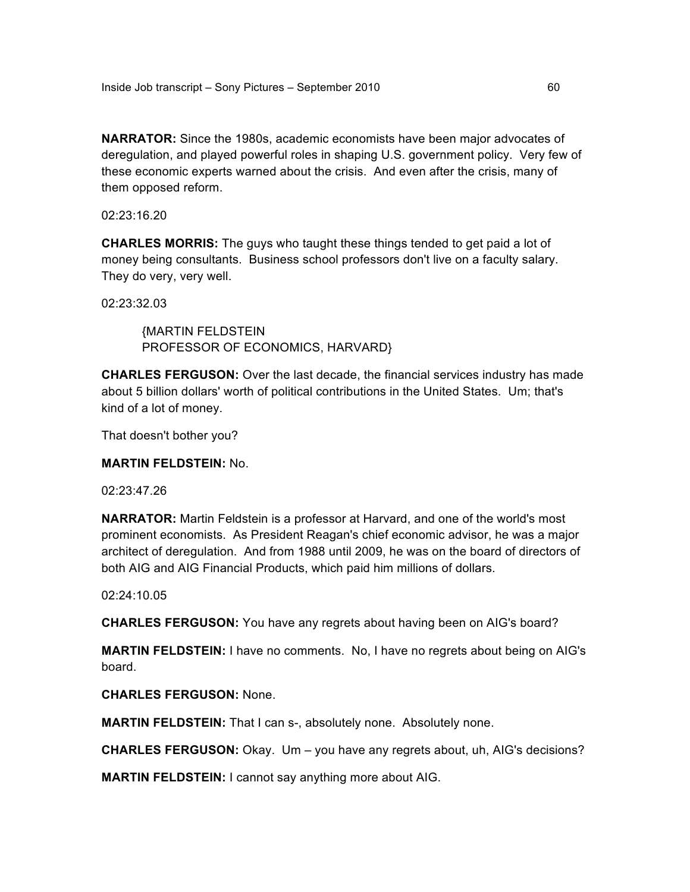**NARRATOR:** Since the 1980s, academic economists have been major advocates of deregulation, and played powerful roles in shaping U.S. government policy. Very few of these economic experts warned about the crisis. And even after the crisis, many of them opposed reform.

02:23:16.20

**CHARLES MORRIS:** The guys who taught these things tended to get paid a lot of money being consultants. Business school professors don't live on a faculty salary. They do very, very well.

02:23:32.03

> {MARTIN FELDSTEIN
> PROFESSOR OF ECONOMICS, HARVARD}

**CHARLES FERGUSON:** Over the last decade, the financial services industry has made about 5 billion dollars' worth of political contributions in the United States. Um; that's kind of a lot of money.

That doesn't bother you?

**MARTIN FELDSTEIN:** No.

02:23:47.26

**NARRATOR:** Martin Feldstein is a professor at Harvard, and one of the world's most prominent economists. As President Reagan's chief economic advisor, he was a major architect of deregulation. And from 1988 until 2009, he was on the board of directors of both AIG and AIG Financial Products, which paid him millions of dollars.

02:24:10.05

**CHARLES FERGUSON:** You have any regrets about having been on AIG's board?

**MARTIN FELDSTEIN:** I have no comments. No, I have no regrets about being on AIG's board.

**CHARLES FERGUSON:** None.

**MARTIN FELDSTEIN:** That I can s-, absolutely none. Absolutely none.

**CHARLES FERGUSON:** Okay. Um – you have any regrets about, uh, AIG's decisions?

**MARTIN FELDSTEIN:** I cannot say anything more about AIG.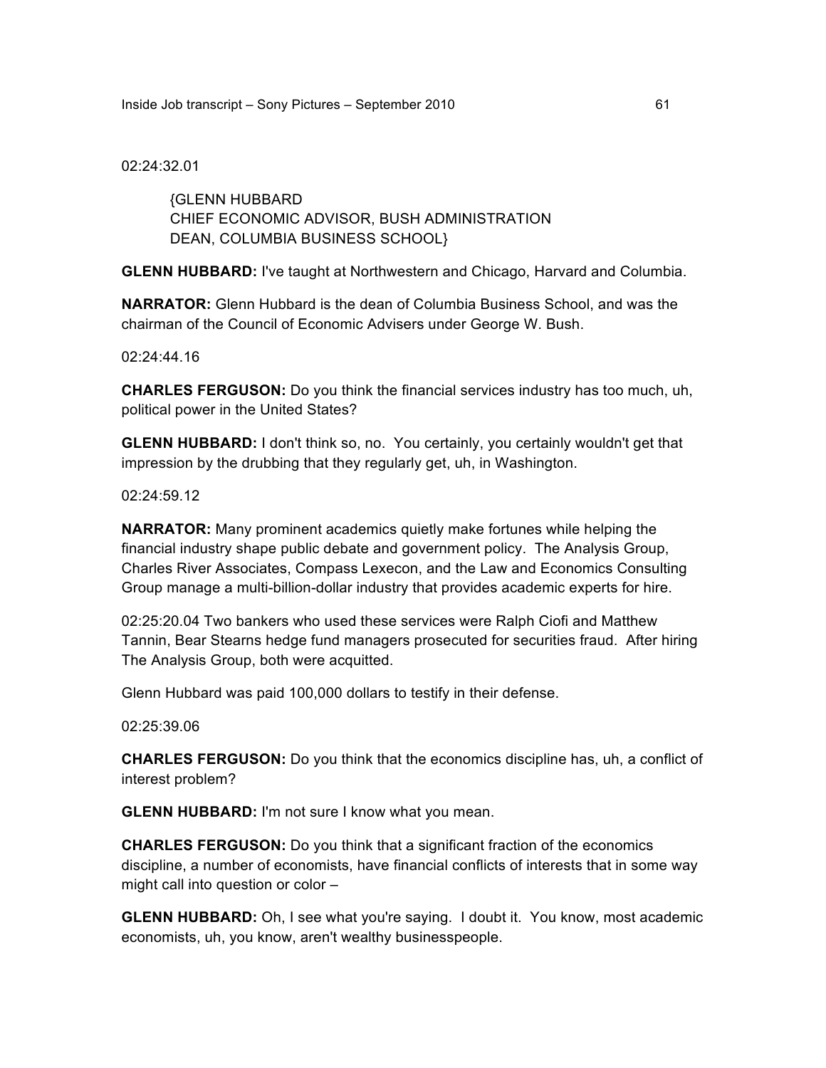02:24:32.01

{GLENN HUBBARD
CHIEF ECONOMIC ADVISOR, BUSH ADMINISTRATION
DEAN, COLUMBIA BUSINESS SCHOOL}

**GLENN HUBBARD:** I've taught at Northwestern and Chicago, Harvard and Columbia.

**NARRATOR:** Glenn Hubbard is the dean of Columbia Business School, and was the chairman of the Council of Economic Advisers under George W. Bush.

02:24:44.16

**CHARLES FERGUSON:** Do you think the financial services industry has too much, uh, political power in the United States?

**GLENN HUBBARD:** I don't think so, no. You certainly, you certainly wouldn't get that impression by the drubbing that they regularly get, uh, in Washington.

02:24:59.12

**NARRATOR:** Many prominent academics quietly make fortunes while helping the financial industry shape public debate and government policy. The Analysis Group, Charles River Associates, Compass Lexecon, and the Law and Economics Consulting Group manage a multi-billion-dollar industry that provides academic experts for hire.

02:25:20.04 Two bankers who used these services were Ralph Ciofi and Matthew Tannin, Bear Stearns hedge fund managers prosecuted for securities fraud. After hiring The Analysis Group, both were acquitted.

Glenn Hubbard was paid 100,000 dollars to testify in their defense.

02:25:39.06

**CHARLES FERGUSON:** Do you think that the economics discipline has, uh, a conflict of interest problem?

**GLENN HUBBARD:** I'm not sure I know what you mean.

**CHARLES FERGUSON:** Do you think that a significant fraction of the economics discipline, a number of economists, have financial conflicts of interests that in some way might call into question or color –

**GLENN HUBBARD:** Oh, I see what you're saying. I doubt it. You know, most academic economists, uh, you know, aren't wealthy businesspeople.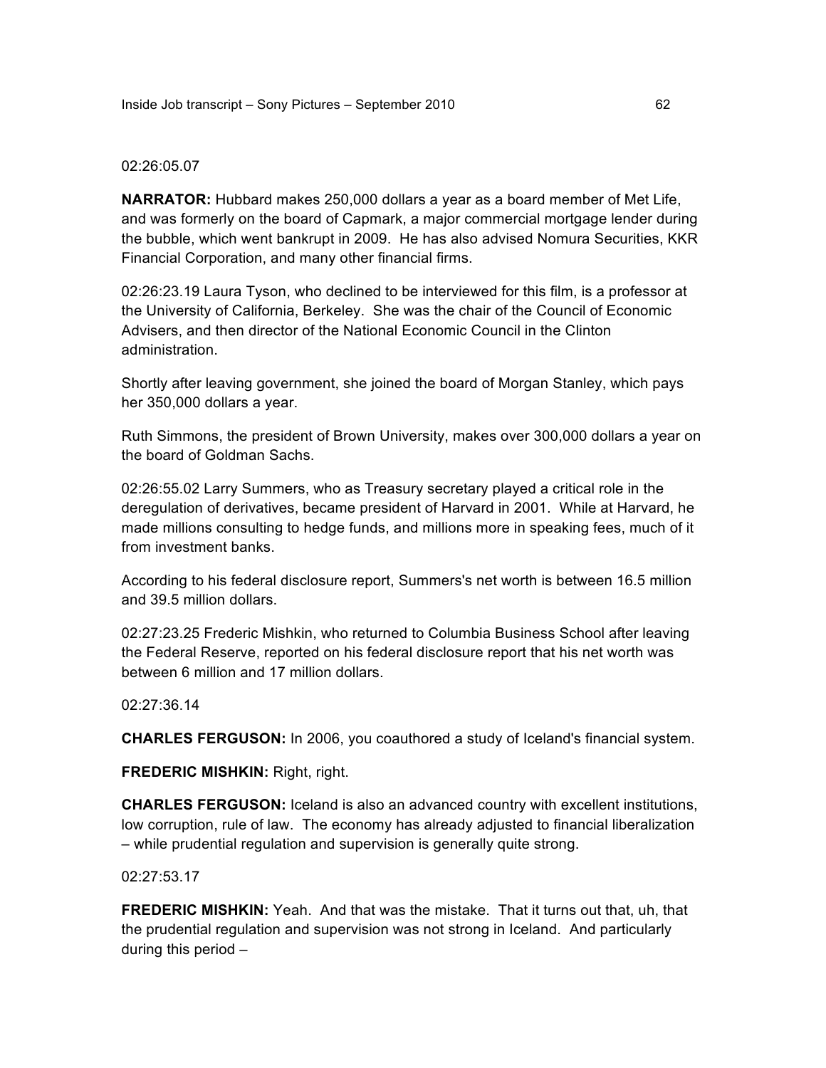02:26:05.07

**NARRATOR:** Hubbard makes 250,000 dollars a year as a board member of Met Life, and was formerly on the board of Capmark, a major commercial mortgage lender during the bubble, which went bankrupt in 2009. He has also advised Nomura Securities, KKR Financial Corporation, and many other financial firms.

02:26:23.19 Laura Tyson, who declined to be interviewed for this film, is a professor at the University of California, Berkeley. She was the chair of the Council of Economic Advisers, and then director of the National Economic Council in the Clinton administration.

Shortly after leaving government, she joined the board of Morgan Stanley, which pays her 350,000 dollars a year.

Ruth Simmons, the president of Brown University, makes over 300,000 dollars a year on the board of Goldman Sachs.

02:26:55.02 Larry Summers, who as Treasury secretary played a critical role in the deregulation of derivatives, became president of Harvard in 2001. While at Harvard, he made millions consulting to hedge funds, and millions more in speaking fees, much of it from investment banks.

According to his federal disclosure report, Summers's net worth is between 16.5 million and 39.5 million dollars.

02:27:23.25 Frederic Mishkin, who returned to Columbia Business School after leaving the Federal Reserve, reported on his federal disclosure report that his net worth was between 6 million and 17 million dollars.

02:27:36.14

**CHARLES FERGUSON:** In 2006, you coauthored a study of Iceland's financial system.

**FREDERIC MISHKIN:** Right, right.

**CHARLES FERGUSON:** Iceland is also an advanced country with excellent institutions, low corruption, rule of law. The economy has already adjusted to financial liberalization – while prudential regulation and supervision is generally quite strong.

02:27:53.17

**FREDERIC MISHKIN:** Yeah. And that was the mistake. That it turns out that, uh, that the prudential regulation and supervision was not strong in Iceland. And particularly during this period –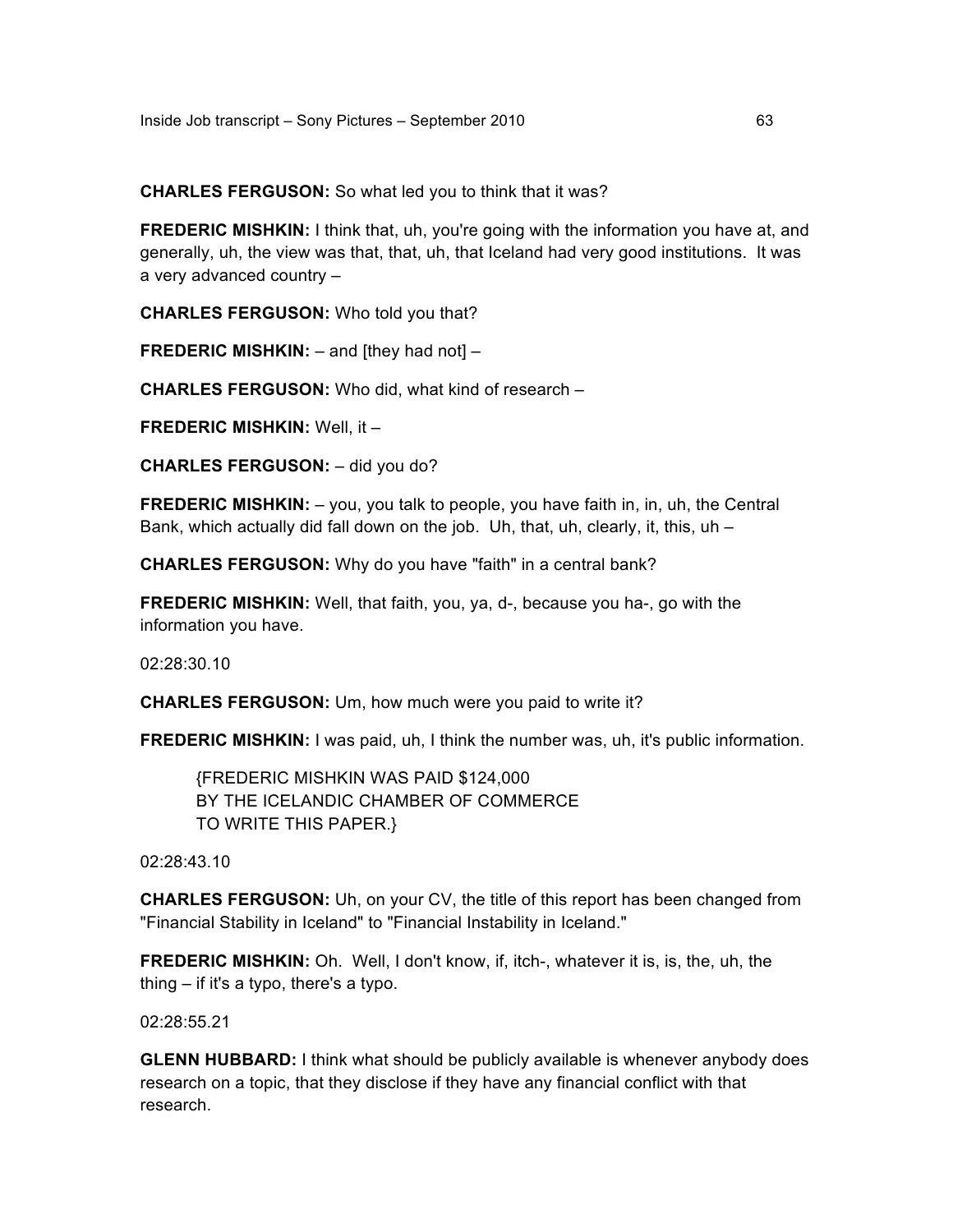**CHARLES FERGUSON:** So what led you to think that it was?

**FREDERIC MISHKIN:** I think that, uh, you're going with the information you have at, and generally, uh, the view was that, that, uh, that Iceland had very good institutions. It was a very advanced country –

**CHARLES FERGUSON:** Who told you that?

**FREDERIC MISHKIN:** – and [they had not] –

**CHARLES FERGUSON:** Who did, what kind of research –

**FREDERIC MISHKIN:** Well, it –

**CHARLES FERGUSON:** – did you do?

**FREDERIC MISHKIN:** – you, you talk to people, you have faith in, in, uh, the Central Bank, which actually did fall down on the job. Uh, that, uh, clearly, it, this, uh –

**CHARLES FERGUSON:** Why do you have "faith" in a central bank?

**FREDERIC MISHKIN:** Well, that faith, you, ya, d-, because you ha-, go with the information you have.

02:28:30.10

**CHARLES FERGUSON:** Um, how much were you paid to write it?

**FREDERIC MISHKIN:** I was paid, uh, I think the number was, uh, it's public information.

> {FREDERIC MISHKIN WAS PAID $124,000
> BY THE ICELANDIC CHAMBER OF COMMERCE
> TO WRITE THIS PAPER.}

02:28:43.10

**CHARLES FERGUSON:** Uh, on your CV, the title of this report has been changed from "Financial Stability in Iceland" to "Financial Instability in Iceland."

**FREDERIC MISHKIN:** Oh. Well, I don't know, if, itch-, whatever it is, is, the, uh, the thing – if it's a typo, there's a typo.

02:28:55.21

**GLENN HUBBARD:** I think what should be publicly available is whenever anybody does research on a topic, that they disclose if they have any financial conflict with that research.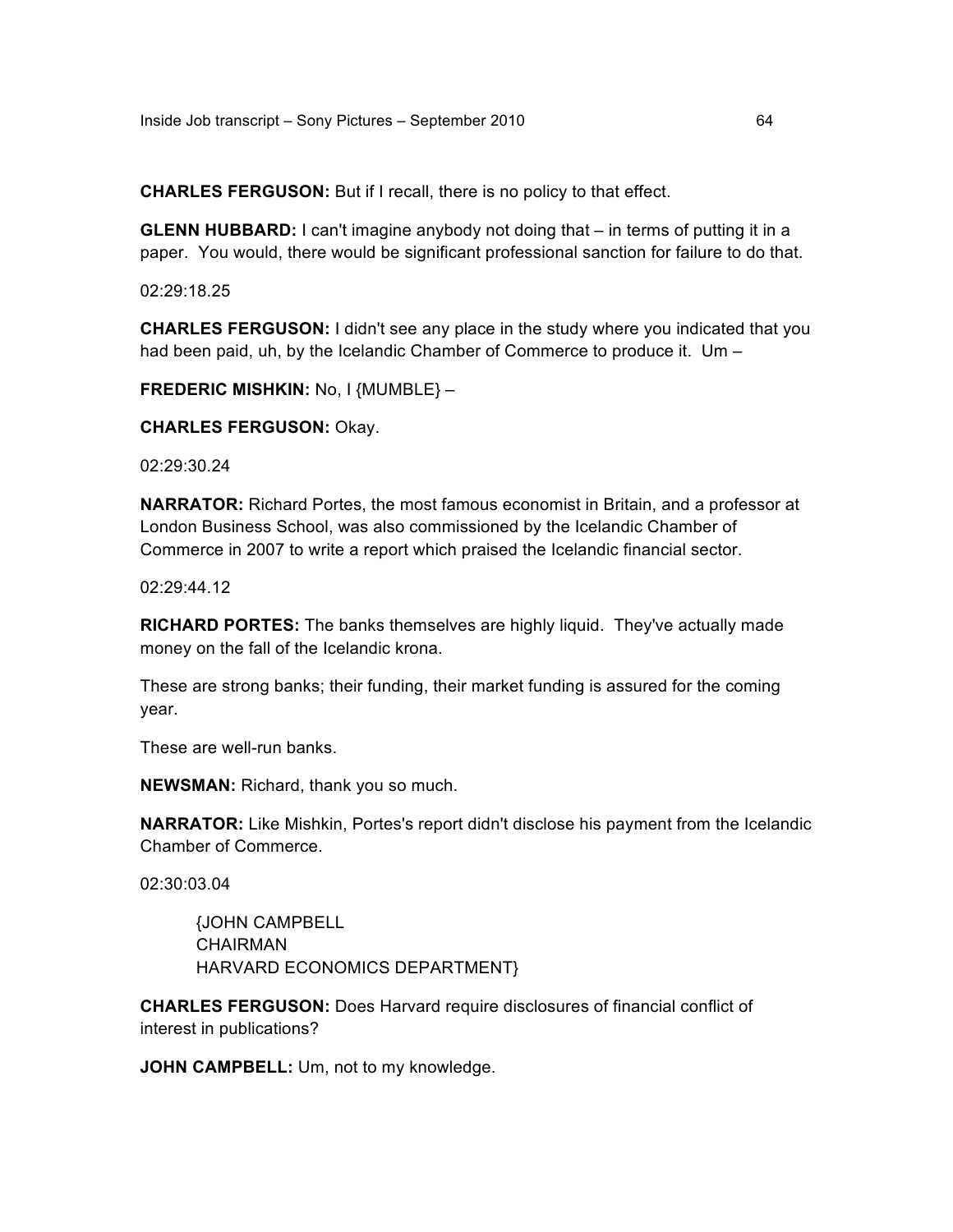**CHARLES FERGUSON:** But if I recall, there is no policy to that effect.

**GLENN HUBBARD:** I can't imagine anybody not doing that – in terms of putting it in a paper. You would, there would be significant professional sanction for failure to do that.

02:29:18.25

**CHARLES FERGUSON:** I didn't see any place in the study where you indicated that you had been paid, uh, by the Icelandic Chamber of Commerce to produce it. Um –

**FREDERIC MISHKIN:** No, I {MUMBLE} –

**CHARLES FERGUSON:** Okay.

02:29:30.24

**NARRATOR:** Richard Portes, the most famous economist in Britain, and a professor at London Business School, was also commissioned by the Icelandic Chamber of Commerce in 2007 to write a report which praised the Icelandic financial sector.

02:29:44.12

**RICHARD PORTES:** The banks themselves are highly liquid. They've actually made money on the fall of the Icelandic krona.

These are strong banks; their funding, their market funding is assured for the coming year.

These are well-run banks.

**NEWSMAN:** Richard, thank you so much.

**NARRATOR:** Like Mishkin, Portes's report didn't disclose his payment from the Icelandic Chamber of Commerce.

02:30:03.04

> {JOHN CAMPBELL
> CHAIRMAN
> HARVARD ECONOMICS DEPARTMENT}

**CHARLES FERGUSON:** Does Harvard require disclosures of financial conflict of interest in publications?

**JOHN CAMPBELL:** Um, not to my knowledge.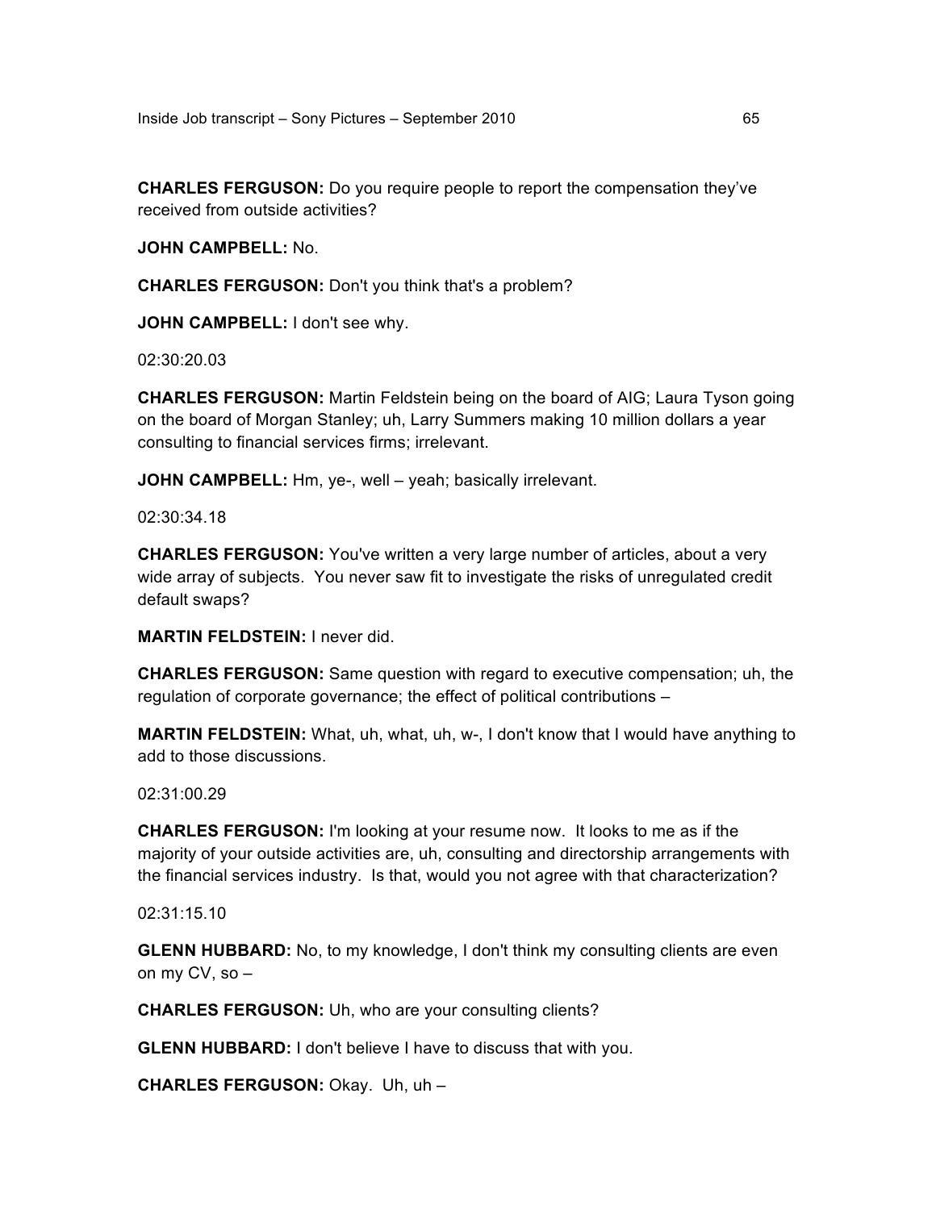**CHARLES FERGUSON:** Do you require people to report the compensation they've received from outside activities?

**JOHN CAMPBELL:** No.

**CHARLES FERGUSON:** Don't you think that's a problem?

**JOHN CAMPBELL:** I don't see why.

02:30:20.03

**CHARLES FERGUSON:** Martin Feldstein being on the board of AIG; Laura Tyson going on the board of Morgan Stanley; uh, Larry Summers making 10 million dollars a year consulting to financial services firms; irrelevant.

**JOHN CAMPBELL:** Hm, ye-, well – yeah; basically irrelevant.

02:30:34.18

**CHARLES FERGUSON:** You've written a very large number of articles, about a very wide array of subjects. You never saw fit to investigate the risks of unregulated credit default swaps?

**MARTIN FELDSTEIN:** I never did.

**CHARLES FERGUSON:** Same question with regard to executive compensation; uh, the regulation of corporate governance; the effect of political contributions –

**MARTIN FELDSTEIN:** What, uh, what, uh, w-, I don't know that I would have anything to add to those discussions.

02:31:00.29

**CHARLES FERGUSON:** I'm looking at your resume now. It looks to me as if the majority of your outside activities are, uh, consulting and directorship arrangements with the financial services industry. Is that, would you not agree with that characterization?

02:31:15.10

**GLENN HUBBARD:** No, to my knowledge, I don't think my consulting clients are even on my CV, so –

**CHARLES FERGUSON:** Uh, who are your consulting clients?

**GLENN HUBBARD:** I don't believe I have to discuss that with you.

**CHARLES FERGUSON:** Okay. Uh, uh –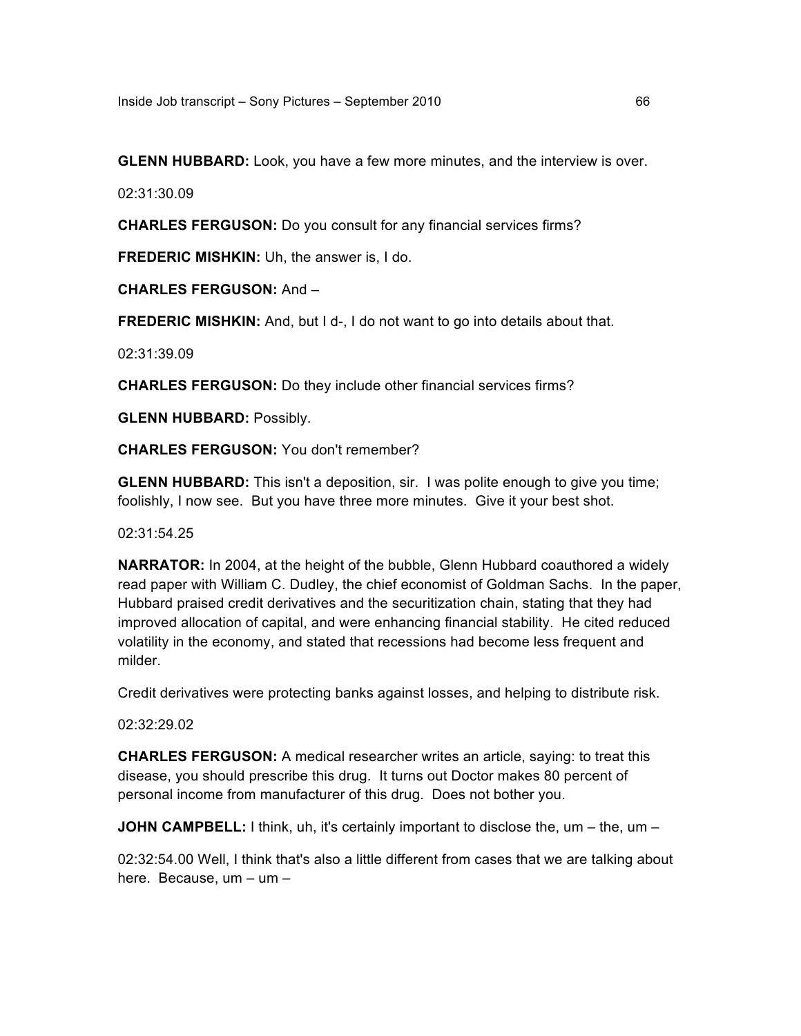**GLENN HUBBARD:** Look, you have a few more minutes, and the interview is over.

02:31:30.09

**CHARLES FERGUSON:** Do you consult for any financial services firms?

**FREDERIC MISHKIN:** Uh, the answer is, I do.

**CHARLES FERGUSON:** And –

**FREDERIC MISHKIN:** And, but I d-, I do not want to go into details about that.

02:31:39.09

**CHARLES FERGUSON:** Do they include other financial services firms?

**GLENN HUBBARD:** Possibly.

**CHARLES FERGUSON:** You don't remember?

**GLENN HUBBARD:** This isn't a deposition, sir. I was polite enough to give you time; foolishly, I now see. But you have three more minutes. Give it your best shot.

02:31:54.25

**NARRATOR:** In 2004, at the height of the bubble, Glenn Hubbard coauthored a widely read paper with William C. Dudley, the chief economist of Goldman Sachs. In the paper, Hubbard praised credit derivatives and the securitization chain, stating that they had improved allocation of capital, and were enhancing financial stability. He cited reduced volatility in the economy, and stated that recessions had become less frequent and milder.

Credit derivatives were protecting banks against losses, and helping to distribute risk.

02:32:29.02

**CHARLES FERGUSON:** A medical researcher writes an article, saying: to treat this disease, you should prescribe this drug. It turns out Doctor makes 80 percent of personal income from manufacturer of this drug. Does not bother you.

**JOHN CAMPBELL:** I think, uh, it's certainly important to disclose the, um – the, um –

02:32:54.00 Well, I think that's also a little different from cases that we are talking about here. Because, um – um –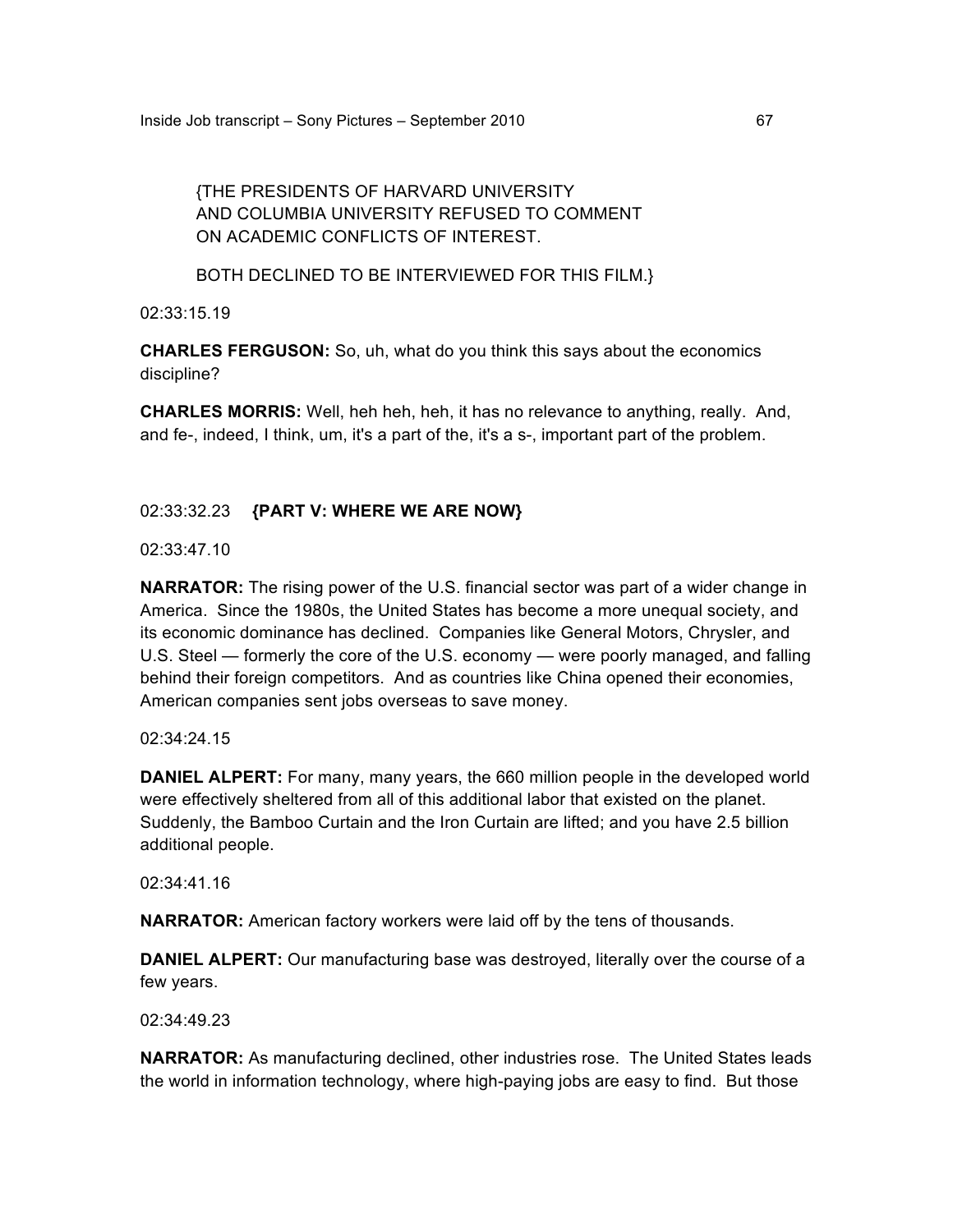{THE PRESIDENTS OF HARVARD UNIVERSITY AND COLUMBIA UNIVERSITY REFUSED TO COMMENT ON ACADEMIC CONFLICTS OF INTEREST.

BOTH DECLINED TO BE INTERVIEWED FOR THIS FILM.}

02:33:15.19

**CHARLES FERGUSON:** So, uh, what do you think this says about the economics discipline?

**CHARLES MORRIS:** Well, heh heh, heh, it has no relevance to anything, really. And, and fe-, indeed, I think, um, it's a part of the, it's a s-, important part of the problem.

02:33:32.23 **{PART V: WHERE WE ARE NOW}**

02:33:47.10

**NARRATOR:** The rising power of the U.S. financial sector was part of a wider change in America. Since the 1980s, the United States has become a more unequal society, and its economic dominance has declined. Companies like General Motors, Chrysler, and U.S. Steel — formerly the core of the U.S. economy — were poorly managed, and falling behind their foreign competitors. And as countries like China opened their economies, American companies sent jobs overseas to save money.

02:34:24.15

**DANIEL ALPERT:** For many, many years, the 660 million people in the developed world were effectively sheltered from all of this additional labor that existed on the planet. Suddenly, the Bamboo Curtain and the Iron Curtain are lifted; and you have 2.5 billion additional people.

02:34:41.16

**NARRATOR:** American factory workers were laid off by the tens of thousands.

**DANIEL ALPERT:** Our manufacturing base was destroyed, literally over the course of a few years.

02:34:49.23

**NARRATOR:** As manufacturing declined, other industries rose. The United States leads the world in information technology, where high-paying jobs are easy to find. But those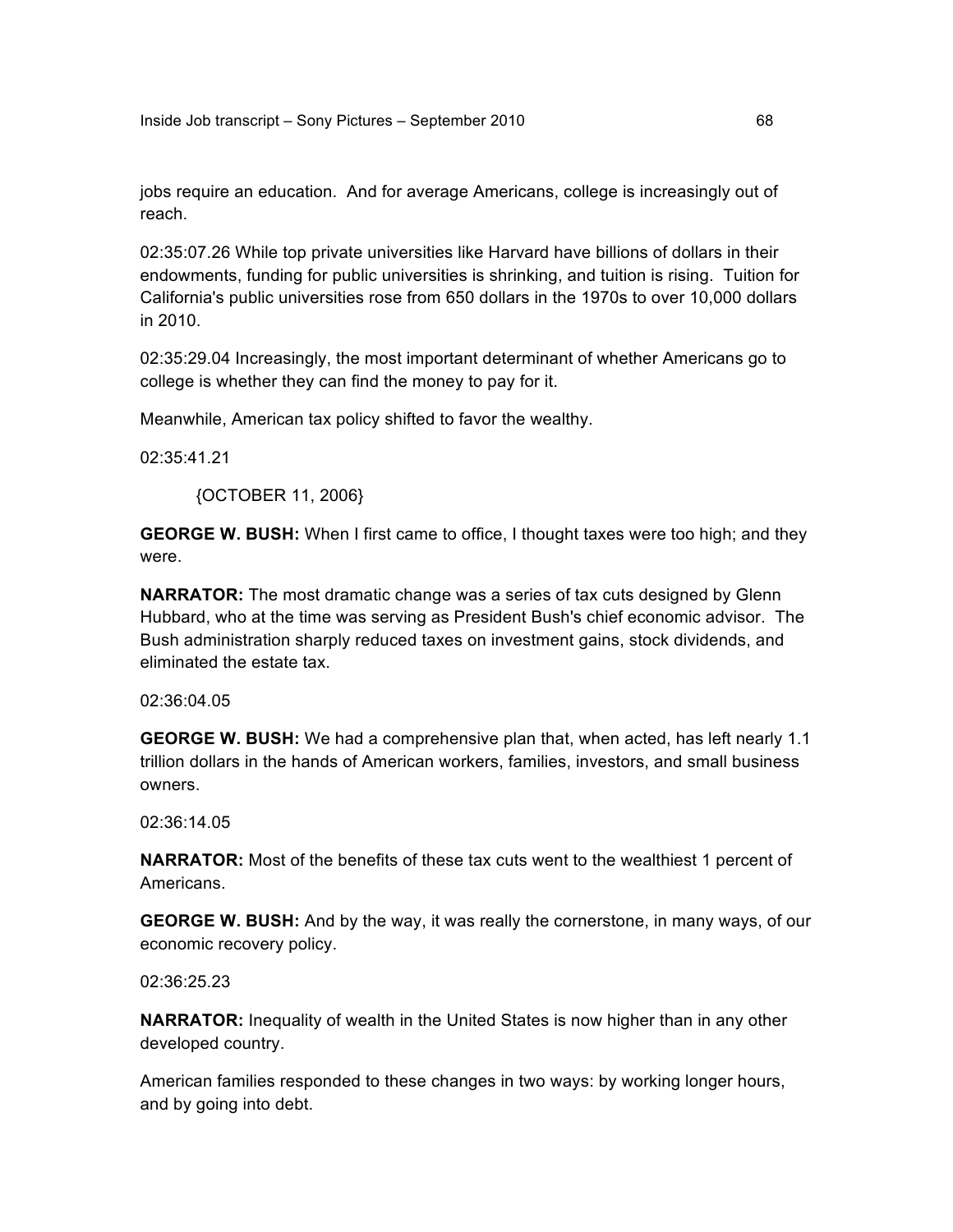jobs require an education. And for average Americans, college is increasingly out of reach.

02:35:07.26 While top private universities like Harvard have billions of dollars in their endowments, funding for public universities is shrinking, and tuition is rising. Tuition for California's public universities rose from 650 dollars in the 1970s to over 10,000 dollars in 2010.

02:35:29.04 Increasingly, the most important determinant of whether Americans go to college is whether they can find the money to pay for it.

Meanwhile, American tax policy shifted to favor the wealthy.

02:35:41.21

{OCTOBER 11, 2006}

**GEORGE W. BUSH:** When I first came to office, I thought taxes were too high; and they were.

**NARRATOR:** The most dramatic change was a series of tax cuts designed by Glenn Hubbard, who at the time was serving as President Bush's chief economic advisor. The Bush administration sharply reduced taxes on investment gains, stock dividends, and eliminated the estate tax.

02:36:04.05

**GEORGE W. BUSH:** We had a comprehensive plan that, when acted, has left nearly 1.1 trillion dollars in the hands of American workers, families, investors, and small business owners.

02:36:14.05

**NARRATOR:** Most of the benefits of these tax cuts went to the wealthiest 1 percent of Americans.

**GEORGE W. BUSH:** And by the way, it was really the cornerstone, in many ways, of our economic recovery policy.

02:36:25.23

**NARRATOR:** Inequality of wealth in the United States is now higher than in any other developed country.

American families responded to these changes in two ways: by working longer hours, and by going into debt.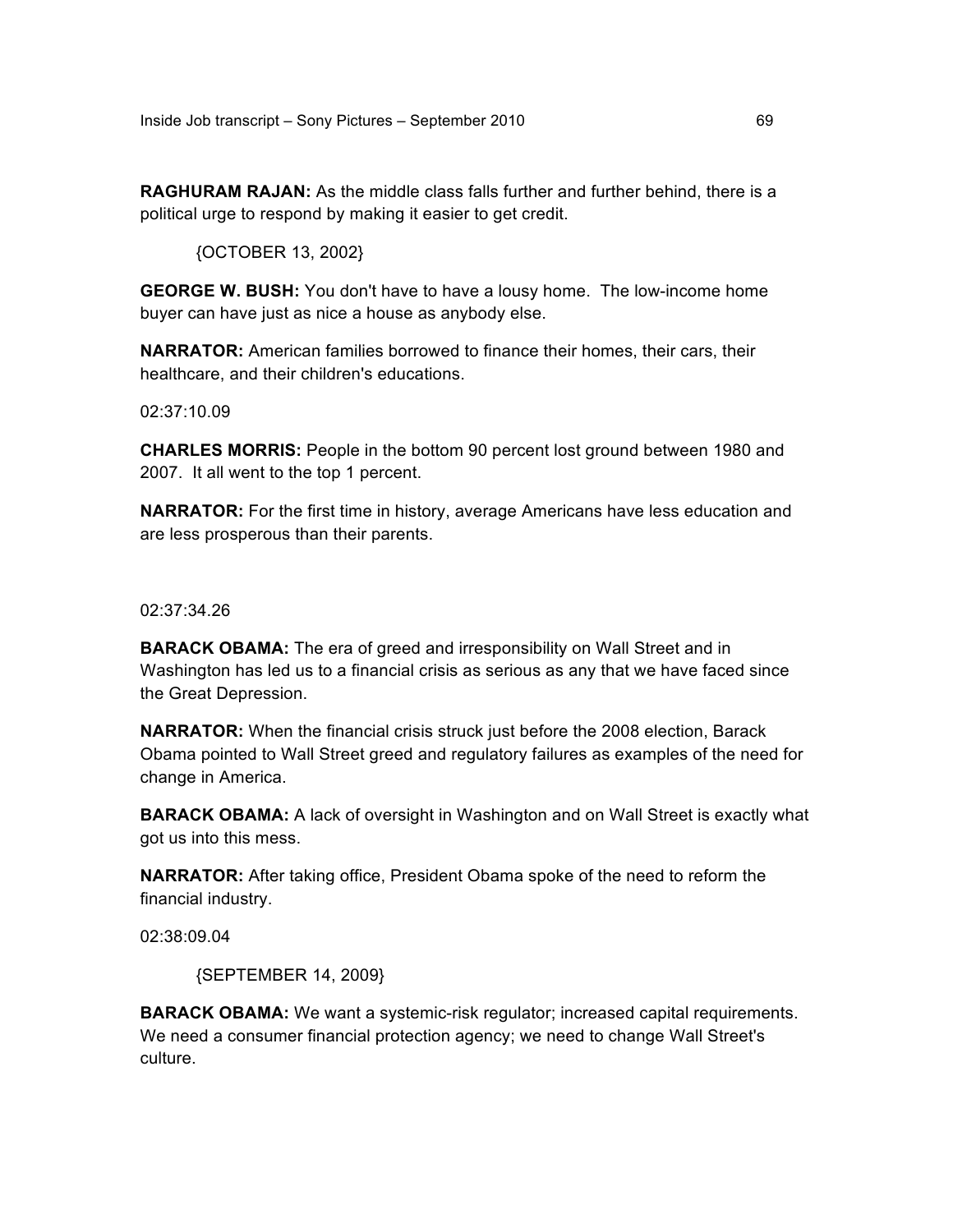**RAGHURAM RAJAN:** As the middle class falls further and further behind, there is a political urge to respond by making it easier to get credit.

{OCTOBER 13, 2002}

**GEORGE W. BUSH:** You don't have to have a lousy home. The low-income home buyer can have just as nice a house as anybody else.

**NARRATOR:** American families borrowed to finance their homes, their cars, their healthcare, and their children's educations.

02:37:10.09

**CHARLES MORRIS:** People in the bottom 90 percent lost ground between 1980 and 2007. It all went to the top 1 percent.

**NARRATOR:** For the first time in history, average Americans have less education and are less prosperous than their parents.

02:37:34.26

**BARACK OBAMA:** The era of greed and irresponsibility on Wall Street and in Washington has led us to a financial crisis as serious as any that we have faced since the Great Depression.

**NARRATOR:** When the financial crisis struck just before the 2008 election, Barack Obama pointed to Wall Street greed and regulatory failures as examples of the need for change in America.

**BARACK OBAMA:** A lack of oversight in Washington and on Wall Street is exactly what got us into this mess.

**NARRATOR:** After taking office, President Obama spoke of the need to reform the financial industry.

02:38:09.04

{SEPTEMBER 14, 2009}

**BARACK OBAMA:** We want a systemic-risk regulator; increased capital requirements. We need a consumer financial protection agency; we need to change Wall Street's culture.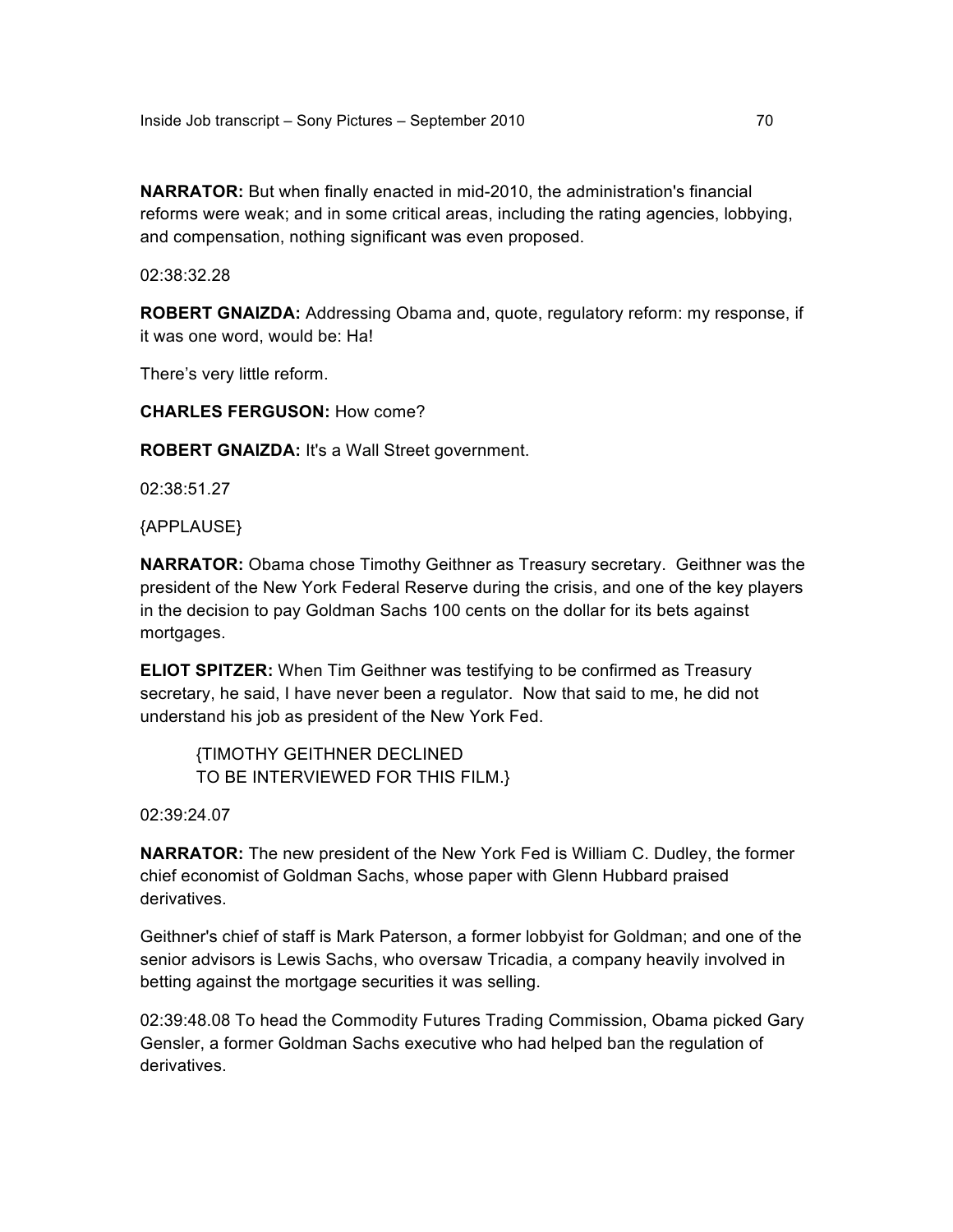**NARRATOR:** But when finally enacted in mid-2010, the administration's financial reforms were weak; and in some critical areas, including the rating agencies, lobbying, and compensation, nothing significant was even proposed.

02:38:32.28

**ROBERT GNAIZDA:** Addressing Obama and, quote, regulatory reform: my response, if it was one word, would be: Ha!

There's very little reform.

**CHARLES FERGUSON:** How come?

**ROBERT GNAIZDA:** It's a Wall Street government.

02:38:51.27

{APPLAUSE}

**NARRATOR:** Obama chose Timothy Geithner as Treasury secretary. Geithner was the president of the New York Federal Reserve during the crisis, and one of the key players in the decision to pay Goldman Sachs 100 cents on the dollar for its bets against mortgages.

**ELIOT SPITZER:** When Tim Geithner was testifying to be confirmed as Treasury secretary, he said, I have never been a regulator. Now that said to me, he did not understand his job as president of the New York Fed.

> {TIMOTHY GEITHNER DECLINED
> TO BE INTERVIEWED FOR THIS FILM.}

02:39:24.07

**NARRATOR:** The new president of the New York Fed is William C. Dudley, the former chief economist of Goldman Sachs, whose paper with Glenn Hubbard praised derivatives.

Geithner's chief of staff is Mark Paterson, a former lobbyist for Goldman; and one of the senior advisors is Lewis Sachs, who oversaw Tricadia, a company heavily involved in betting against the mortgage securities it was selling.

02:39:48.08 To head the Commodity Futures Trading Commission, Obama picked Gary Gensler, a former Goldman Sachs executive who had helped ban the regulation of derivatives.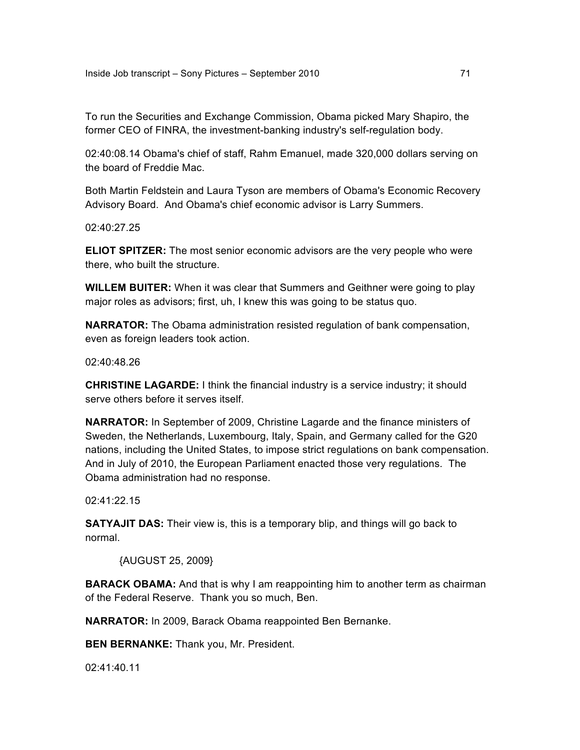To run the Securities and Exchange Commission, Obama picked Mary Shapiro, the former CEO of FINRA, the investment-banking industry's self-regulation body.

02:40:08.14 Obama's chief of staff, Rahm Emanuel, made 320,000 dollars serving on the board of Freddie Mac.

Both Martin Feldstein and Laura Tyson are members of Obama's Economic Recovery Advisory Board. And Obama's chief economic advisor is Larry Summers.

02:40:27.25

**ELIOT SPITZER:** The most senior economic advisors are the very people who were there, who built the structure.

**WILLEM BUITER:** When it was clear that Summers and Geithner were going to play major roles as advisors; first, uh, I knew this was going to be status quo.

**NARRATOR:** The Obama administration resisted regulation of bank compensation, even as foreign leaders took action.

02:40:48.26

**CHRISTINE LAGARDE:** I think the financial industry is a service industry; it should serve others before it serves itself.

**NARRATOR:** In September of 2009, Christine Lagarde and the finance ministers of Sweden, the Netherlands, Luxembourg, Italy, Spain, and Germany called for the G20 nations, including the United States, to impose strict regulations on bank compensation. And in July of 2010, the European Parliament enacted those very regulations. The Obama administration had no response.

02:41:22.15

**SATYAJIT DAS:** Their view is, this is a temporary blip, and things will go back to normal.

{AUGUST 25, 2009}

**BARACK OBAMA:** And that is why I am reappointing him to another term as chairman of the Federal Reserve. Thank you so much, Ben.

**NARRATOR:** In 2009, Barack Obama reappointed Ben Bernanke.

**BEN BERNANKE:** Thank you, Mr. President.

02:41:40.11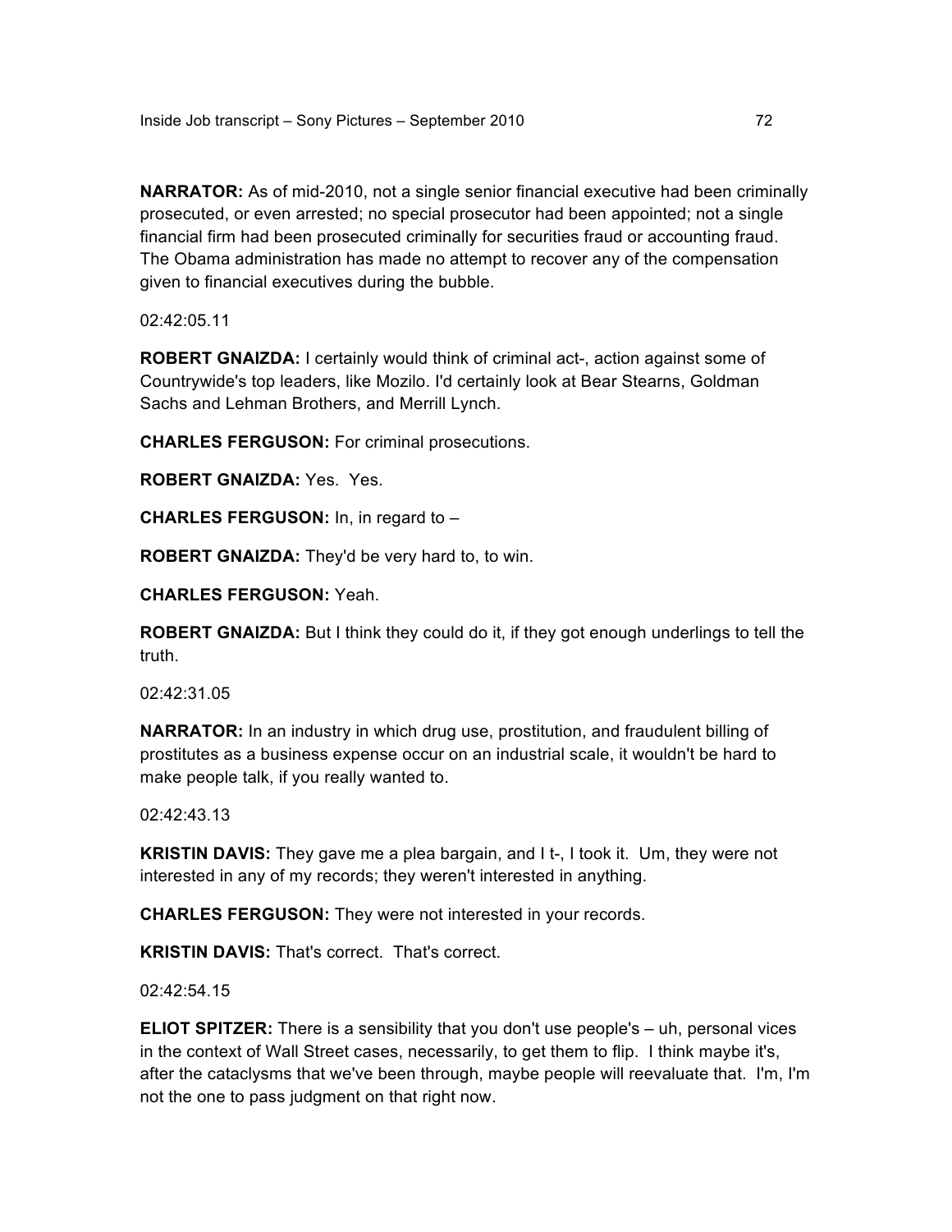**NARRATOR:** As of mid-2010, not a single senior financial executive had been criminally prosecuted, or even arrested; no special prosecutor had been appointed; not a single financial firm had been prosecuted criminally for securities fraud or accounting fraud. The Obama administration has made no attempt to recover any of the compensation given to financial executives during the bubble.

02:42:05.11

**ROBERT GNAIZDA:** I certainly would think of criminal act-, action against some of Countrywide's top leaders, like Mozilo. I'd certainly look at Bear Stearns, Goldman Sachs and Lehman Brothers, and Merrill Lynch.

**CHARLES FERGUSON:** For criminal prosecutions.

**ROBERT GNAIZDA:** Yes. Yes.

**CHARLES FERGUSON:** In, in regard to –

**ROBERT GNAIZDA:** They'd be very hard to, to win.

**CHARLES FERGUSON:** Yeah.

**ROBERT GNAIZDA:** But I think they could do it, if they got enough underlings to tell the truth.

02:42:31.05

**NARRATOR:** In an industry in which drug use, prostitution, and fraudulent billing of prostitutes as a business expense occur on an industrial scale, it wouldn't be hard to make people talk, if you really wanted to.

02:42:43.13

**KRISTIN DAVIS:** They gave me a plea bargain, and I t-, I took it. Um, they were not interested in any of my records; they weren't interested in anything.

**CHARLES FERGUSON:** They were not interested in your records.

**KRISTIN DAVIS:** That's correct. That's correct.

02:42:54.15

**ELIOT SPITZER:** There is a sensibility that you don't use people's – uh, personal vices in the context of Wall Street cases, necessarily, to get them to flip. I think maybe it's, after the cataclysms that we've been through, maybe people will reevaluate that. I'm, I'm not the one to pass judgment on that right now.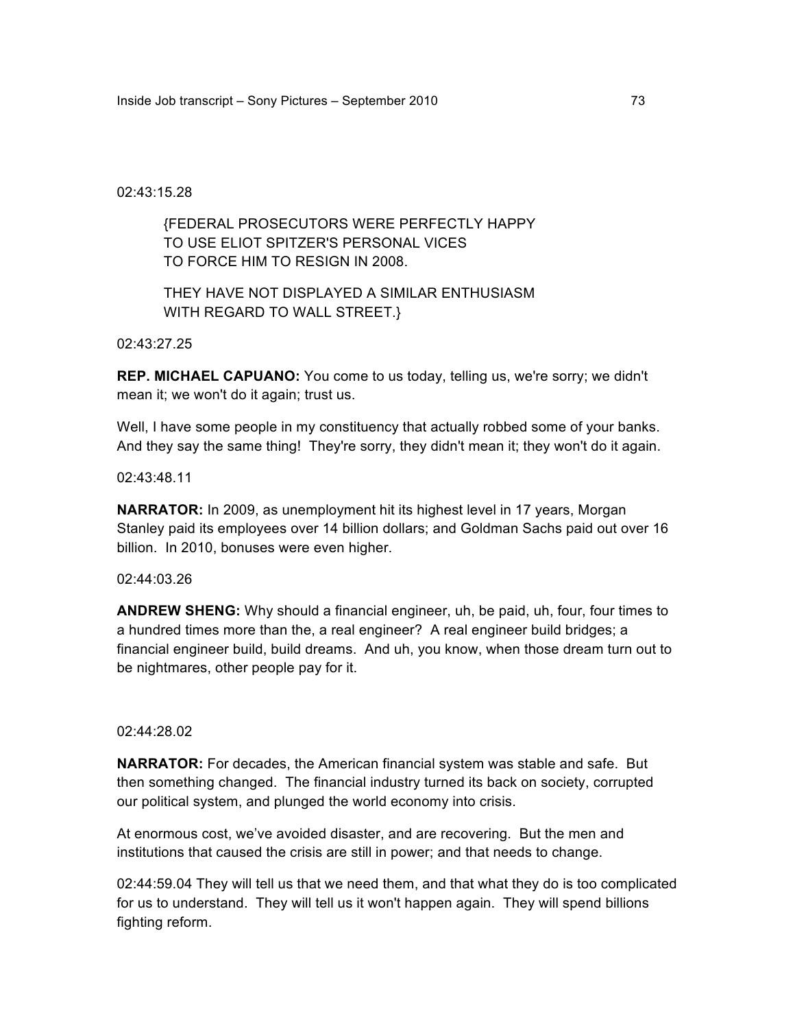02:43:15.28

> {FEDERAL PROSECUTORS WERE PERFECTLY HAPPY TO USE ELIOT SPITZER'S PERSONAL VICES TO FORCE HIM TO RESIGN IN 2008.
>
> THEY HAVE NOT DISPLAYED A SIMILAR ENTHUSIASM WITH REGARD TO WALL STREET.}

02:43:27.25

**REP. MICHAEL CAPUANO:** You come to us today, telling us, we're sorry; we didn't mean it; we won't do it again; trust us.

Well, I have some people in my constituency that actually robbed some of your banks. And they say the same thing! They're sorry, they didn't mean it; they won't do it again.

02:43:48.11

**NARRATOR:** In 2009, as unemployment hit its highest level in 17 years, Morgan Stanley paid its employees over 14 billion dollars; and Goldman Sachs paid out over 16 billion. In 2010, bonuses were even higher.

02:44:03.26

**ANDREW SHENG:** Why should a financial engineer, uh, be paid, uh, four, four times to a hundred times more than the, a real engineer? A real engineer build bridges; a financial engineer build, build dreams. And uh, you know, when those dream turn out to be nightmares, other people pay for it.

02:44:28.02

**NARRATOR:** For decades, the American financial system was stable and safe. But then something changed. The financial industry turned its back on society, corrupted our political system, and plunged the world economy into crisis.

At enormous cost, we've avoided disaster, and are recovering. But the men and institutions that caused the crisis are still in power; and that needs to change.

02:44:59.04 They will tell us that we need them, and that what they do is too complicated for us to understand. They will tell us it won't happen again. They will spend billions fighting reform.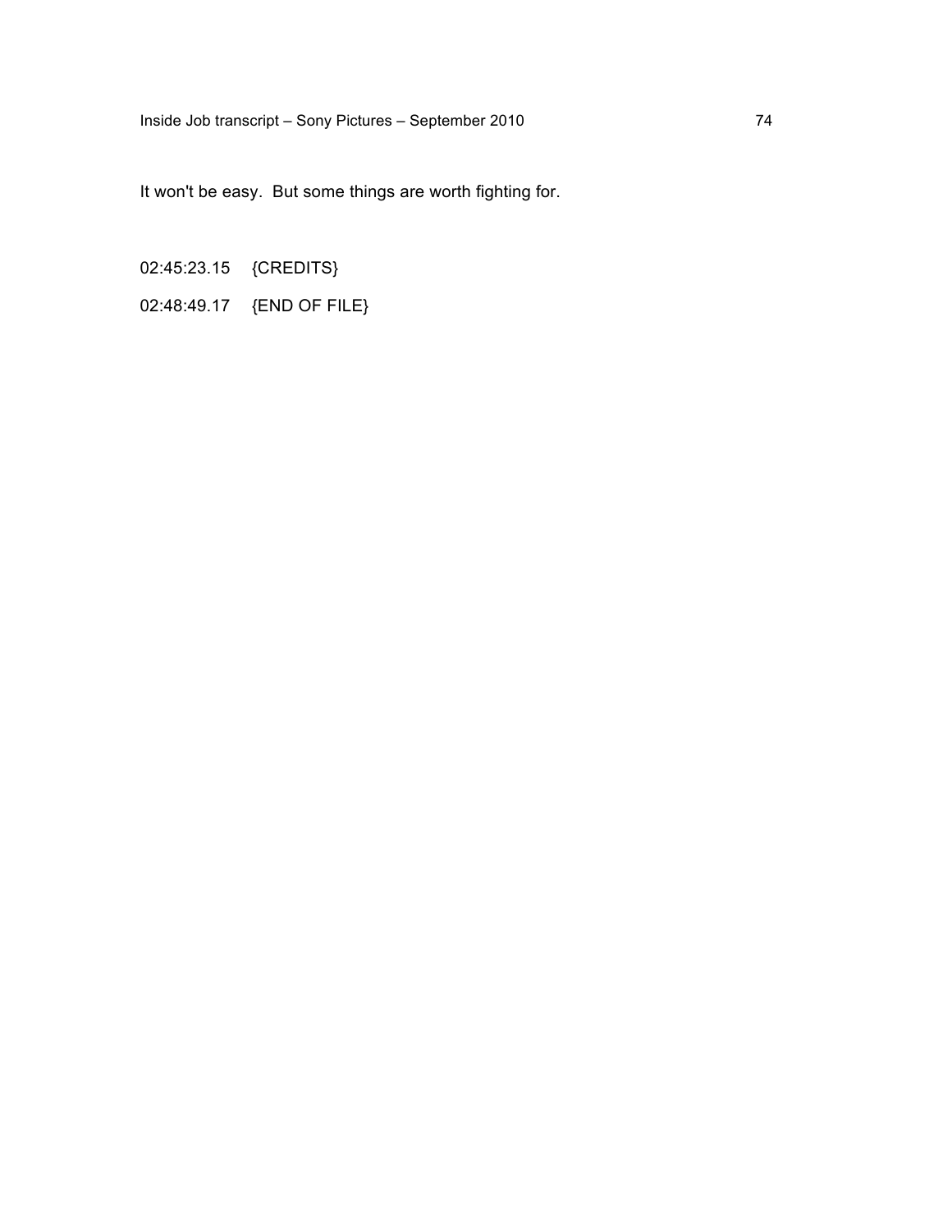It won't be easy.  But some things are worth fighting for.

02:45:23.15     {CREDITS}

02:48:49.17     {END OF FILE}